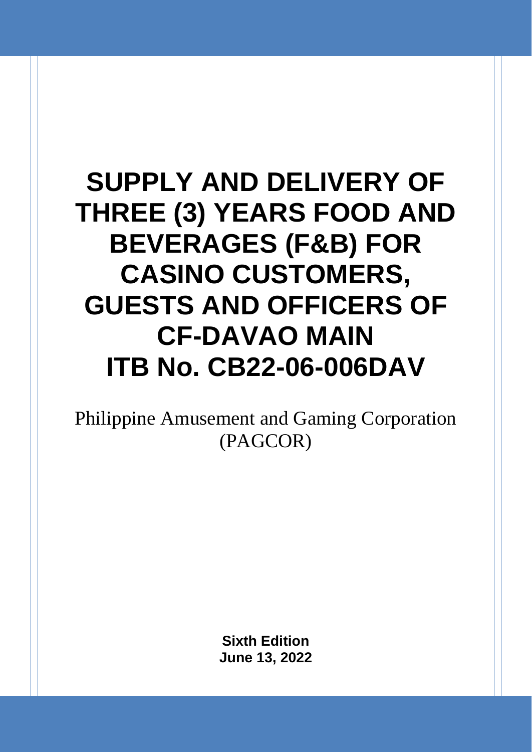# SUPPLY AND DELIVERY OF THREE (3) YEARS FOOD AND BEVERAGES (F&B) FOR CASINO CUSTOMERS, GUESTS AND OFFICERS OF CF-DAVAO MAIN
# ITB No. CB22-06-006DAV

Philippine Amusement and Gaming Corporation (PAGCOR)

**Sixth Edition**
**June 13, 2022**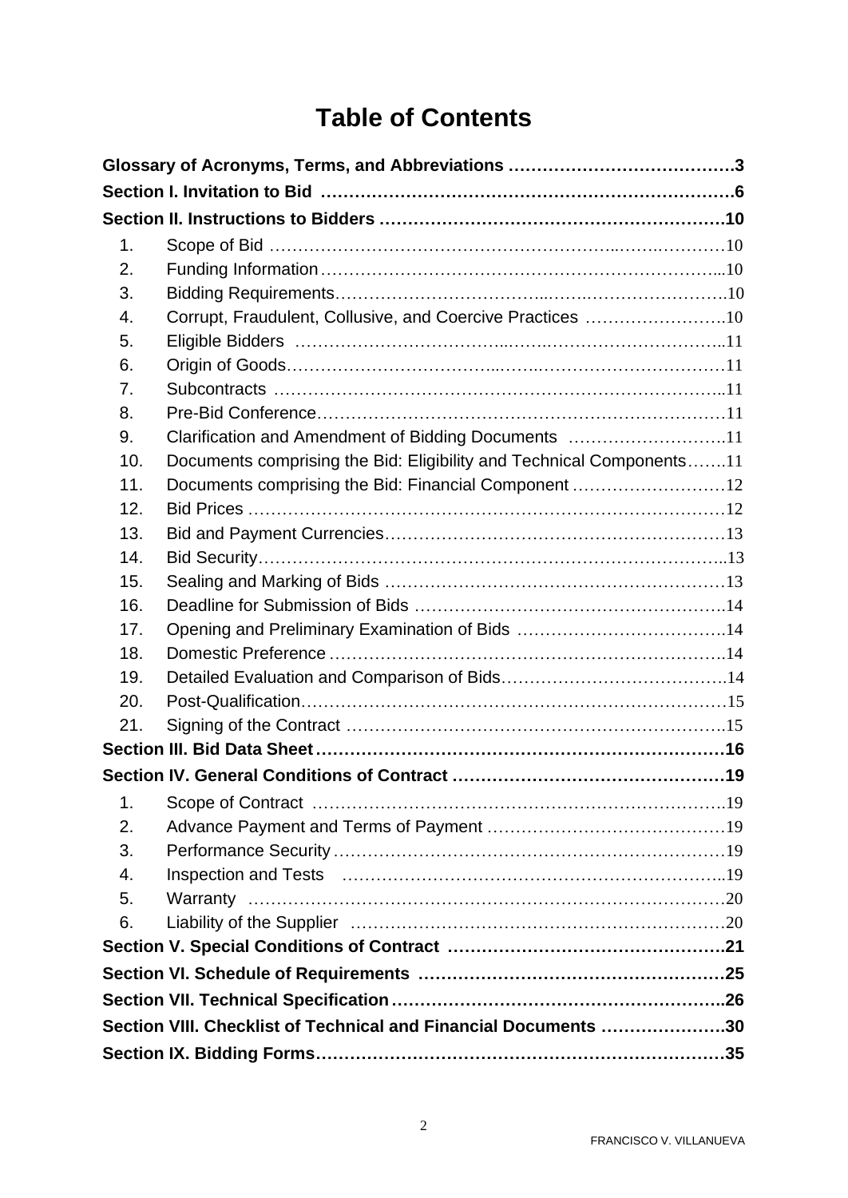# Table of Contents

**Glossary of Acronyms, Terms, and Abbreviations ....................................3**

**Section I. Invitation to Bid ......................................................................6**

**Section II. Instructions to Bidders ...........................................................10**

1. Scope of Bid ...................................................................................10
2. Funding Information .......................................................................10
3. Bidding Requirements.....................................................................10
4. Corrupt, Fraudulent, Collusive, and Coercive Practices ......................10
5. Eligible Bidders ..............................................................................11
6. Origin of Goods...............................................................................11
7. Subcontracts ..................................................................................11
8. Pre-Bid Conference..........................................................................11
9. Clarification and Amendment of Bidding Documents .........................11
10. Documents comprising the Bid: Eligibility and Technical Components.......11
11. Documents comprising the Bid: Financial Component .........................12
12. Bid Prices .......................................................................................12
13. Bid and Payment Currencies............................................................13
14. Bid Security....................................................................................13
15. Sealing and Marking of Bids .............................................................13
16. Deadline for Submission of Bids .......................................................14
17. Opening and Preliminary Examination of Bids ....................................14
18. Domestic Preference ........................................................................14
19. Detailed Evaluation and Comparison of Bids.......................................14
20. Post-Qualification............................................................................15
21. Signing of the Contract ....................................................................15

**Section III. Bid Data Sheet .....................................................................16**

**Section IV. General Conditions of Contract ...............................................19**

1. Scope of Contract ............................................................................19
2. Advance Payment and Terms of Payment ..........................................19
3. Performance Security .......................................................................19
4. Inspection and Tests ........................................................................19
5. Warranty ........................................................................................20
6. Liability of the Supplier ...................................................................20

**Section V. Special Conditions of Contract ................................................21**

**Section VI. Schedule of Requirements .....................................................25**

**Section VII. Technical Specification ........................................................26**

**Section VIII. Checklist of Technical and Financial Documents .....................30**

**Section IX. Bidding Forms.......................................................................35**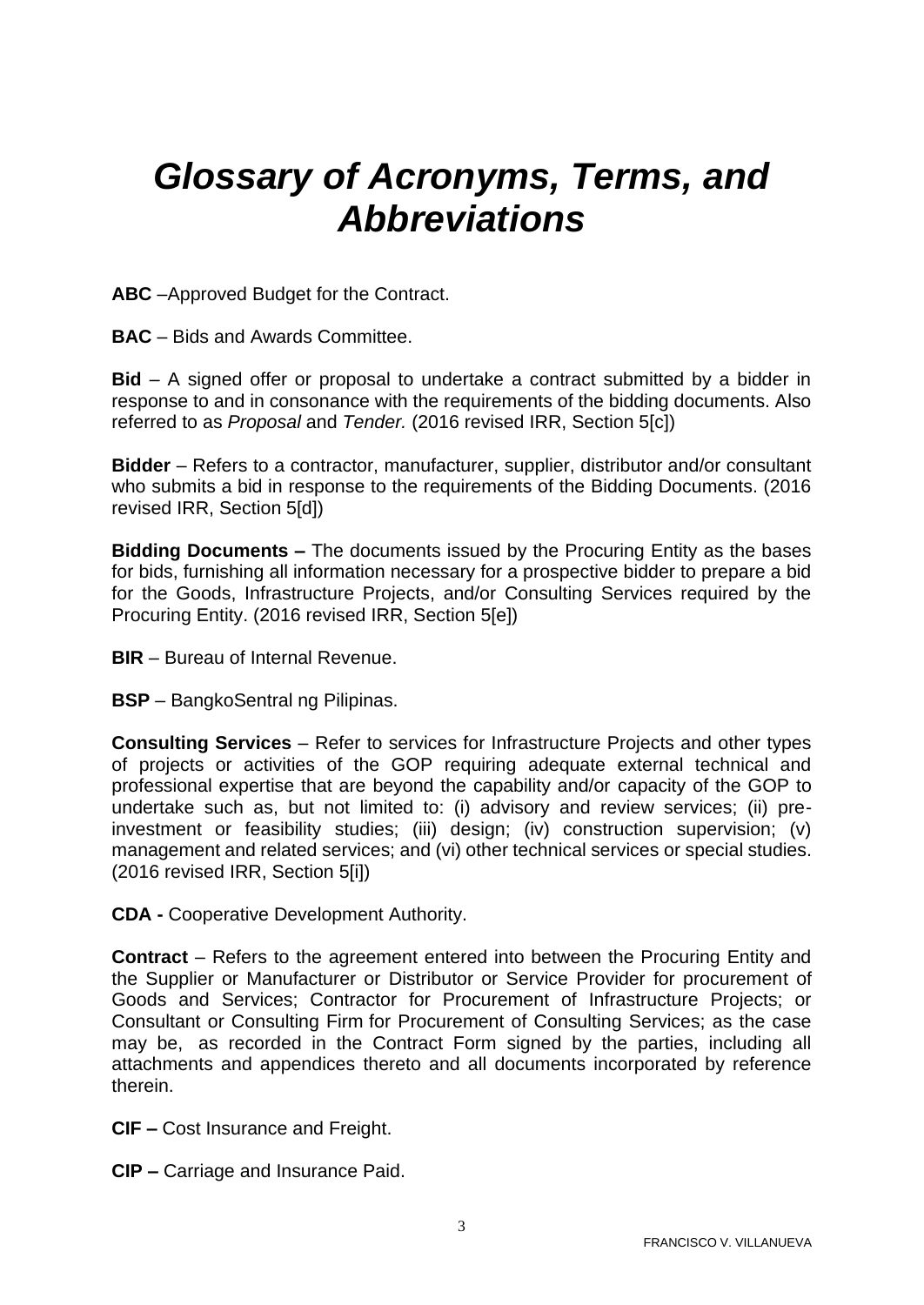# *Glossary of Acronyms, Terms, and Abbreviations*

**ABC** –Approved Budget for the Contract.

**BAC** – Bids and Awards Committee.

**Bid** – A signed offer or proposal to undertake a contract submitted by a bidder in response to and in consonance with the requirements of the bidding documents. Also referred to as *Proposal* and *Tender.* (2016 revised IRR, Section 5[c])

**Bidder** – Refers to a contractor, manufacturer, supplier, distributor and/or consultant who submits a bid in response to the requirements of the Bidding Documents. (2016 revised IRR, Section 5[d])

**Bidding Documents –** The documents issued by the Procuring Entity as the bases for bids, furnishing all information necessary for a prospective bidder to prepare a bid for the Goods, Infrastructure Projects, and/or Consulting Services required by the Procuring Entity. (2016 revised IRR, Section 5[e])

**BIR** – Bureau of Internal Revenue.

**BSP** – BangkoSentral ng Pilipinas.

**Consulting Services** – Refer to services for Infrastructure Projects and other types of projects or activities of the GOP requiring adequate external technical and professional expertise that are beyond the capability and/or capacity of the GOP to undertake such as, but not limited to: (i) advisory and review services; (ii) pre-investment or feasibility studies; (iii) design; (iv) construction supervision; (v) management and related services; and (vi) other technical services or special studies. (2016 revised IRR, Section 5[i])

**CDA -** Cooperative Development Authority.

**Contract** – Refers to the agreement entered into between the Procuring Entity and the Supplier or Manufacturer or Distributor or Service Provider for procurement of Goods and Services; Contractor for Procurement of Infrastructure Projects; or Consultant or Consulting Firm for Procurement of Consulting Services; as the case may be, as recorded in the Contract Form signed by the parties, including all attachments and appendices thereto and all documents incorporated by reference therein.

**CIF –** Cost Insurance and Freight.

**CIP –** Carriage and Insurance Paid.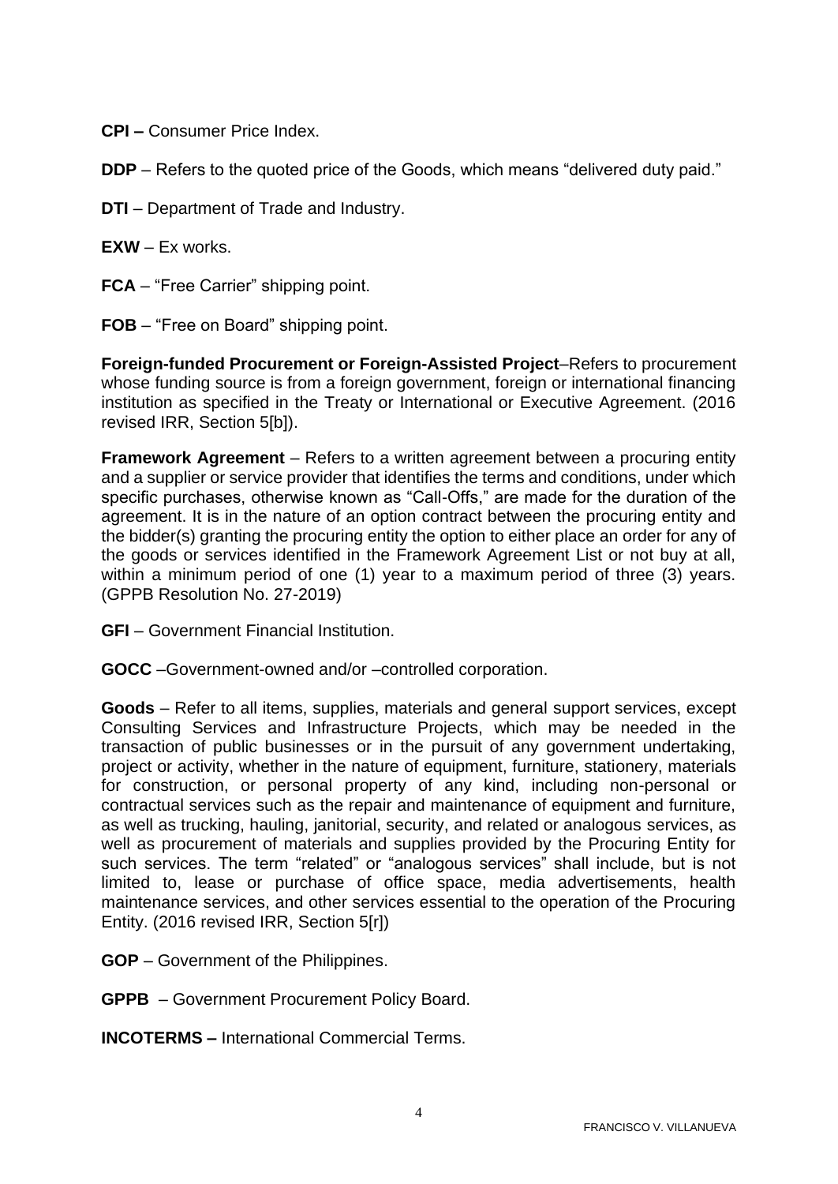**CPI –** Consumer Price Index.

**DDP** – Refers to the quoted price of the Goods, which means "delivered duty paid."

**DTI** – Department of Trade and Industry.

**EXW** – Ex works.

**FCA** – "Free Carrier" shipping point.

**FOB** – "Free on Board" shipping point.

**Foreign-funded Procurement or Foreign-Assisted Project**–Refers to procurement whose funding source is from a foreign government, foreign or international financing institution as specified in the Treaty or International or Executive Agreement. (2016 revised IRR, Section 5[b]).

**Framework Agreement** – Refers to a written agreement between a procuring entity and a supplier or service provider that identifies the terms and conditions, under which specific purchases, otherwise known as "Call-Offs," are made for the duration of the agreement. It is in the nature of an option contract between the procuring entity and the bidder(s) granting the procuring entity the option to either place an order for any of the goods or services identified in the Framework Agreement List or not buy at all, within a minimum period of one (1) year to a maximum period of three (3) years. (GPPB Resolution No. 27-2019)

**GFI** – Government Financial Institution.

**GOCC** –Government-owned and/or –controlled corporation.

**Goods** – Refer to all items, supplies, materials and general support services, except Consulting Services and Infrastructure Projects, which may be needed in the transaction of public businesses or in the pursuit of any government undertaking, project or activity, whether in the nature of equipment, furniture, stationery, materials for construction, or personal property of any kind, including non-personal or contractual services such as the repair and maintenance of equipment and furniture, as well as trucking, hauling, janitorial, security, and related or analogous services, as well as procurement of materials and supplies provided by the Procuring Entity for such services. The term "related" or "analogous services" shall include, but is not limited to, lease or purchase of office space, media advertisements, health maintenance services, and other services essential to the operation of the Procuring Entity. (2016 revised IRR, Section 5[r])

**GOP** – Government of the Philippines.

**GPPB** – Government Procurement Policy Board.

**INCOTERMS –** International Commercial Terms.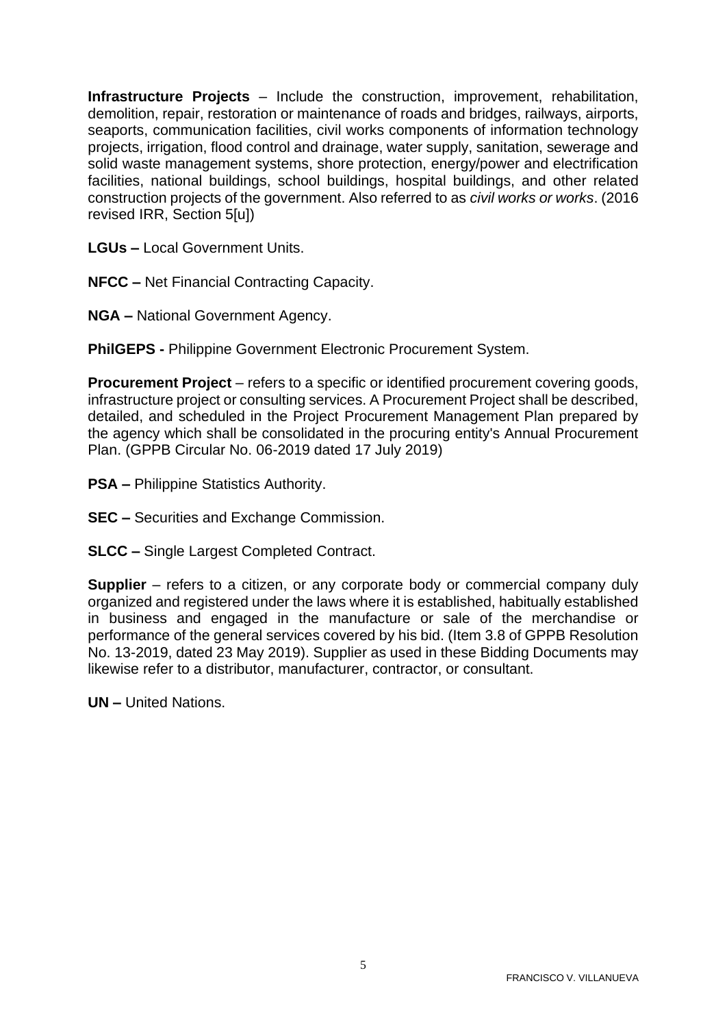**Infrastructure Projects** – Include the construction, improvement, rehabilitation, demolition, repair, restoration or maintenance of roads and bridges, railways, airports, seaports, communication facilities, civil works components of information technology projects, irrigation, flood control and drainage, water supply, sanitation, sewerage and solid waste management systems, shore protection, energy/power and electrification facilities, national buildings, school buildings, hospital buildings, and other related construction projects of the government. Also referred to as *civil works or works*. (2016 revised IRR, Section 5[u])

**LGUs –** Local Government Units.

**NFCC –** Net Financial Contracting Capacity.

**NGA –** National Government Agency.

**PhilGEPS -** Philippine Government Electronic Procurement System.

**Procurement Project** – refers to a specific or identified procurement covering goods, infrastructure project or consulting services. A Procurement Project shall be described, detailed, and scheduled in the Project Procurement Management Plan prepared by the agency which shall be consolidated in the procuring entity's Annual Procurement Plan. (GPPB Circular No. 06-2019 dated 17 July 2019)

**PSA –** Philippine Statistics Authority.

**SEC –** Securities and Exchange Commission.

**SLCC –** Single Largest Completed Contract.

**Supplier** – refers to a citizen, or any corporate body or commercial company duly organized and registered under the laws where it is established, habitually established in business and engaged in the manufacture or sale of the merchandise or performance of the general services covered by his bid. (Item 3.8 of GPPB Resolution No. 13-2019, dated 23 May 2019). Supplier as used in these Bidding Documents may likewise refer to a distributor, manufacturer, contractor, or consultant.

**UN –** United Nations.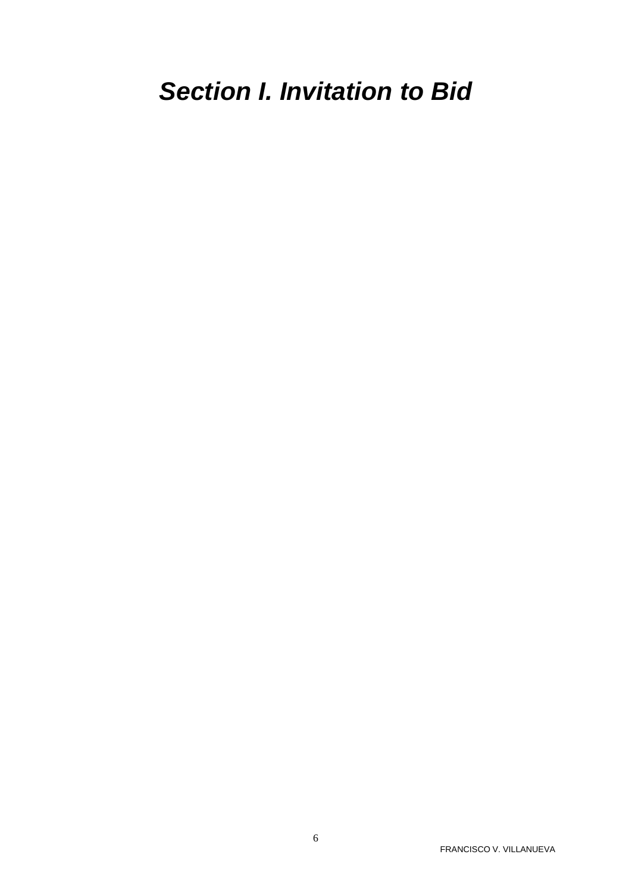# *Section I. Invitation to Bid*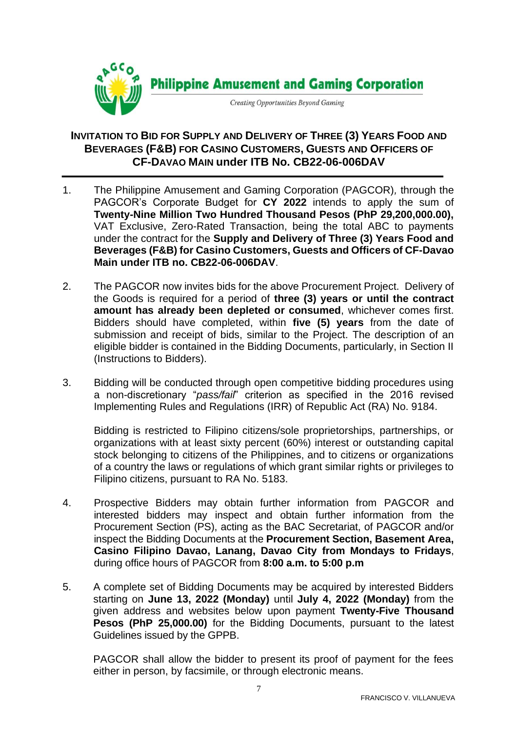**Philippine Amusement and Gaming Corporation**

*Creating Opportunities Beyond Gaming*

## INVITATION TO BID FOR SUPPLY AND DELIVERY OF THREE (3) YEARS FOOD AND BEVERAGES (F&B) FOR CASINO CUSTOMERS, GUESTS AND OFFICERS OF CF-DAVAO MAIN under ITB No. CB22-06-006DAV

1. The Philippine Amusement and Gaming Corporation (PAGCOR), through the PAGCOR's Corporate Budget for **CY 2022** intends to apply the sum of **Twenty-Nine Million Two Hundred Thousand Pesos (PhP 29,200,000.00),** VAT Exclusive, Zero-Rated Transaction, being the total ABC to payments under the contract for the **Supply and Delivery of Three (3) Years Food and Beverages (F&B) for Casino Customers, Guests and Officers of CF-Davao Main under ITB no. CB22-06-006DAV**.

2. The PAGCOR now invites bids for the above Procurement Project. Delivery of the Goods is required for a period of **three (3) years or until the contract amount has already been depleted or consumed**, whichever comes first. Bidders should have completed, within **five (5) years** from the date of submission and receipt of bids, similar to the Project. The description of an eligible bidder is contained in the Bidding Documents, particularly, in Section II (Instructions to Bidders).

3. Bidding will be conducted through open competitive bidding procedures using a non-discretionary "*pass/fail*" criterion as specified in the 2016 revised Implementing Rules and Regulations (IRR) of Republic Act (RA) No. 9184.

   Bidding is restricted to Filipino citizens/sole proprietorships, partnerships, or organizations with at least sixty percent (60%) interest or outstanding capital stock belonging to citizens of the Philippines, and to citizens or organizations of a country the laws or regulations of which grant similar rights or privileges to Filipino citizens, pursuant to RA No. 5183.

4. Prospective Bidders may obtain further information from PAGCOR and interested bidders may inspect and obtain further information from the Procurement Section (PS), acting as the BAC Secretariat, of PAGCOR and/or inspect the Bidding Documents at the **Procurement Section, Basement Area, Casino Filipino Davao, Lanang, Davao City from Mondays to Fridays**, during office hours of PAGCOR from **8:00 a.m. to 5:00 p.m**

5. A complete set of Bidding Documents may be acquired by interested Bidders starting on **June 13, 2022 (Monday)** until **July 4, 2022 (Monday)** from the given address and websites below upon payment **Twenty-Five Thousand Pesos (PhP 25,000.00)** for the Bidding Documents, pursuant to the latest Guidelines issued by the GPPB.

   PAGCOR shall allow the bidder to present its proof of payment for the fees either in person, by facsimile, or through electronic means.

FRANCISCO V. VILLANUEVA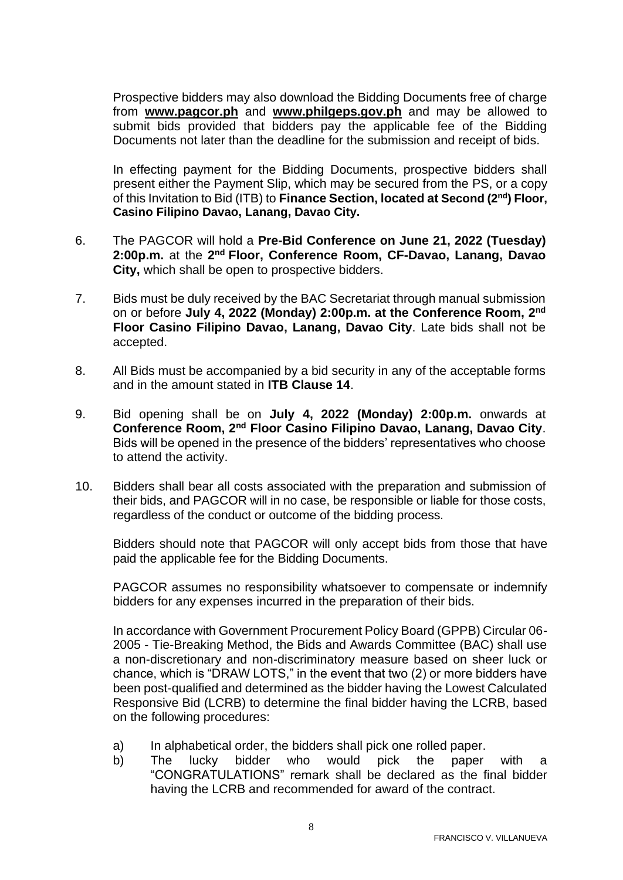Prospective bidders may also download the Bidding Documents free of charge from **www.pagcor.ph** and **www.philgeps.gov.ph** and may be allowed to submit bids provided that bidders pay the applicable fee of the Bidding Documents not later than the deadline for the submission and receipt of bids.

In effecting payment for the Bidding Documents, prospective bidders shall present either the Payment Slip, which may be secured from the PS, or a copy of this Invitation to Bid (ITB) to **Finance Section, located at Second (2nd) Floor, Casino Filipino Davao, Lanang, Davao City.**

6. The PAGCOR will hold a **Pre-Bid Conference on June 21, 2022 (Tuesday) 2:00p.m.** at the **2nd Floor, Conference Room, CF-Davao, Lanang, Davao City,** which shall be open to prospective bidders.

7. Bids must be duly received by the BAC Secretariat through manual submission on or before **July 4, 2022 (Monday) 2:00p.m. at the Conference Room, 2nd Floor Casino Filipino Davao, Lanang, Davao City**. Late bids shall not be accepted.

8. All Bids must be accompanied by a bid security in any of the acceptable forms and in the amount stated in **ITB Clause 14**.

9. Bid opening shall be on **July 4, 2022 (Monday) 2:00p.m.** onwards at **Conference Room, 2nd Floor Casino Filipino Davao, Lanang, Davao City**. Bids will be opened in the presence of the bidders' representatives who choose to attend the activity.

10. Bidders shall bear all costs associated with the preparation and submission of their bids, and PAGCOR will in no case, be responsible or liable for those costs, regardless of the conduct or outcome of the bidding process.

    Bidders should note that PAGCOR will only accept bids from those that have paid the applicable fee for the Bidding Documents.

    PAGCOR assumes no responsibility whatsoever to compensate or indemnify bidders for any expenses incurred in the preparation of their bids.

    In accordance with Government Procurement Policy Board (GPPB) Circular 06-2005 - Tie-Breaking Method, the Bids and Awards Committee (BAC) shall use a non-discretionary and non-discriminatory measure based on sheer luck or chance, which is "DRAW LOTS," in the event that two (2) or more bidders have been post-qualified and determined as the bidder having the Lowest Calculated Responsive Bid (LCRB) to determine the final bidder having the LCRB, based on the following procedures:

    a) In alphabetical order, the bidders shall pick one rolled paper.
    b) The lucky bidder who would pick the paper with a "CONGRATULATIONS" remark shall be declared as the final bidder having the LCRB and recommended for award of the contract.

FRANCISCO V. VILLANUEVA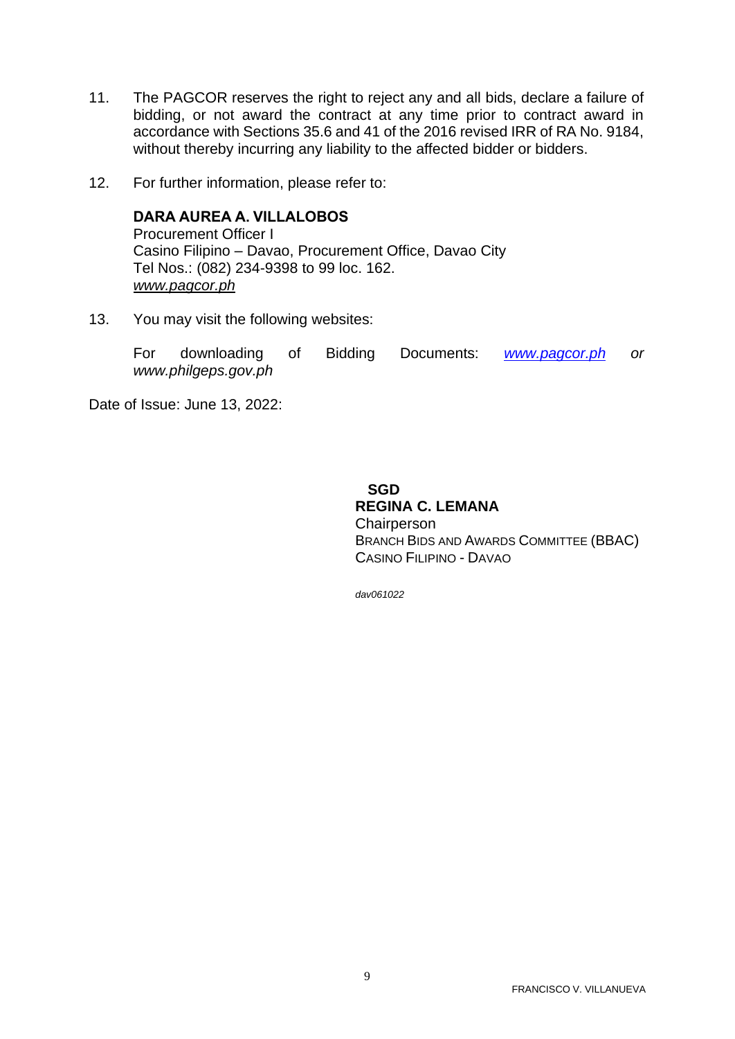11. The PAGCOR reserves the right to reject any and all bids, declare a failure of bidding, or not award the contract at any time prior to contract award in accordance with Sections 35.6 and 41 of the 2016 revised IRR of RA No. 9184, without thereby incurring any liability to the affected bidder or bidders.

12. For further information, please refer to:

    **DARA AUREA A. VILLALOBOS**
    Procurement Officer I
    Casino Filipino – Davao, Procurement Office, Davao City
    Tel Nos.: (082) 234-9398 to 99 loc. 162.
    *www.pagcor.ph*

13. You may visit the following websites:

    For downloading of Bidding Documents: *www.pagcor.ph or www.philgeps.gov.ph*

Date of Issue: June 13, 2022:

**SGD**
**REGINA C. LEMANA**
Chairperson
BRANCH BIDS AND AWARDS COMMITTEE (BBAC)
CASINO FILIPINO - DAVAO

*dav061022*

FRANCISCO V. VILLANUEVA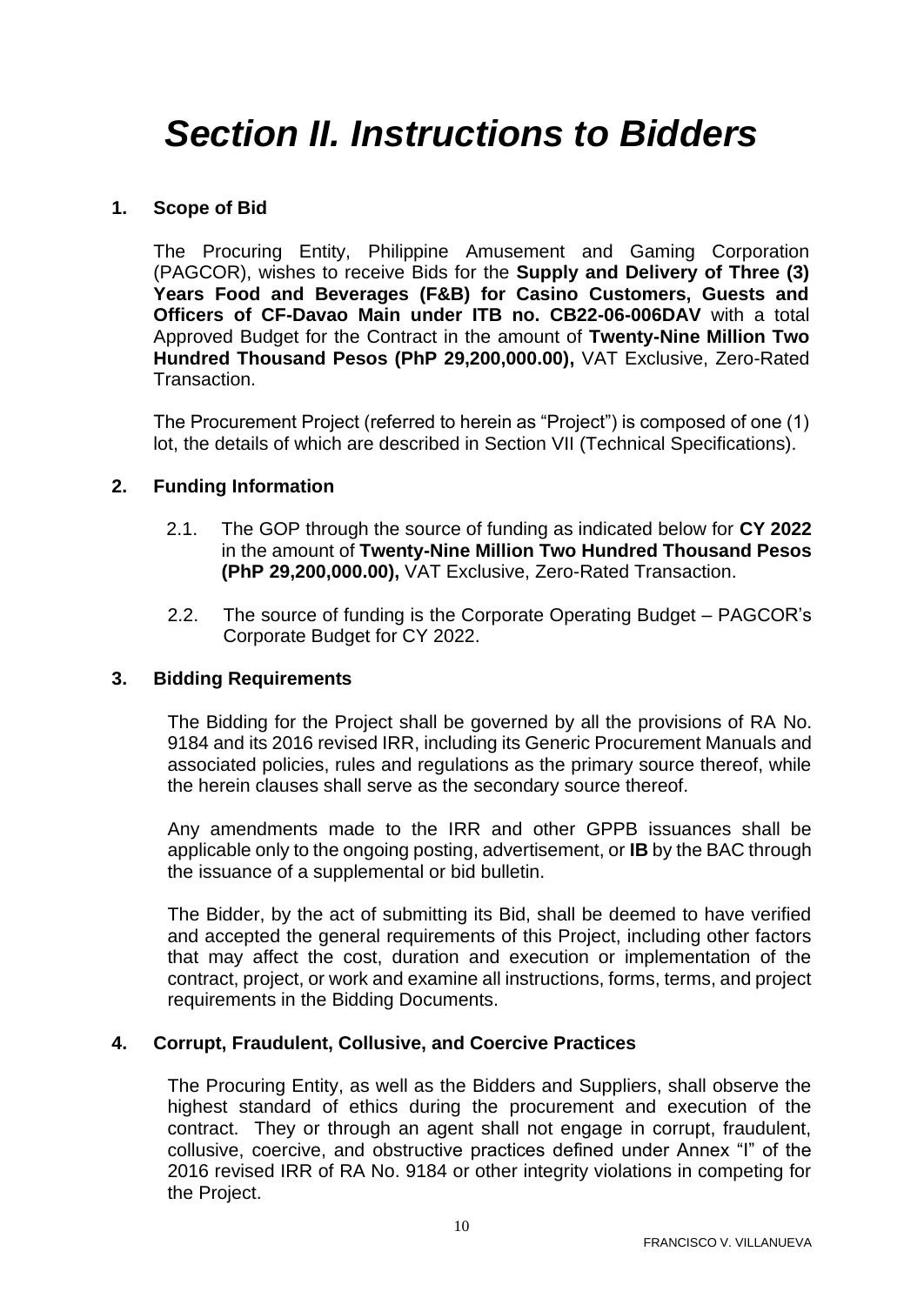# Section II. Instructions to Bidders

## 1. Scope of Bid

The Procuring Entity, Philippine Amusement and Gaming Corporation (PAGCOR), wishes to receive Bids for the **Supply and Delivery of Three (3) Years Food and Beverages (F&B) for Casino Customers, Guests and Officers of CF-Davao Main under ITB no. CB22-06-006DAV** with a total Approved Budget for the Contract in the amount of **Twenty-Nine Million Two Hundred Thousand Pesos (PhP 29,200,000.00),** VAT Exclusive, Zero-Rated Transaction.

The Procurement Project (referred to herein as "Project") is composed of one (1) lot, the details of which are described in Section VII (Technical Specifications).

## 2. Funding Information

2.1. The GOP through the source of funding as indicated below for **CY 2022** in the amount of **Twenty-Nine Million Two Hundred Thousand Pesos (PhP 29,200,000.00),** VAT Exclusive, Zero-Rated Transaction.

2.2. The source of funding is the Corporate Operating Budget – PAGCOR's Corporate Budget for CY 2022.

## 3. Bidding Requirements

The Bidding for the Project shall be governed by all the provisions of RA No. 9184 and its 2016 revised IRR, including its Generic Procurement Manuals and associated policies, rules and regulations as the primary source thereof, while the herein clauses shall serve as the secondary source thereof.

Any amendments made to the IRR and other GPPB issuances shall be applicable only to the ongoing posting, advertisement, or **IB** by the BAC through the issuance of a supplemental or bid bulletin.

The Bidder, by the act of submitting its Bid, shall be deemed to have verified and accepted the general requirements of this Project, including other factors that may affect the cost, duration and execution or implementation of the contract, project, or work and examine all instructions, forms, terms, and project requirements in the Bidding Documents.

## 4. Corrupt, Fraudulent, Collusive, and Coercive Practices

The Procuring Entity, as well as the Bidders and Suppliers, shall observe the highest standard of ethics during the procurement and execution of the contract. They or through an agent shall not engage in corrupt, fraudulent, collusive, coercive, and obstructive practices defined under Annex "I" of the 2016 revised IRR of RA No. 9184 or other integrity violations in competing for the Project.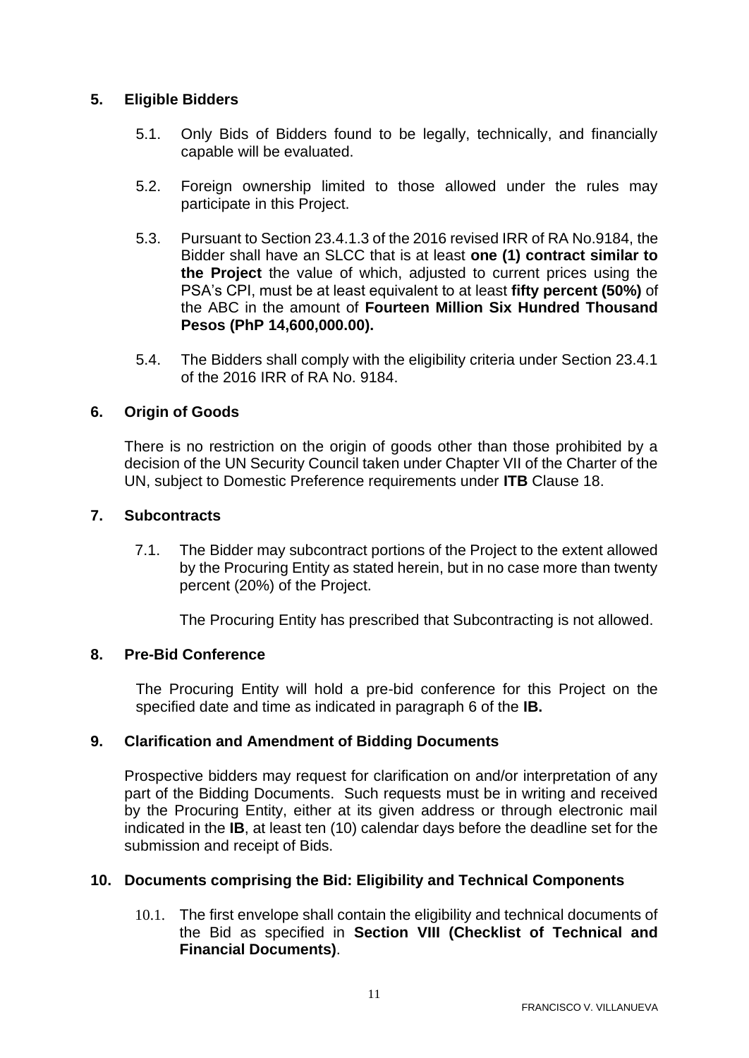## 5. Eligible Bidders

5.1. Only Bids of Bidders found to be legally, technically, and financially capable will be evaluated.

5.2. Foreign ownership limited to those allowed under the rules may participate in this Project.

5.3. Pursuant to Section 23.4.1.3 of the 2016 revised IRR of RA No.9184, the Bidder shall have an SLCC that is at least **one (1) contract similar to the Project** the value of which, adjusted to current prices using the PSA's CPI, must be at least equivalent to at least **fifty percent (50%)** of the ABC in the amount of **Fourteen Million Six Hundred Thousand Pesos (PhP 14,600,000.00).**

5.4. The Bidders shall comply with the eligibility criteria under Section 23.4.1 of the 2016 IRR of RA No. 9184.

## 6. Origin of Goods

There is no restriction on the origin of goods other than those prohibited by a decision of the UN Security Council taken under Chapter VII of the Charter of the UN, subject to Domestic Preference requirements under **ITB** Clause 18.

## 7. Subcontracts

7.1. The Bidder may subcontract portions of the Project to the extent allowed by the Procuring Entity as stated herein, but in no case more than twenty percent (20%) of the Project.

The Procuring Entity has prescribed that Subcontracting is not allowed.

## 8. Pre-Bid Conference

The Procuring Entity will hold a pre-bid conference for this Project on the specified date and time as indicated in paragraph 6 of the **IB.**

## 9. Clarification and Amendment of Bidding Documents

Prospective bidders may request for clarification on and/or interpretation of any part of the Bidding Documents. Such requests must be in writing and received by the Procuring Entity, either at its given address or through electronic mail indicated in the **IB**, at least ten (10) calendar days before the deadline set for the submission and receipt of Bids.

## 10. Documents comprising the Bid: Eligibility and Technical Components

10.1. The first envelope shall contain the eligibility and technical documents of the Bid as specified in **Section VIII (Checklist of Technical and Financial Documents)**.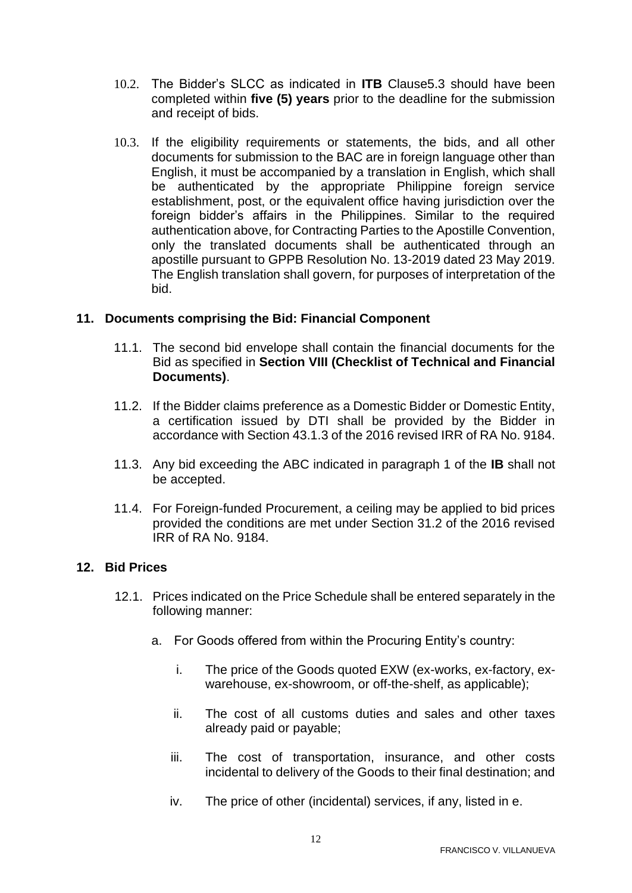10.2. The Bidder's SLCC as indicated in **ITB** Clause5.3 should have been completed within **five (5) years** prior to the deadline for the submission and receipt of bids.

10.3. If the eligibility requirements or statements, the bids, and all other documents for submission to the BAC are in foreign language other than English, it must be accompanied by a translation in English, which shall be authenticated by the appropriate Philippine foreign service establishment, post, or the equivalent office having jurisdiction over the foreign bidder's affairs in the Philippines. Similar to the required authentication above, for Contracting Parties to the Apostille Convention, only the translated documents shall be authenticated through an apostille pursuant to GPPB Resolution No. 13-2019 dated 23 May 2019. The English translation shall govern, for purposes of interpretation of the bid.

## 11. Documents comprising the Bid: Financial Component

11.1. The second bid envelope shall contain the financial documents for the Bid as specified in **Section VIII (Checklist of Technical and Financial Documents)**.

11.2. If the Bidder claims preference as a Domestic Bidder or Domestic Entity, a certification issued by DTI shall be provided by the Bidder in accordance with Section 43.1.3 of the 2016 revised IRR of RA No. 9184.

11.3. Any bid exceeding the ABC indicated in paragraph 1 of the **IB** shall not be accepted.

11.4. For Foreign-funded Procurement, a ceiling may be applied to bid prices provided the conditions are met under Section 31.2 of the 2016 revised IRR of RA No. 9184.

## 12. Bid Prices

12.1. Prices indicated on the Price Schedule shall be entered separately in the following manner:

a. For Goods offered from within the Procuring Entity's country:

   i. The price of the Goods quoted EXW (ex-works, ex-factory, ex-warehouse, ex-showroom, or off-the-shelf, as applicable);

   ii. The cost of all customs duties and sales and other taxes already paid or payable;

   iii. The cost of transportation, insurance, and other costs incidental to delivery of the Goods to their final destination; and

   iv. The price of other (incidental) services, if any, listed in e.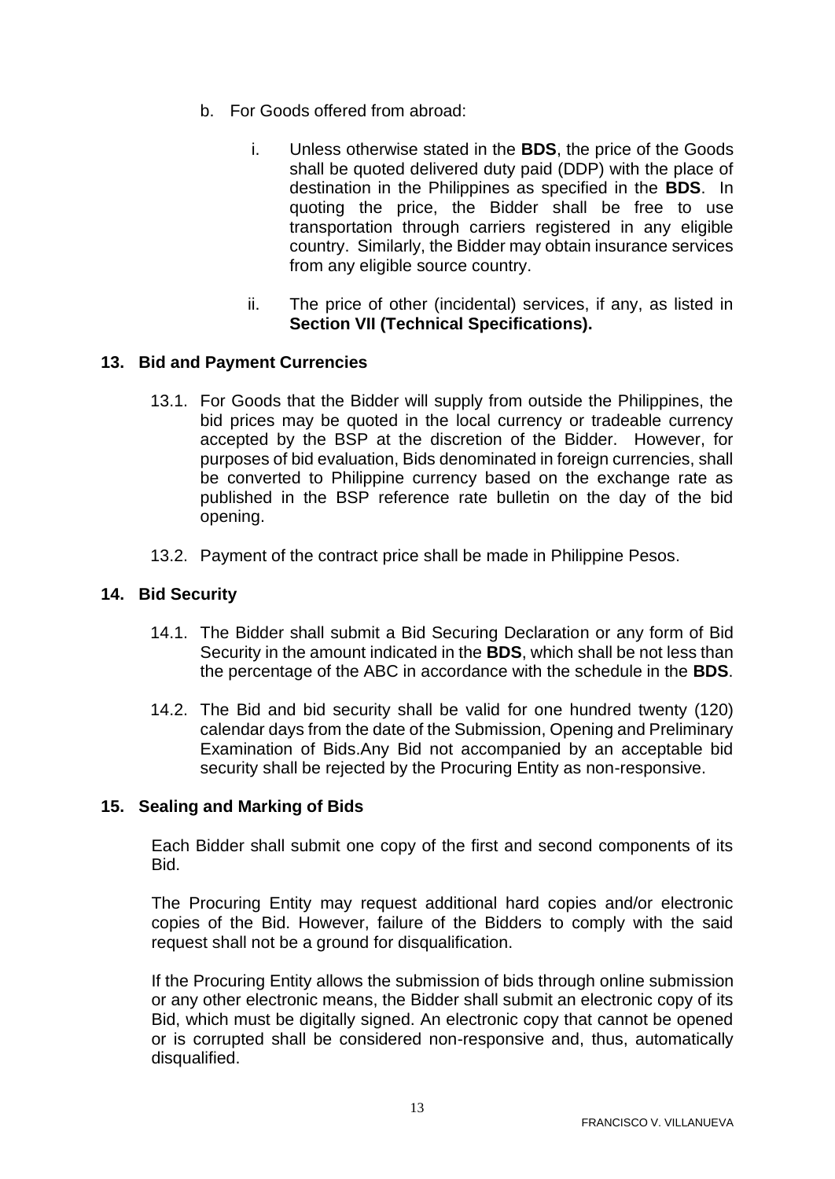b. For Goods offered from abroad:

   i. Unless otherwise stated in the **BDS**, the price of the Goods shall be quoted delivered duty paid (DDP) with the place of destination in the Philippines as specified in the **BDS**. In quoting the price, the Bidder shall be free to use transportation through carriers registered in any eligible country. Similarly, the Bidder may obtain insurance services from any eligible source country.

   ii. The price of other (incidental) services, if any, as listed in **Section VII (Technical Specifications).**

### 13. Bid and Payment Currencies

13.1. For Goods that the Bidder will supply from outside the Philippines, the bid prices may be quoted in the local currency or tradeable currency accepted by the BSP at the discretion of the Bidder. However, for purposes of bid evaluation, Bids denominated in foreign currencies, shall be converted to Philippine currency based on the exchange rate as published in the BSP reference rate bulletin on the day of the bid opening.

13.2. Payment of the contract price shall be made in Philippine Pesos.

### 14. Bid Security

14.1. The Bidder shall submit a Bid Securing Declaration or any form of Bid Security in the amount indicated in the **BDS**, which shall be not less than the percentage of the ABC in accordance with the schedule in the **BDS**.

14.2. The Bid and bid security shall be valid for one hundred twenty (120) calendar days from the date of the Submission, Opening and Preliminary Examination of Bids.Any Bid not accompanied by an acceptable bid security shall be rejected by the Procuring Entity as non-responsive.

### 15. Sealing and Marking of Bids

Each Bidder shall submit one copy of the first and second components of its Bid.

The Procuring Entity may request additional hard copies and/or electronic copies of the Bid. However, failure of the Bidders to comply with the said request shall not be a ground for disqualification.

If the Procuring Entity allows the submission of bids through online submission or any other electronic means, the Bidder shall submit an electronic copy of its Bid, which must be digitally signed. An electronic copy that cannot be opened or is corrupted shall be considered non-responsive and, thus, automatically disqualified.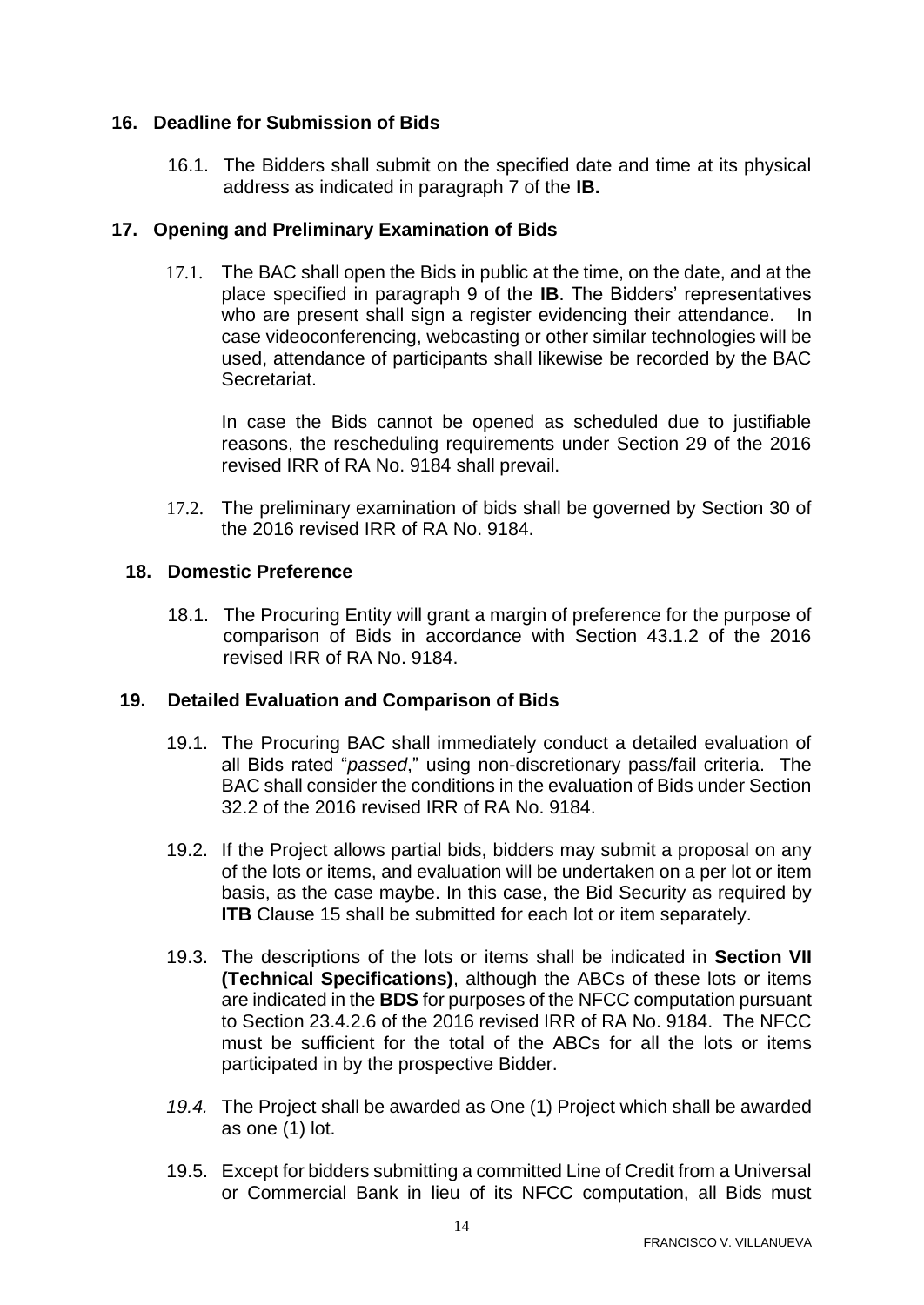## 16. Deadline for Submission of Bids

16.1. The Bidders shall submit on the specified date and time at its physical address as indicated in paragraph 7 of the **IB.**

## 17. Opening and Preliminary Examination of Bids

17.1. The BAC shall open the Bids in public at the time, on the date, and at the place specified in paragraph 9 of the **IB**. The Bidders' representatives who are present shall sign a register evidencing their attendance. In case videoconferencing, webcasting or other similar technologies will be used, attendance of participants shall likewise be recorded by the BAC Secretariat.

In case the Bids cannot be opened as scheduled due to justifiable reasons, the rescheduling requirements under Section 29 of the 2016 revised IRR of RA No. 9184 shall prevail.

17.2. The preliminary examination of bids shall be governed by Section 30 of the 2016 revised IRR of RA No. 9184.

## 18. Domestic Preference

18.1. The Procuring Entity will grant a margin of preference for the purpose of comparison of Bids in accordance with Section 43.1.2 of the 2016 revised IRR of RA No. 9184.

## 19. Detailed Evaluation and Comparison of Bids

19.1. The Procuring BAC shall immediately conduct a detailed evaluation of all Bids rated "*passed*," using non-discretionary pass/fail criteria. The BAC shall consider the conditions in the evaluation of Bids under Section 32.2 of the 2016 revised IRR of RA No. 9184.

19.2. If the Project allows partial bids, bidders may submit a proposal on any of the lots or items, and evaluation will be undertaken on a per lot or item basis, as the case maybe. In this case, the Bid Security as required by **ITB** Clause 15 shall be submitted for each lot or item separately.

19.3. The descriptions of the lots or items shall be indicated in **Section VII (Technical Specifications)**, although the ABCs of these lots or items are indicated in the **BDS** for purposes of the NFCC computation pursuant to Section 23.4.2.6 of the 2016 revised IRR of RA No. 9184. The NFCC must be sufficient for the total of the ABCs for all the lots or items participated in by the prospective Bidder.

*19.4.* The Project shall be awarded as One (1) Project which shall be awarded as one (1) lot.

19.5. Except for bidders submitting a committed Line of Credit from a Universal or Commercial Bank in lieu of its NFCC computation, all Bids must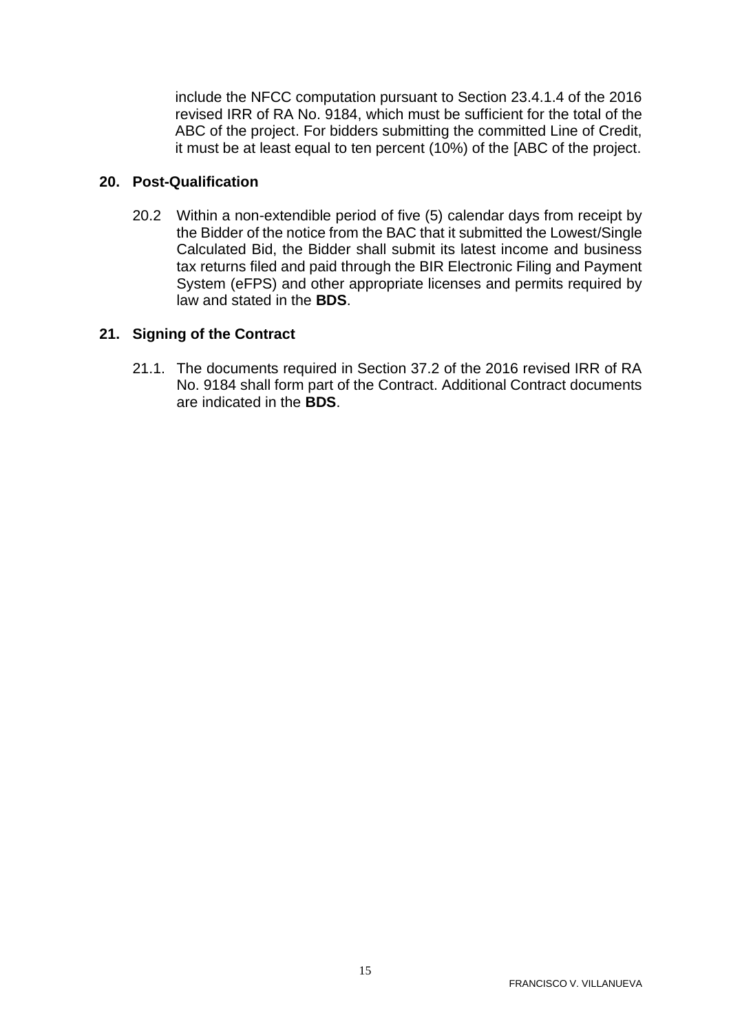include the NFCC computation pursuant to Section 23.4.1.4 of the 2016 revised IRR of RA No. 9184, which must be sufficient for the total of the ABC of the project. For bidders submitting the committed Line of Credit, it must be at least equal to ten percent (10%) of the [ABC of the project.

## 20. Post-Qualification

20.2 Within a non-extendible period of five (5) calendar days from receipt by the Bidder of the notice from the BAC that it submitted the Lowest/Single Calculated Bid, the Bidder shall submit its latest income and business tax returns filed and paid through the BIR Electronic Filing and Payment System (eFPS) and other appropriate licenses and permits required by law and stated in the **BDS**.

## 21. Signing of the Contract

21.1. The documents required in Section 37.2 of the 2016 revised IRR of RA No. 9184 shall form part of the Contract. Additional Contract documents are indicated in the **BDS**.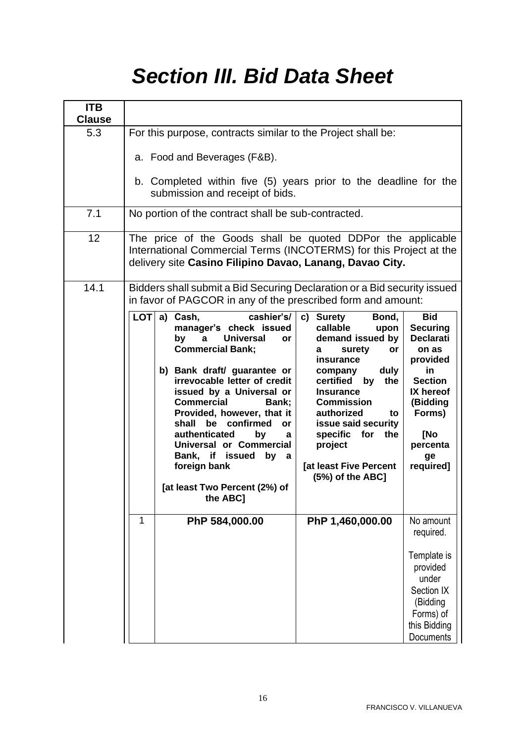# *Section III. Bid Data Sheet*

| ITB Clause | |
|---|---|
| 5.3 | For this purpose, contracts similar to the Project shall be:<br><br>a. Food and Beverages (F&B).<br><br>b. Completed within five (5) years prior to the deadline for the submission and receipt of bids. |
| 7.1 | No portion of the contract shall be sub-contracted. |
| 12 | The price of the Goods shall be quoted DDPor the applicable International Commercial Terms (INCOTERMS) for this Project at the delivery site **Casino Filipino Davao, Lanang, Davao City.** |
| 14.1 | Bidders shall submit a Bid Securing Declaration or a Bid security issued in favor of PAGCOR in any of the prescribed form and amount: |

| LOT | a) Cash, cashier's/ manager's check issued by a Universal or Commercial Bank;<br><br>b) Bank draft/ guarantee or irrevocable letter of credit issued by a Universal or Commercial Bank; Provided, however, that it shall be confirmed or authenticated by a Universal or Commercial Bank, if issued by a foreign bank<br><br>[at least Two Percent (2%) of the ABC] | c) Surety Bond, callable upon demand issued by a surety or insurance company duly certified by the Insurance Commission authorized to issue said security specific for the project<br><br>[at least Five Percent (5%) of the ABC] | Bid Securing Declaration as provided in Section IX hereof (Bidding Forms)<br><br>[No percentage required] |
|---|---|---|---|
| 1 | **PhP 584,000.00** | **PhP 1,460,000.00** | No amount required.<br><br>Template is provided under Section IX (Bidding Forms) of this Bidding Documents |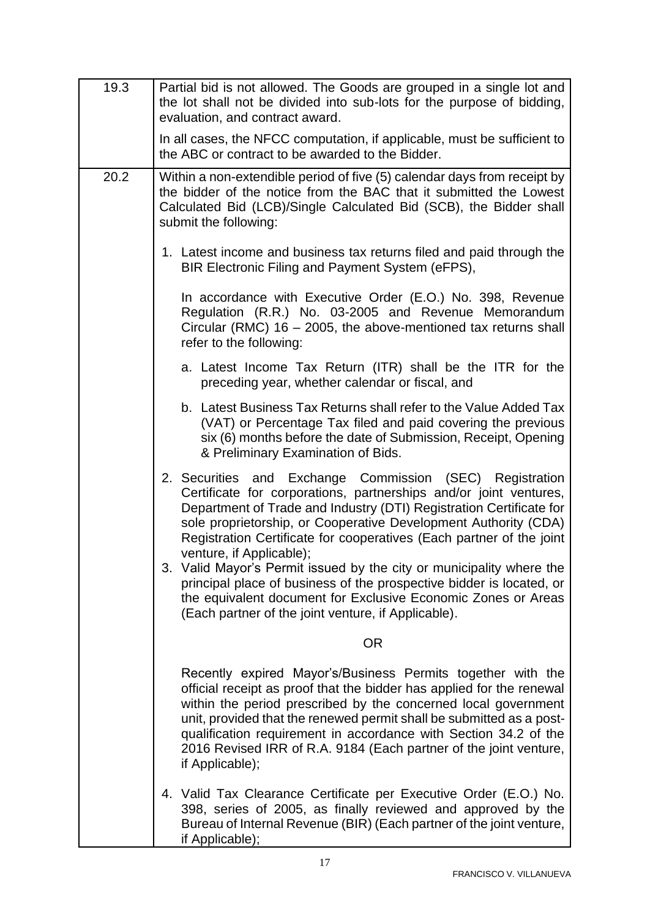| | |
|---|---|
| 19.3 | Partial bid is not allowed. The Goods are grouped in a single lot and the lot shall not be divided into sub-lots for the purpose of bidding, evaluation, and contract award.<br><br>In all cases, the NFCC computation, if applicable, must be sufficient to the ABC or contract to be awarded to the Bidder. |
| 20.2 | Within a non-extendible period of five (5) calendar days from receipt by the bidder of the notice from the BAC that it submitted the Lowest Calculated Bid (LCB)/Single Calculated Bid (SCB), the Bidder shall submit the following:<br><br>1. Latest income and business tax returns filed and paid through the BIR Electronic Filing and Payment System (eFPS),<br><br>In accordance with Executive Order (E.O.) No. 398, Revenue Regulation (R.R.) No. 03-2005 and Revenue Memorandum Circular (RMC) 16 – 2005, the above-mentioned tax returns shall refer to the following:<br><br>a. Latest Income Tax Return (ITR) shall be the ITR for the preceding year, whether calendar or fiscal, and<br><br>b. Latest Business Tax Returns shall refer to the Value Added Tax (VAT) or Percentage Tax filed and paid covering the previous six (6) months before the date of Submission, Receipt, Opening & Preliminary Examination of Bids.<br><br>2. Securities and Exchange Commission (SEC) Registration Certificate for corporations, partnerships and/or joint ventures, Department of Trade and Industry (DTI) Registration Certificate for sole proprietorship, or Cooperative Development Authority (CDA) Registration Certificate for cooperatives (Each partner of the joint venture, if Applicable);<br>3. Valid Mayor's Permit issued by the city or municipality where the principal place of business of the prospective bidder is located, or the equivalent document for Exclusive Economic Zones or Areas (Each partner of the joint venture, if Applicable).<br><br>OR<br><br>Recently expired Mayor's/Business Permits together with the official receipt as proof that the bidder has applied for the renewal within the period prescribed by the concerned local government unit, provided that the renewed permit shall be submitted as a post-qualification requirement in accordance with Section 34.2 of the 2016 Revised IRR of R.A. 9184 (Each partner of the joint venture, if Applicable);<br><br>4. Valid Tax Clearance Certificate per Executive Order (E.O.) No. 398, series of 2005, as finally reviewed and approved by the Bureau of Internal Revenue (BIR) (Each partner of the joint venture, if Applicable); |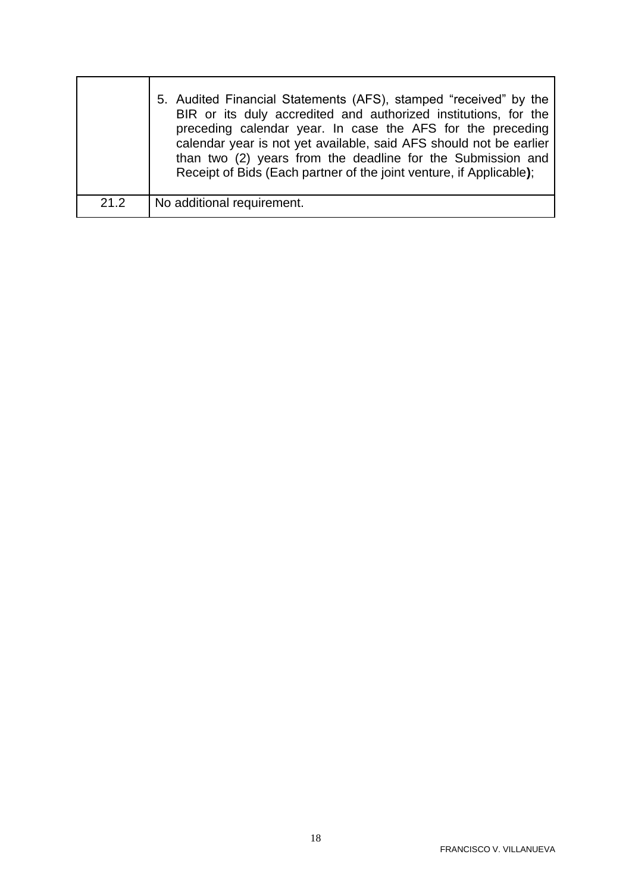|  |  |
|---|---|
|  | 5. Audited Financial Statements (AFS), stamped "received" by the BIR or its duly accredited and authorized institutions, for the preceding calendar year. In case the AFS for the preceding calendar year is not yet available, said AFS should not be earlier than two (2) years from the deadline for the Submission and Receipt of Bids (Each partner of the joint venture, if Applicable**)**; |
| 21.2 | No additional requirement. |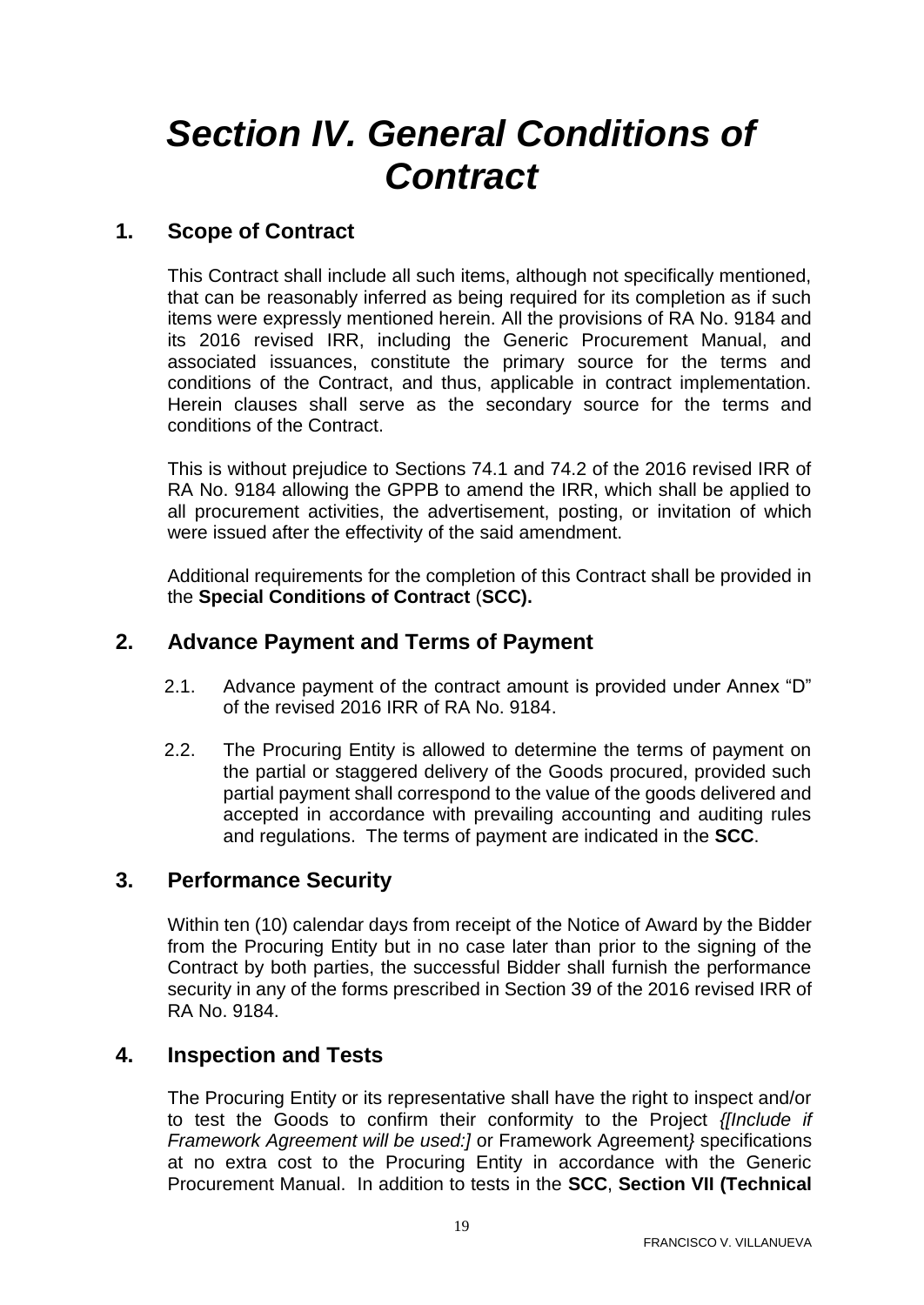# *Section IV. General Conditions of Contract*

## 1. Scope of Contract

This Contract shall include all such items, although not specifically mentioned, that can be reasonably inferred as being required for its completion as if such items were expressly mentioned herein. All the provisions of RA No. 9184 and its 2016 revised IRR, including the Generic Procurement Manual, and associated issuances, constitute the primary source for the terms and conditions of the Contract, and thus, applicable in contract implementation. Herein clauses shall serve as the secondary source for the terms and conditions of the Contract.

This is without prejudice to Sections 74.1 and 74.2 of the 2016 revised IRR of RA No. 9184 allowing the GPPB to amend the IRR, which shall be applied to all procurement activities, the advertisement, posting, or invitation of which were issued after the effectivity of the said amendment.

Additional requirements for the completion of this Contract shall be provided in the **Special Conditions of Contract** (**SCC).**

## 2. Advance Payment and Terms of Payment

2.1. Advance payment of the contract amount is provided under Annex "D" of the revised 2016 IRR of RA No. 9184.

2.2. The Procuring Entity is allowed to determine the terms of payment on the partial or staggered delivery of the Goods procured, provided such partial payment shall correspond to the value of the goods delivered and accepted in accordance with prevailing accounting and auditing rules and regulations. The terms of payment are indicated in the **SCC**.

## 3. Performance Security

Within ten (10) calendar days from receipt of the Notice of Award by the Bidder from the Procuring Entity but in no case later than prior to the signing of the Contract by both parties, the successful Bidder shall furnish the performance security in any of the forms prescribed in Section 39 of the 2016 revised IRR of RA No. 9184.

## 4. Inspection and Tests

The Procuring Entity or its representative shall have the right to inspect and/or to test the Goods to confirm their conformity to the Project *{[Include if Framework Agreement will be used:]* or Framework Agreement*}* specifications at no extra cost to the Procuring Entity in accordance with the Generic Procurement Manual. In addition to tests in the **SCC**, **Section VII (Technical**

FRANCISCO V. VILLANUEVA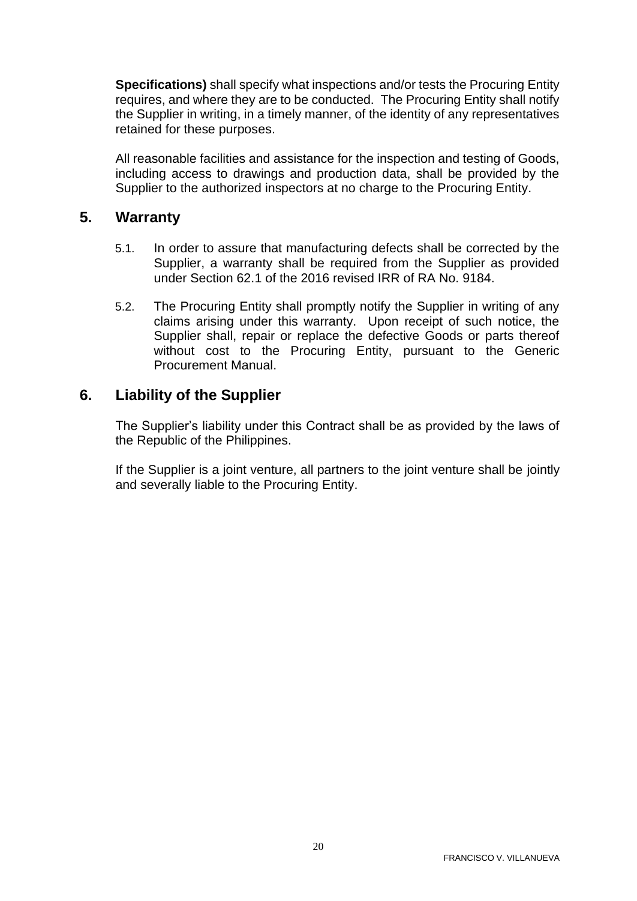**Specifications)** shall specify what inspections and/or tests the Procuring Entity requires, and where they are to be conducted. The Procuring Entity shall notify the Supplier in writing, in a timely manner, of the identity of any representatives retained for these purposes.

All reasonable facilities and assistance for the inspection and testing of Goods, including access to drawings and production data, shall be provided by the Supplier to the authorized inspectors at no charge to the Procuring Entity.

## 5. Warranty

5.1. In order to assure that manufacturing defects shall be corrected by the Supplier, a warranty shall be required from the Supplier as provided under Section 62.1 of the 2016 revised IRR of RA No. 9184.

5.2. The Procuring Entity shall promptly notify the Supplier in writing of any claims arising under this warranty. Upon receipt of such notice, the Supplier shall, repair or replace the defective Goods or parts thereof without cost to the Procuring Entity, pursuant to the Generic Procurement Manual.

## 6. Liability of the Supplier

The Supplier's liability under this Contract shall be as provided by the laws of the Republic of the Philippines.

If the Supplier is a joint venture, all partners to the joint venture shall be jointly and severally liable to the Procuring Entity.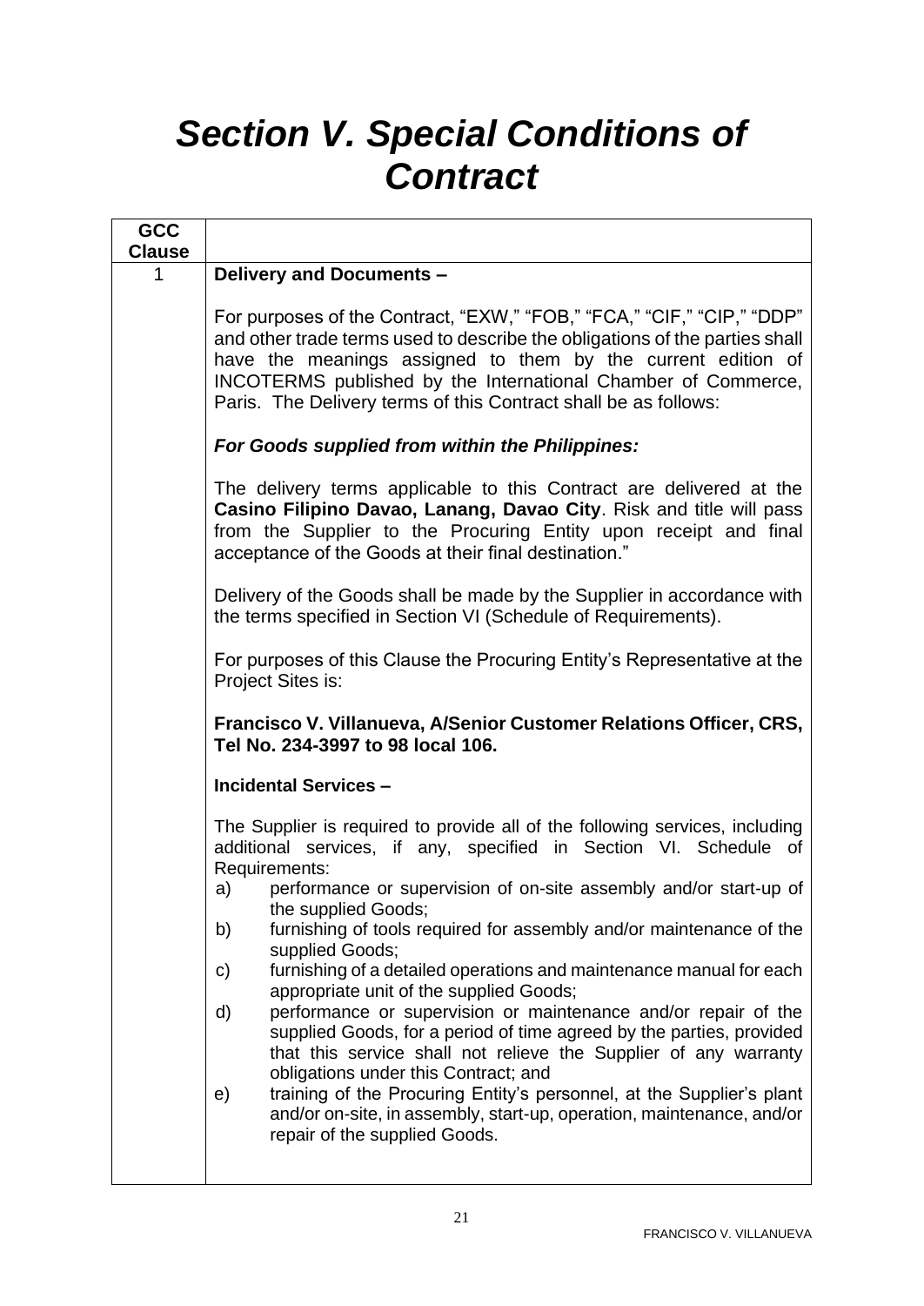# *Section V. Special Conditions of Contract*

| GCC Clause | |
|---|---|
| 1 | **Delivery and Documents –**<br><br>For purposes of the Contract, "EXW," "FOB," "FCA," "CIF," "CIP," "DDP" and other trade terms used to describe the obligations of the parties shall have the meanings assigned to them by the current edition of INCOTERMS published by the International Chamber of Commerce, Paris. The Delivery terms of this Contract shall be as follows:<br><br>***For Goods supplied from within the Philippines:***<br><br>The delivery terms applicable to this Contract are delivered at the **Casino Filipino Davao, Lanang, Davao City**. Risk and title will pass from the Supplier to the Procuring Entity upon receipt and final acceptance of the Goods at their final destination."<br><br>Delivery of the Goods shall be made by the Supplier in accordance with the terms specified in Section VI (Schedule of Requirements).<br><br>For purposes of this Clause the Procuring Entity's Representative at the Project Sites is:<br><br>**Francisco V. Villanueva, A/Senior Customer Relations Officer, CRS, Tel No. 234-3997 to 98 local 106.**<br><br>**Incidental Services –**<br><br>The Supplier is required to provide all of the following services, including additional services, if any, specified in Section VI. Schedule of Requirements:<br>a) performance or supervision of on-site assembly and/or start-up of the supplied Goods;<br>b) furnishing of tools required for assembly and/or maintenance of the supplied Goods;<br>c) furnishing of a detailed operations and maintenance manual for each appropriate unit of the supplied Goods;<br>d) performance or supervision or maintenance and/or repair of the supplied Goods, for a period of time agreed by the parties, provided that this service shall not relieve the Supplier of any warranty obligations under this Contract; and<br>e) training of the Procuring Entity's personnel, at the Supplier's plant and/or on-site, in assembly, start-up, operation, maintenance, and/or repair of the supplied Goods. |

FRANCISCO V. VILLANUEVA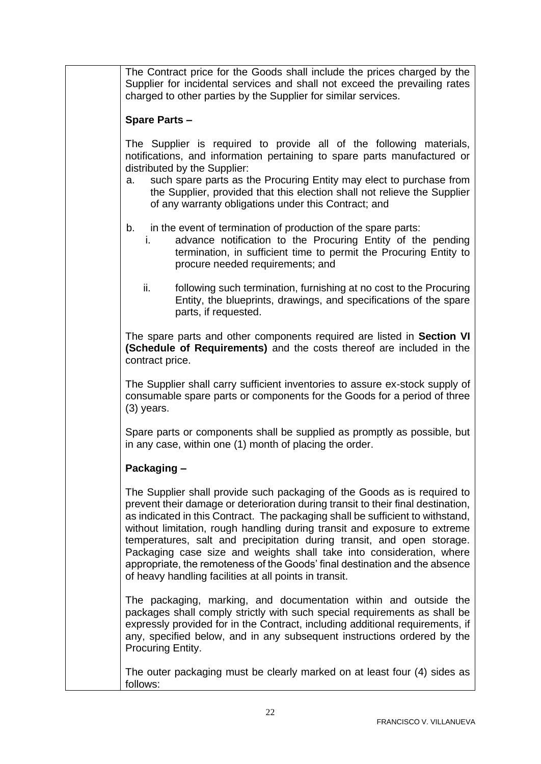The Contract price for the Goods shall include the prices charged by the Supplier for incidental services and shall not exceed the prevailing rates charged to other parties by the Supplier for similar services.

**Spare Parts –**

The Supplier is required to provide all of the following materials, notifications, and information pertaining to spare parts manufactured or distributed by the Supplier:

a. such spare parts as the Procuring Entity may elect to purchase from the Supplier, provided that this election shall not relieve the Supplier of any warranty obligations under this Contract; and

b. in the event of termination of production of the spare parts:

   i. advance notification to the Procuring Entity of the pending termination, in sufficient time to permit the Procuring Entity to procure needed requirements; and

   ii. following such termination, furnishing at no cost to the Procuring Entity, the blueprints, drawings, and specifications of the spare parts, if requested.

The spare parts and other components required are listed in **Section VI (Schedule of Requirements)** and the costs thereof are included in the contract price.

The Supplier shall carry sufficient inventories to assure ex-stock supply of consumable spare parts or components for the Goods for a period of three (3) years.

Spare parts or components shall be supplied as promptly as possible, but in any case, within one (1) month of placing the order.

**Packaging –**

The Supplier shall provide such packaging of the Goods as is required to prevent their damage or deterioration during transit to their final destination, as indicated in this Contract. The packaging shall be sufficient to withstand, without limitation, rough handling during transit and exposure to extreme temperatures, salt and precipitation during transit, and open storage. Packaging case size and weights shall take into consideration, where appropriate, the remoteness of the Goods' final destination and the absence of heavy handling facilities at all points in transit.

The packaging, marking, and documentation within and outside the packages shall comply strictly with such special requirements as shall be expressly provided for in the Contract, including additional requirements, if any, specified below, and in any subsequent instructions ordered by the Procuring Entity.

The outer packaging must be clearly marked on at least four (4) sides as follows: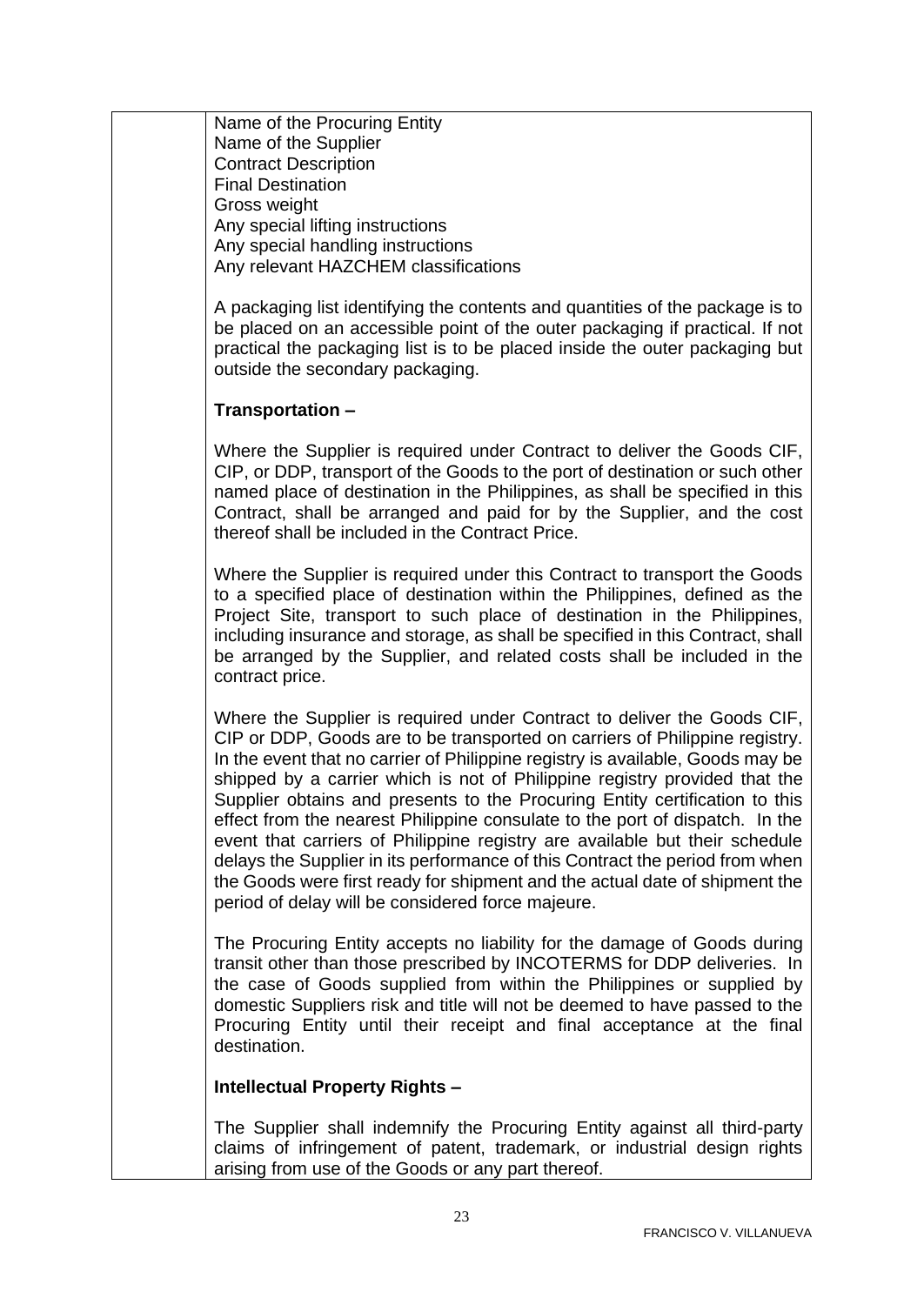| | Name of the Procuring Entity<br>Name of the Supplier<br>Contract Description<br>Final Destination<br>Gross weight<br>Any special lifting instructions<br>Any special handling instructions<br>Any relevant HAZCHEM classifications<br><br>A packaging list identifying the contents and quantities of the package is to be placed on an accessible point of the outer packaging if practical. If not practical the packaging list is to be placed inside the outer packaging but outside the secondary packaging.<br><br>**Transportation –**<br><br>Where the Supplier is required under Contract to deliver the Goods CIF, CIP, or DDP, transport of the Goods to the port of destination or such other named place of destination in the Philippines, as shall be specified in this Contract, shall be arranged and paid for by the Supplier, and the cost thereof shall be included in the Contract Price.<br><br>Where the Supplier is required under this Contract to transport the Goods to a specified place of destination within the Philippines, defined as the Project Site, transport to such place of destination in the Philippines, including insurance and storage, as shall be specified in this Contract, shall be arranged by the Supplier, and related costs shall be included in the contract price.<br><br>Where the Supplier is required under Contract to deliver the Goods CIF, CIP or DDP, Goods are to be transported on carriers of Philippine registry. In the event that no carrier of Philippine registry is available, Goods may be shipped by a carrier which is not of Philippine registry provided that the Supplier obtains and presents to the Procuring Entity certification to this effect from the nearest Philippine consulate to the port of dispatch. In the event that carriers of Philippine registry are available but their schedule delays the Supplier in its performance of this Contract the period from when the Goods were first ready for shipment and the actual date of shipment the period of delay will be considered force majeure.<br><br>The Procuring Entity accepts no liability for the damage of Goods during transit other than those prescribed by INCOTERMS for DDP deliveries. In the case of Goods supplied from within the Philippines or supplied by domestic Suppliers risk and title will not be deemed to have passed to the Procuring Entity until their receipt and final acceptance at the final destination.<br><br>**Intellectual Property Rights –**<br><br>The Supplier shall indemnify the Procuring Entity against all third-party claims of infringement of patent, trademark, or industrial design rights arising from use of the Goods or any part thereof. |
|---|---|

FRANCISCO V. VILLANUEVA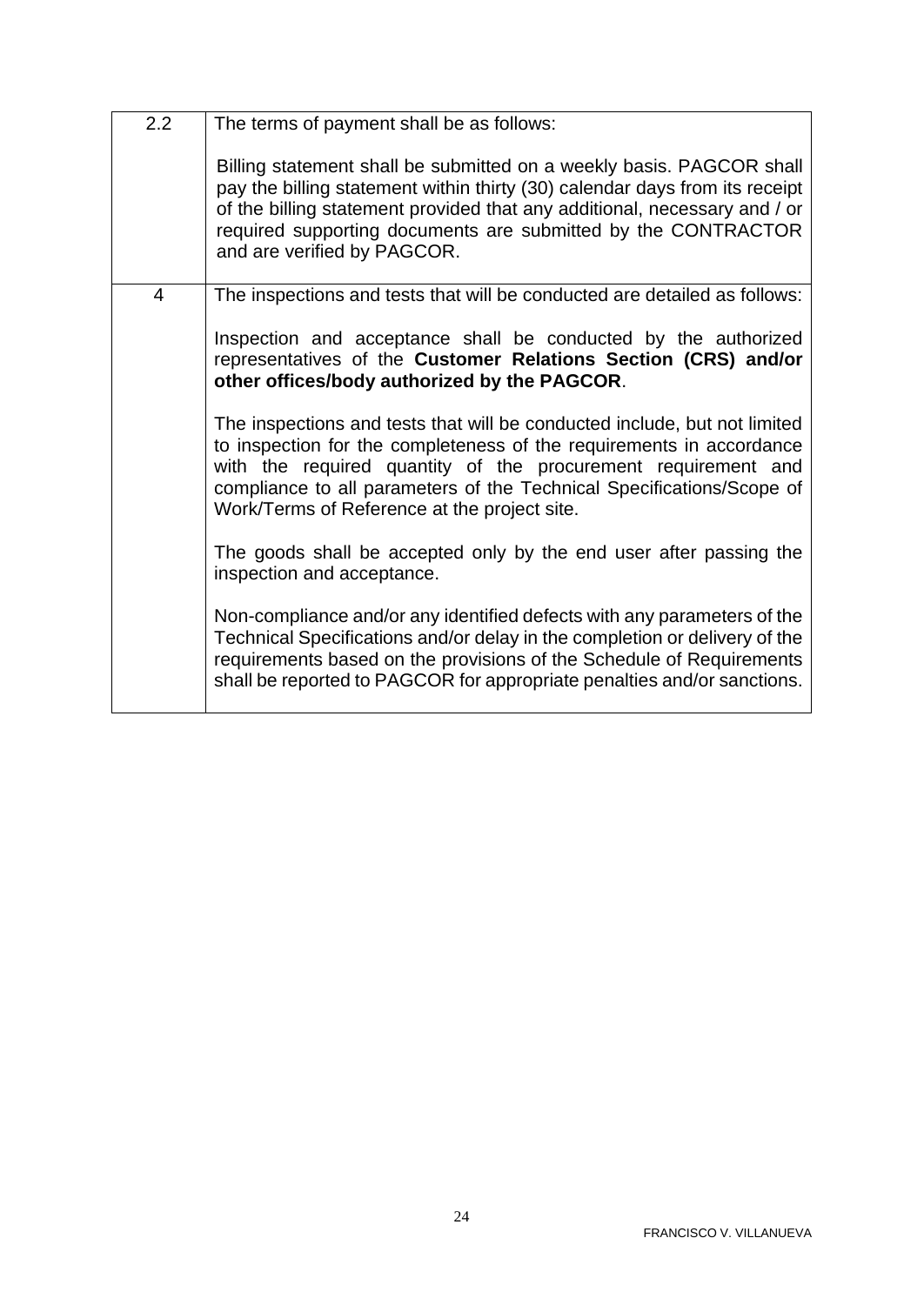| | |
|---|---|
| 2.2 | The terms of payment shall be as follows:<br><br>Billing statement shall be submitted on a weekly basis. PAGCOR shall pay the billing statement within thirty (30) calendar days from its receipt of the billing statement provided that any additional, necessary and / or required supporting documents are submitted by the CONTRACTOR and are verified by PAGCOR. |
| 4 | The inspections and tests that will be conducted are detailed as follows:<br><br>Inspection and acceptance shall be conducted by the authorized representatives of the **Customer Relations Section (CRS) and/or other offices/body authorized by the PAGCOR**.<br><br>The inspections and tests that will be conducted include, but not limited to inspection for the completeness of the requirements in accordance with the required quantity of the procurement requirement and compliance to all parameters of the Technical Specifications/Scope of Work/Terms of Reference at the project site.<br><br>The goods shall be accepted only by the end user after passing the inspection and acceptance.<br><br>Non-compliance and/or any identified defects with any parameters of the Technical Specifications and/or delay in the completion or delivery of the requirements based on the provisions of the Schedule of Requirements shall be reported to PAGCOR for appropriate penalties and/or sanctions. |

FRANCISCO V. VILLANUEVA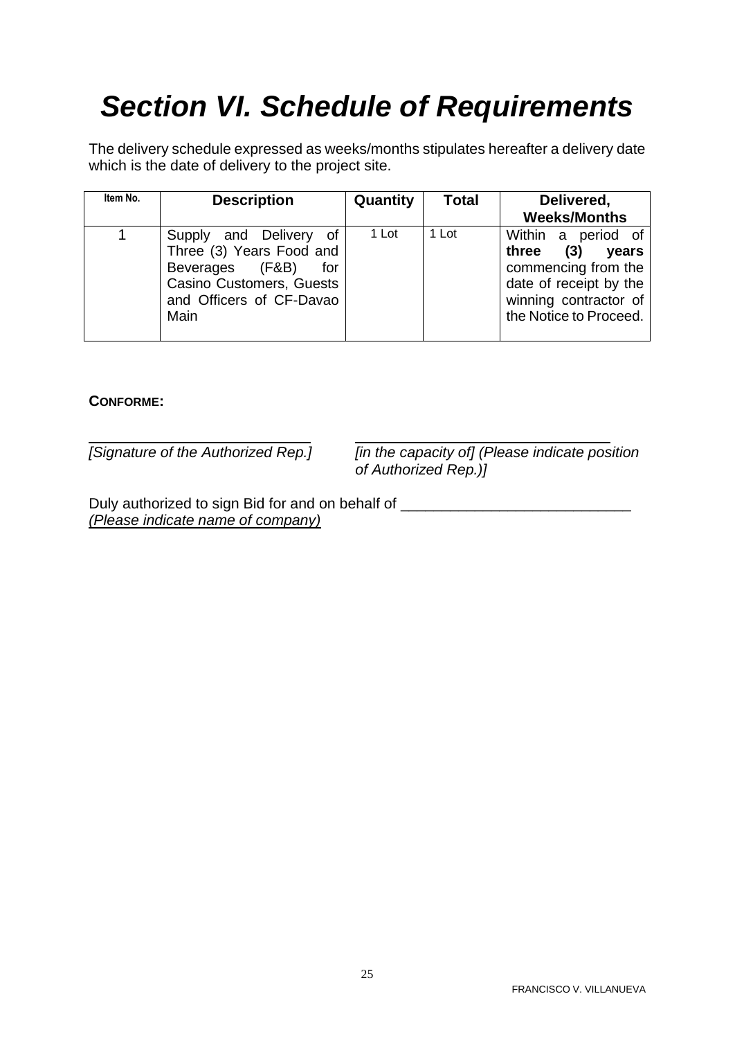# *Section VI. Schedule of Requirements*

The delivery schedule expressed as weeks/months stipulates hereafter a delivery date which is the date of delivery to the project site.

| Item No. | Description | Quantity | Total | Delivered, Weeks/Months |
|---|---|---|---|---|
| 1 | Supply and Delivery of Three (3) Years Food and Beverages (F&B) for Casino Customers, Guests and Officers of CF-Davao Main | 1 Lot | 1 Lot | Within a period of **three (3) years** commencing from the date of receipt by the winning contractor of the Notice to Proceed. |

**CONFORME:**

_________________________ _____________________________

*[Signature of the Authorized Rep.]* *[in the capacity of] (Please indicate position of Authorized Rep.)]*

Duly authorized to sign Bid for and on behalf of ___________________________
*(Please indicate name of company)*

FRANCISCO V. VILLANUEVA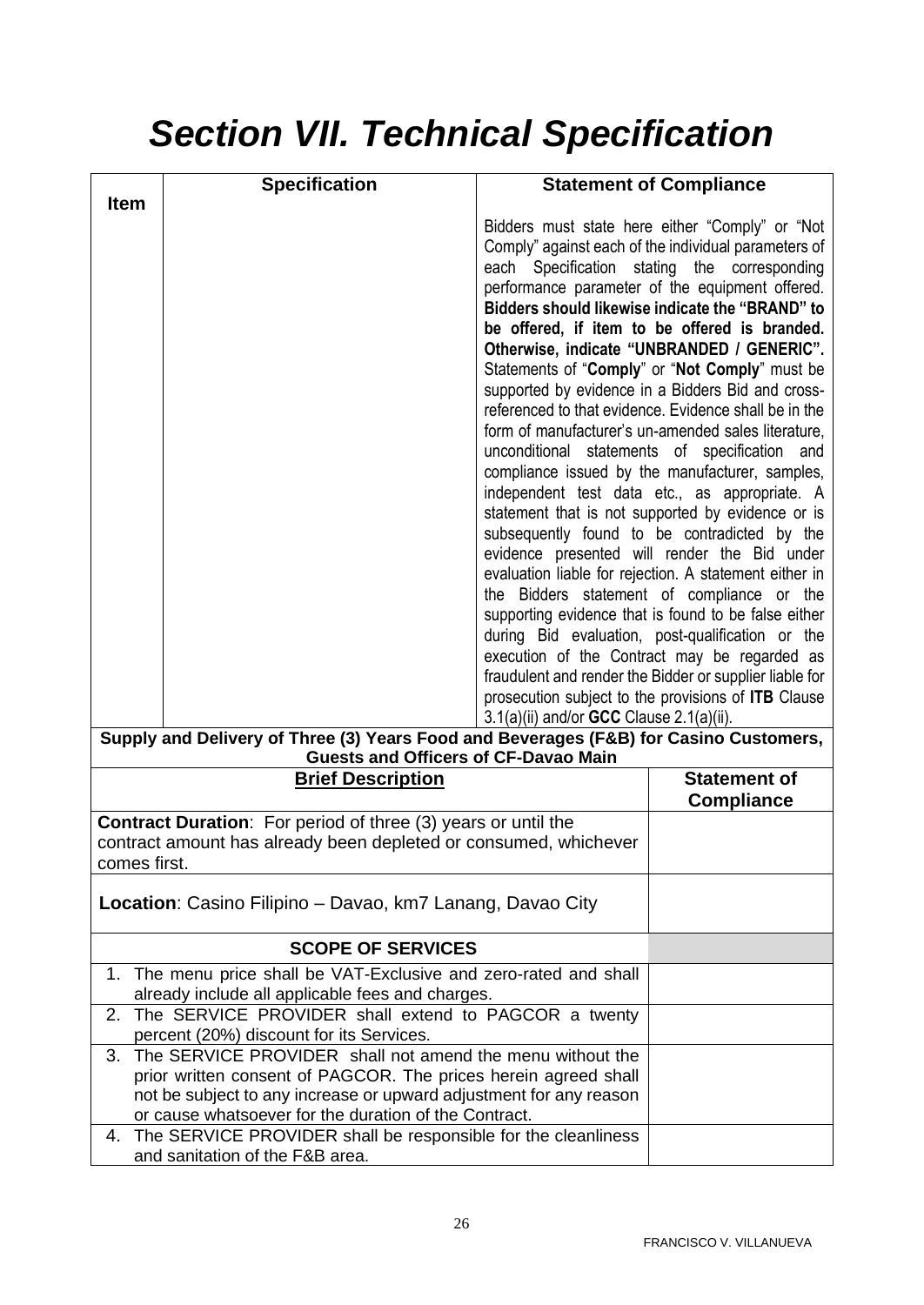# *Section VII. Technical Specification*

| Item | Specification | Statement of Compliance |
|---|---|---|
| | | Bidders must state here either "Comply" or "Not Comply" against each of the individual parameters of each Specification stating the corresponding performance parameter of the equipment offered. **Bidders should likewise indicate the "BRAND" to be offered, if item to be offered is branded. Otherwise, indicate "UNBRANDED / GENERIC".** Statements of "**Comply**" or "**Not Comply**" must be supported by evidence in a Bidders Bid and cross-referenced to that evidence. Evidence shall be in the form of manufacturer's un-amended sales literature, unconditional statements of specification and compliance issued by the manufacturer, samples, independent test data etc., as appropriate. A statement that is not supported by evidence or is subsequently found to be contradicted by the evidence presented will render the Bid under evaluation liable for rejection. A statement either in the Bidders statement of compliance or the supporting evidence that is found to be false either during Bid evaluation, post-qualification or the execution of the Contract may be regarded as fraudulent and render the Bidder or supplier liable for prosecution subject to the provisions of **ITB** Clause 3.1(a)(ii) and/or **GCC** Clause 2.1(a)(ii). |

**Supply and Delivery of Three (3) Years Food and Beverages (F&B) for Casino Customers, Guests and Officers of CF-Davao Main**

| Brief Description | Statement of Compliance |
|---|---|
| **Contract Duration**: For period of three (3) years or until the contract amount has already been depleted or consumed, whichever comes first. | |
| **Location**: Casino Filipino – Davao, km7 Lanang, Davao City | |
| **SCOPE OF SERVICES** | |
| 1. The menu price shall be VAT-Exclusive and zero-rated and shall already include all applicable fees and charges. | |
| 2. The SERVICE PROVIDER shall extend to PAGCOR a twenty percent (20%) discount for its Services. | |
| 3. The SERVICE PROVIDER shall not amend the menu without the prior written consent of PAGCOR. The prices herein agreed shall not be subject to any increase or upward adjustment for any reason or cause whatsoever for the duration of the Contract. | |
| 4. The SERVICE PROVIDER shall be responsible for the cleanliness and sanitation of the F&B area. | |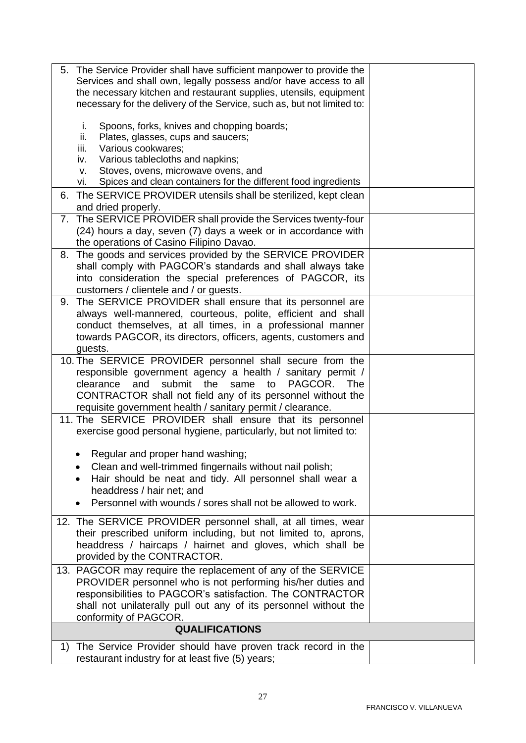| | |
|---|---|
| 5. The Service Provider shall have sufficient manpower to provide the Services and shall own, legally possess and/or have access to all the necessary kitchen and restaurant supplies, utensils, equipment necessary for the delivery of the Service, such as, but not limited to:<br><br>i. Spoons, forks, knives and chopping boards;<br>ii. Plates, glasses, cups and saucers;<br>iii. Various cookwares;<br>iv. Various tablecloths and napkins;<br>v. Stoves, ovens, microwave ovens, and<br>vi. Spices and clean containers for the different food ingredients | |
| 6. The SERVICE PROVIDER utensils shall be sterilized, kept clean and dried properly. | |
| 7. The SERVICE PROVIDER shall provide the Services twenty-four (24) hours a day, seven (7) days a week or in accordance with the operations of Casino Filipino Davao. | |
| 8. The goods and services provided by the SERVICE PROVIDER shall comply with PAGCOR's standards and shall always take into consideration the special preferences of PAGCOR, its customers / clientele and / or guests. | |
| 9. The SERVICE PROVIDER shall ensure that its personnel are always well-mannered, courteous, polite, efficient and shall conduct themselves, at all times, in a professional manner towards PAGCOR, its directors, officers, agents, customers and guests. | |
| 10. The SERVICE PROVIDER personnel shall secure from the responsible government agency a health / sanitary permit / clearance and submit the same to PAGCOR. The CONTRACTOR shall not field any of its personnel without the requisite government health / sanitary permit / clearance. | |
| 11. The SERVICE PROVIDER shall ensure that its personnel exercise good personal hygiene, particularly, but not limited to:<br><br>• Regular and proper hand washing;<br>• Clean and well-trimmed fingernails without nail polish;<br>• Hair should be neat and tidy. All personnel shall wear a headdress / hair net; and<br>• Personnel with wounds / sores shall not be allowed to work. | |
| 12. The SERVICE PROVIDER personnel shall, at all times, wear their prescribed uniform including, but not limited to, aprons, headdress / haircaps / hairnet and gloves, which shall be provided by the CONTRACTOR. | |
| 13. PAGCOR may require the replacement of any of the SERVICE PROVIDER personnel who is not performing his/her duties and responsibilities to PAGCOR's satisfaction. The CONTRACTOR shall not unilaterally pull out any of its personnel without the conformity of PAGCOR. | |
| **QUALIFICATIONS** | |
| 1) The Service Provider should have proven track record in the restaurant industry for at least five (5) years; | |

FRANCISCO V. VILLANUEVA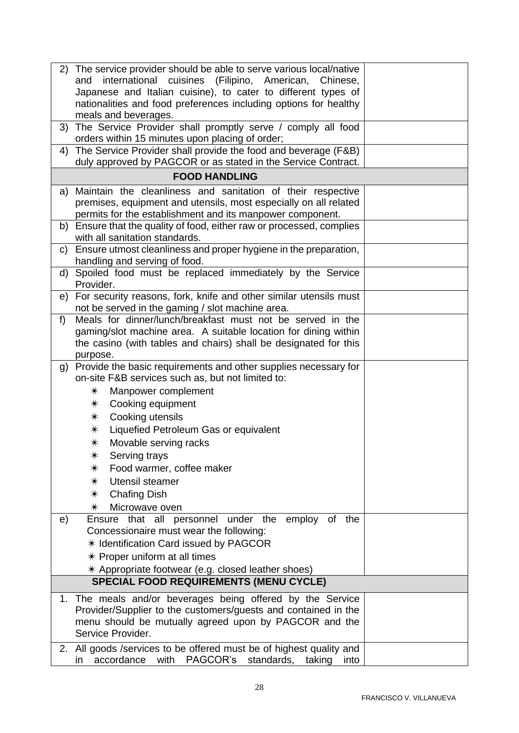| | |
|---|---|
| 2) The service provider should be able to serve various local/native and international cuisines (Filipino, American, Chinese, Japanese and Italian cuisine), to cater to different types of nationalities and food preferences including options for healthy meals and beverages. | |
| 3) The Service Provider shall promptly serve / comply all food orders within 15 minutes upon placing of order; | |
| 4) The Service Provider shall provide the food and beverage (F&B) duly approved by PAGCOR or as stated in the Service Contract. | |
| **FOOD HANDLING** | |
| a) Maintain the cleanliness and sanitation of their respective premises, equipment and utensils, most especially on all related permits for the establishment and its manpower component. | |
| b) Ensure that the quality of food, either raw or processed, complies with all sanitation standards. | |
| c) Ensure utmost cleanliness and proper hygiene in the preparation, handling and serving of food. | |
| d) Spoiled food must be replaced immediately by the Service Provider. | |
| e) For security reasons, fork, knife and other similar utensils must not be served in the gaming / slot machine area. | |
| f) Meals for dinner/lunch/breakfast must not be served in the gaming/slot machine area. A suitable location for dining within the casino (with tables and chairs) shall be designated for this purpose. | |
| g) Provide the basic requirements and other supplies necessary for on-site F&B services such as, but not limited to:<br>✶ Manpower complement<br>✶ Cooking equipment<br>✶ Cooking utensils<br>✶ Liquefied Petroleum Gas or equivalent<br>✶ Movable serving racks<br>✶ Serving trays<br>✶ Food warmer, coffee maker<br>✶ Utensil steamer<br>✶ Chafing Dish<br>✶ Microwave oven | |
| e) Ensure that all personnel under the employ of the Concessionaire must wear the following:<br>✶ Identification Card issued by PAGCOR<br>✶ Proper uniform at all times<br>✶ Appropriate footwear (e.g. closed leather shoes) | |
| **SPECIAL FOOD REQUIREMENTS (MENU CYCLE)** | |
| 1. The meals and/or beverages being offered by the Service Provider/Supplier to the customers/guests and contained in the menu should be mutually agreed upon by PAGCOR and the Service Provider. | |
| 2. All goods /services to be offered must be of highest quality and in accordance with PAGCOR's standards, taking into | |

FRANCISCO V. VILLANUEVA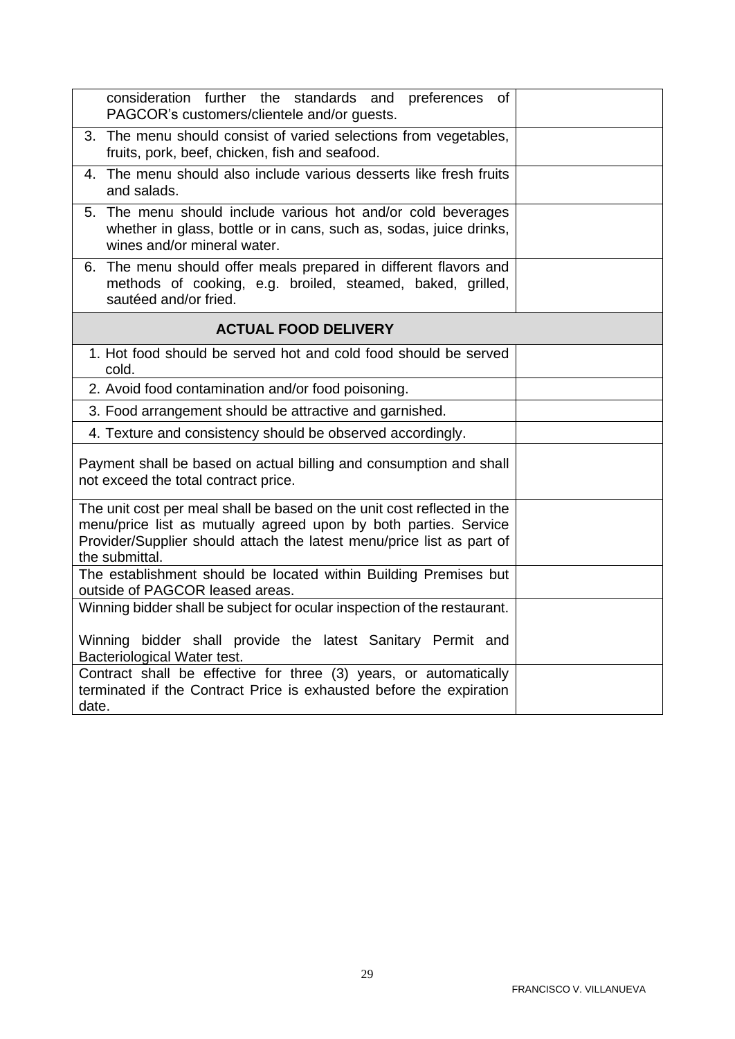| | |
|---|---|
| consideration further the standards and preferences of PAGCOR's customers/clientele and/or guests. | |
| 3. The menu should consist of varied selections from vegetables, fruits, pork, beef, chicken, fish and seafood. | |
| 4. The menu should also include various desserts like fresh fruits and salads. | |
| 5. The menu should include various hot and/or cold beverages whether in glass, bottle or in cans, such as, sodas, juice drinks, wines and/or mineral water. | |
| 6. The menu should offer meals prepared in different flavors and methods of cooking, e.g. broiled, steamed, baked, grilled, sautéed and/or fried. | |
| **ACTUAL FOOD DELIVERY** | |
| 1. Hot food should be served hot and cold food should be served cold. | |
| 2. Avoid food contamination and/or food poisoning. | |
| 3. Food arrangement should be attractive and garnished. | |
| 4. Texture and consistency should be observed accordingly. | |
| Payment shall be based on actual billing and consumption and shall not exceed the total contract price. | |
| The unit cost per meal shall be based on the unit cost reflected in the menu/price list as mutually agreed upon by both parties. Service Provider/Supplier should attach the latest menu/price list as part of the submittal. | |
| The establishment should be located within Building Premises but outside of PAGCOR leased areas. | |
| Winning bidder shall be subject for ocular inspection of the restaurant. <br><br> Winning bidder shall provide the latest Sanitary Permit and Bacteriological Water test. | |
| Contract shall be effective for three (3) years, or automatically terminated if the Contract Price is exhausted before the expiration date. | |

FRANCISCO V. VILLANUEVA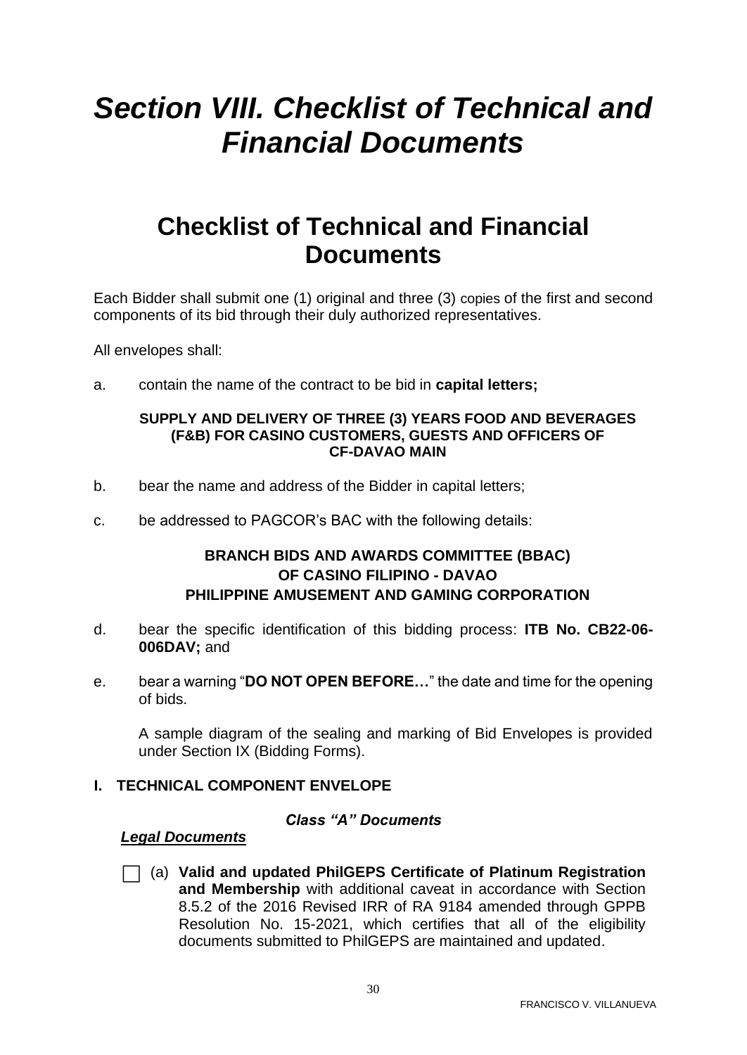# *Section VIII. Checklist of Technical and Financial Documents*

## Checklist of Technical and Financial Documents

Each Bidder shall submit one (1) original and three (3) copies of the first and second components of its bid through their duly authorized representatives.

All envelopes shall:

a. contain the name of the contract to be bid in **capital letters;**

**SUPPLY AND DELIVERY OF THREE (3) YEARS FOOD AND BEVERAGES (F&B) FOR CASINO CUSTOMERS, GUESTS AND OFFICERS OF CF-DAVAO MAIN**

b. bear the name and address of the Bidder in capital letters;

c. be addressed to PAGCOR's BAC with the following details:

**BRANCH BIDS AND AWARDS COMMITTEE (BBAC)**
**OF CASINO FILIPINO - DAVAO**
**PHILIPPINE AMUSEMENT AND GAMING CORPORATION**

d. bear the specific identification of this bidding process: **ITB No. CB22-06-006DAV;** and

e. bear a warning "**DO NOT OPEN BEFORE…**" the date and time for the opening of bids.

A sample diagram of the sealing and marking of Bid Envelopes is provided under Section IX (Bidding Forms).

### I. TECHNICAL COMPONENT ENVELOPE

***Class "A" Documents***

***Legal Documents***

☐ (a) **Valid and updated PhilGEPS Certificate of Platinum Registration and Membership** with additional caveat in accordance with Section 8.5.2 of the 2016 Revised IRR of RA 9184 amended through GPPB Resolution No. 15-2021, which certifies that all of the eligibility documents submitted to PhilGEPS are maintained and updated.

FRANCISCO V. VILLANUEVA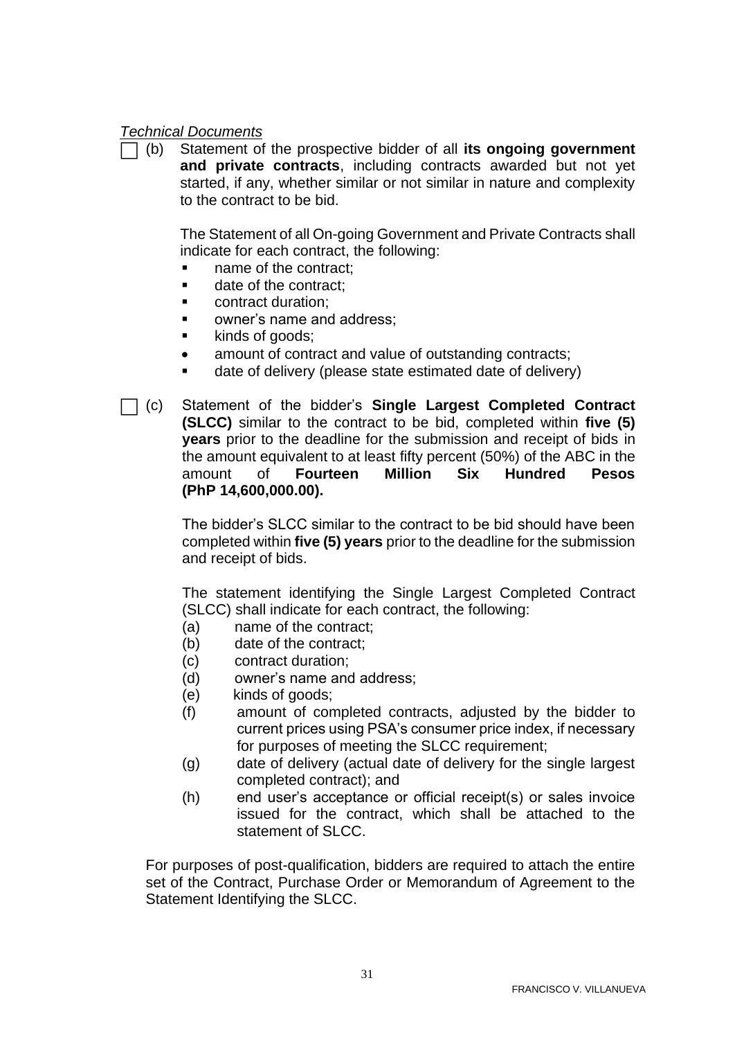*Technical Documents*

☐ (b) Statement of the prospective bidder of all **its ongoing government and private contracts**, including contracts awarded but not yet started, if any, whether similar or not similar in nature and complexity to the contract to be bid.

The Statement of all On-going Government and Private Contracts shall indicate for each contract, the following:

- name of the contract;
- date of the contract;
- contract duration;
- owner's name and address;
- kinds of goods;
- amount of contract and value of outstanding contracts;
- date of delivery (please state estimated date of delivery)

☐ (c) Statement of the bidder's **Single Largest Completed Contract (SLCC)** similar to the contract to be bid, completed within **five (5) years** prior to the deadline for the submission and receipt of bids in the amount equivalent to at least fifty percent (50%) of the ABC in the amount of **Fourteen Million Six Hundred Pesos (PhP 14,600,000.00).**

The bidder's SLCC similar to the contract to be bid should have been completed within **five (5) years** prior to the deadline for the submission and receipt of bids.

The statement identifying the Single Largest Completed Contract (SLCC) shall indicate for each contract, the following:

(a) name of the contract;
(b) date of the contract;
(c) contract duration;
(d) owner's name and address;
(e) kinds of goods;
(f) amount of completed contracts, adjusted by the bidder to current prices using PSA's consumer price index, if necessary for purposes of meeting the SLCC requirement;
(g) date of delivery (actual date of delivery for the single largest completed contract); and
(h) end user's acceptance or official receipt(s) or sales invoice issued for the contract, which shall be attached to the statement of SLCC.

For purposes of post-qualification, bidders are required to attach the entire set of the Contract, Purchase Order or Memorandum of Agreement to the Statement Identifying the SLCC.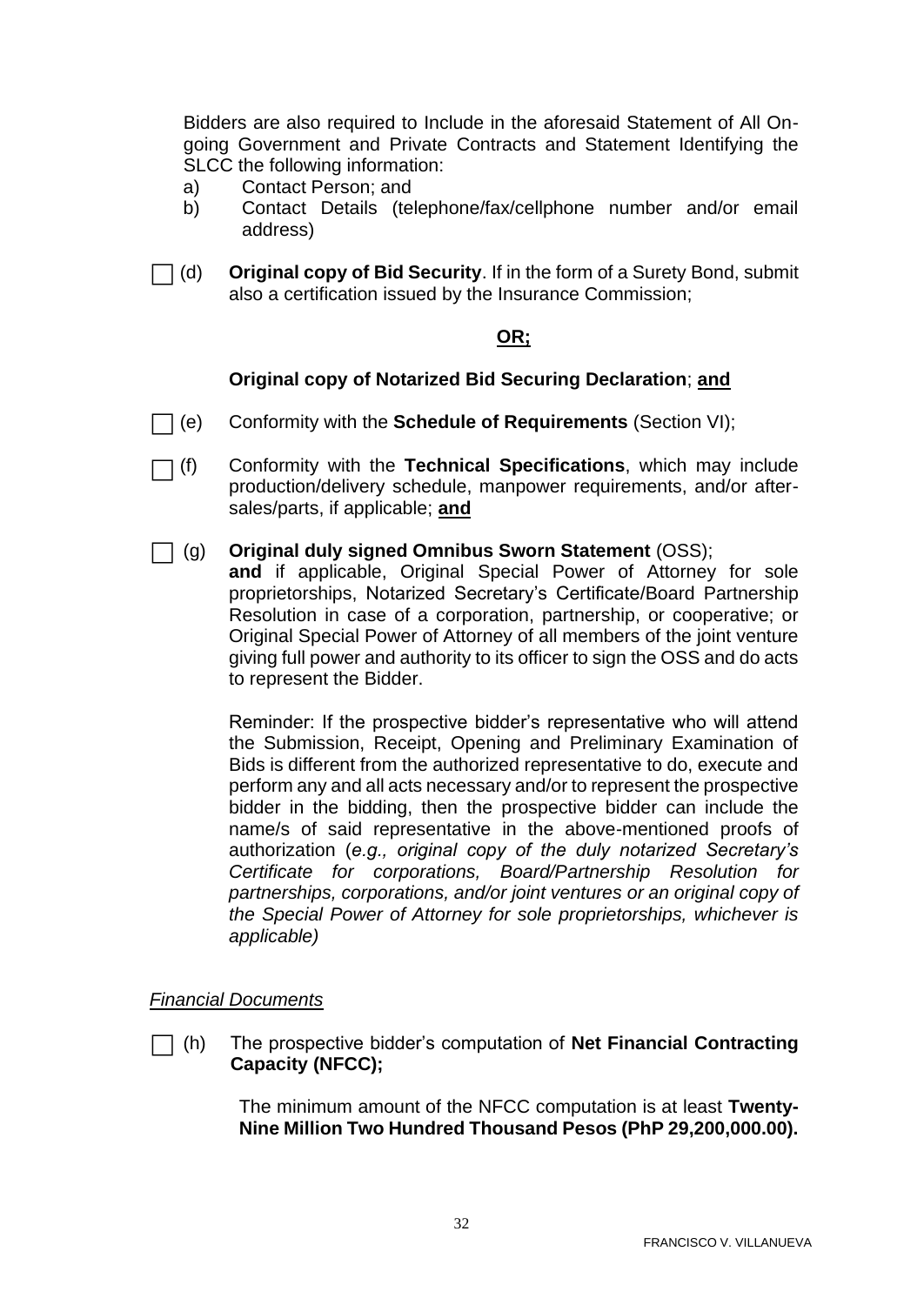Bidders are also required to Include in the aforesaid Statement of All On-going Government and Private Contracts and Statement Identifying the SLCC the following information:

a) Contact Person; and
b) Contact Details (telephone/fax/cellphone number and/or email address)

☐ (d) **Original copy of Bid Security**. If in the form of a Surety Bond, submit also a certification issued by the Insurance Commission;

**OR;**

**Original copy of Notarized Bid Securing Declaration**; **and**

☐ (e) Conformity with the **Schedule of Requirements** (Section VI);

☐ (f) Conformity with the **Technical Specifications**, which may include production/delivery schedule, manpower requirements, and/or after-sales/parts, if applicable; **and**

☐ (g) **Original duly signed Omnibus Sworn Statement** (OSS); **and** if applicable, Original Special Power of Attorney for sole proprietorships, Notarized Secretary's Certificate/Board Partnership Resolution in case of a corporation, partnership, or cooperative; or Original Special Power of Attorney of all members of the joint venture giving full power and authority to its officer to sign the OSS and do acts to represent the Bidder.

Reminder: If the prospective bidder's representative who will attend the Submission, Receipt, Opening and Preliminary Examination of Bids is different from the authorized representative to do, execute and perform any and all acts necessary and/or to represent the prospective bidder in the bidding, then the prospective bidder can include the name/s of said representative in the above-mentioned proofs of authorization (*e.g., original copy of the duly notarized Secretary's Certificate for corporations, Board/Partnership Resolution for partnerships, corporations, and/or joint ventures or an original copy of the Special Power of Attorney for sole proprietorships, whichever is applicable)*

*Financial Documents*

☐ (h) The prospective bidder's computation of **Net Financial Contracting Capacity (NFCC);**

The minimum amount of the NFCC computation is at least **Twenty-Nine Million Two Hundred Thousand Pesos (PhP 29,200,000.00).**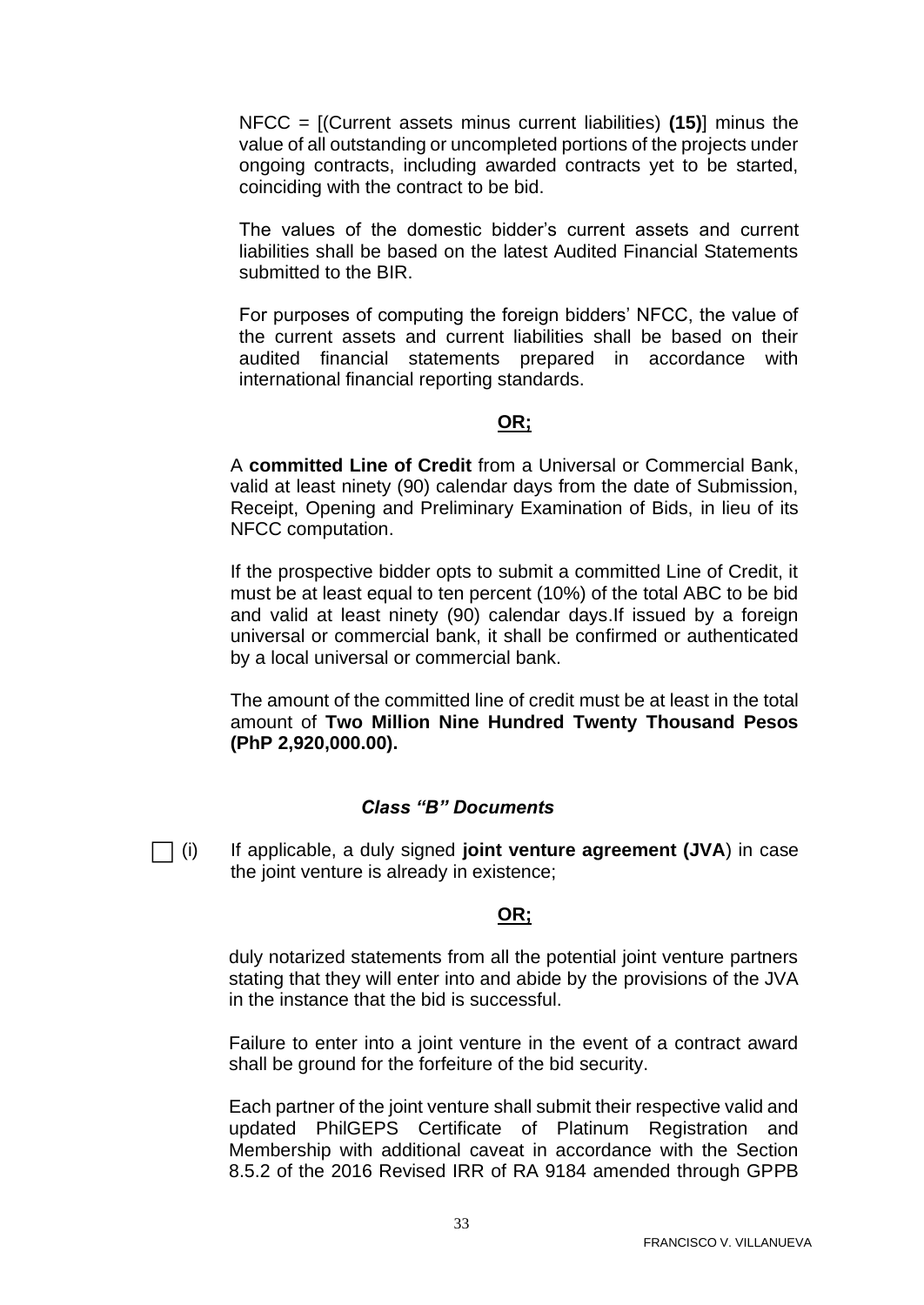NFCC = [(Current assets minus current liabilities) **(15)**] minus the value of all outstanding or uncompleted portions of the projects under ongoing contracts, including awarded contracts yet to be started, coinciding with the contract to be bid.

The values of the domestic bidder's current assets and current liabilities shall be based on the latest Audited Financial Statements submitted to the BIR.

For purposes of computing the foreign bidders' NFCC, the value of the current assets and current liabilities shall be based on their audited financial statements prepared in accordance with international financial reporting standards.

**OR;**

A **committed Line of Credit** from a Universal or Commercial Bank, valid at least ninety (90) calendar days from the date of Submission, Receipt, Opening and Preliminary Examination of Bids, in lieu of its NFCC computation.

If the prospective bidder opts to submit a committed Line of Credit, it must be at least equal to ten percent (10%) of the total ABC to be bid and valid at least ninety (90) calendar days.If issued by a foreign universal or commercial bank, it shall be confirmed or authenticated by a local universal or commercial bank.

The amount of the committed line of credit must be at least in the total amount of **Two Million Nine Hundred Twenty Thousand Pesos (PhP 2,920,000.00).**

### *Class "B" Documents*

☐ (i) If applicable, a duly signed **joint venture agreement (JVA**) in case the joint venture is already in existence;

**OR;**

duly notarized statements from all the potential joint venture partners stating that they will enter into and abide by the provisions of the JVA in the instance that the bid is successful.

Failure to enter into a joint venture in the event of a contract award shall be ground for the forfeiture of the bid security.

Each partner of the joint venture shall submit their respective valid and updated PhilGEPS Certificate of Platinum Registration and Membership with additional caveat in accordance with the Section 8.5.2 of the 2016 Revised IRR of RA 9184 amended through GPPB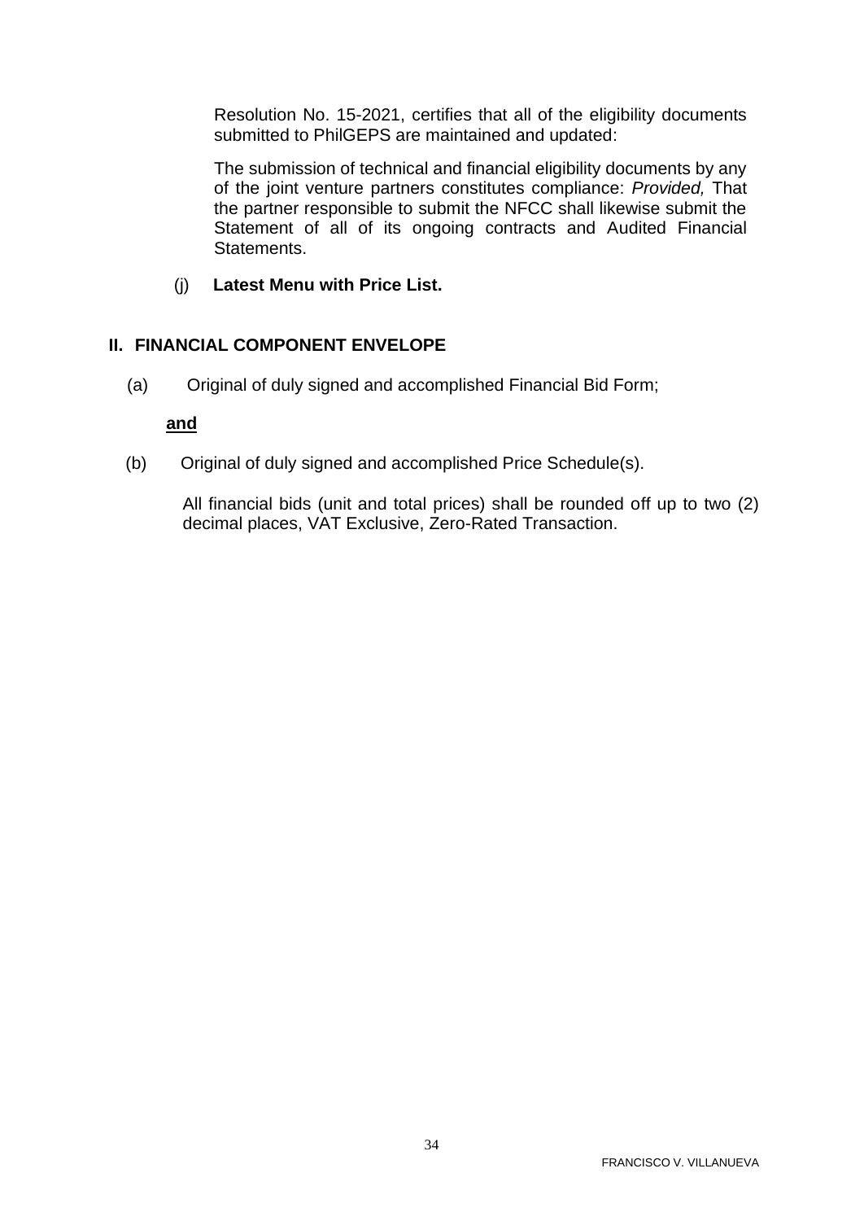Resolution No. 15-2021, certifies that all of the eligibility documents submitted to PhilGEPS are maintained and updated:

The submission of technical and financial eligibility documents by any of the joint venture partners constitutes compliance: *Provided,* That the partner responsible to submit the NFCC shall likewise submit the Statement of all of its ongoing contracts and Audited Financial Statements.

(j) **Latest Menu with Price List.**

## II. FINANCIAL COMPONENT ENVELOPE

(a) Original of duly signed and accomplished Financial Bid Form;

**and**

(b) Original of duly signed and accomplished Price Schedule(s).

All financial bids (unit and total prices) shall be rounded off up to two (2) decimal places, VAT Exclusive, Zero-Rated Transaction.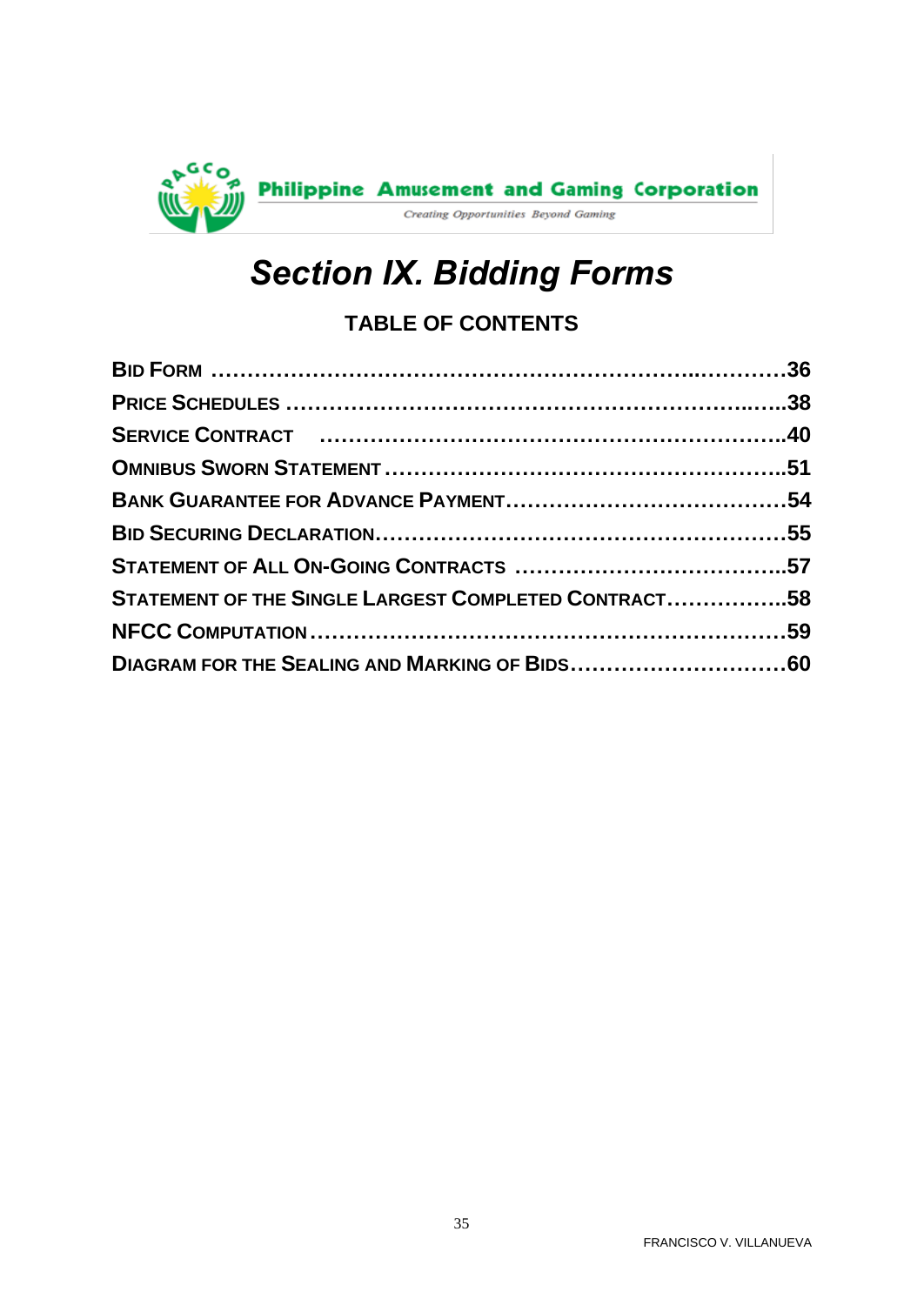# *Section IX. Bidding Forms*

## TABLE OF CONTENTS

**BID FORM ..........................................................................36**

**PRICE SCHEDULES ..................................................................38**

**SERVICE CONTRACT ................................................................40**

**OMNIBUS SWORN STATEMENT ....................................................51**

**BANK GUARANTEE FOR ADVANCE PAYMENT.......................................54**

**BID SECURING DECLARATION......................................................55**

**STATEMENT OF ALL ON-GOING CONTRACTS ......................................57**

**STATEMENT OF THE SINGLE LARGEST COMPLETED CONTRACT.................58**

**NFCC COMPUTATION ................................................................59**

**DIAGRAM FOR THE SEALING AND MARKING OF BIDS.............................60**

FRANCISCO V. VILLANUEVA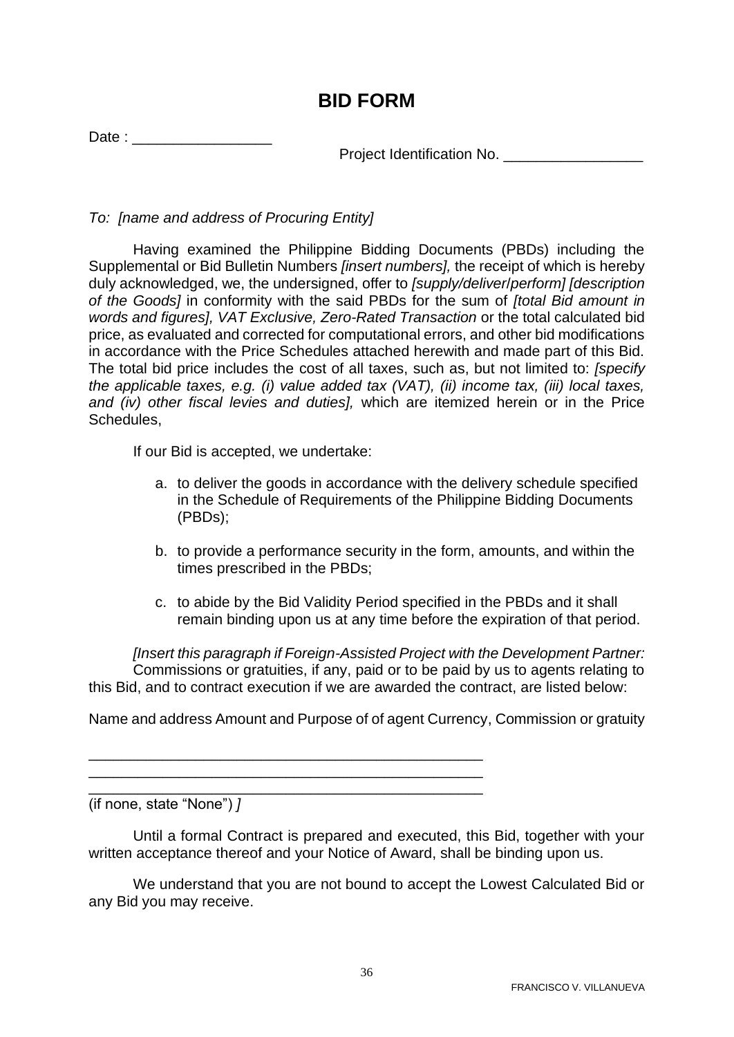# BID FORM

Date : _________________

Project Identification No. _________________

*To: [name and address of Procuring Entity]*

Having examined the Philippine Bidding Documents (PBDs) including the Supplemental or Bid Bulletin Numbers *[insert numbers],* the receipt of which is hereby duly acknowledged, we, the undersigned, offer to *[supply/deliver/perform] [description of the Goods]* in conformity with the said PBDs for the sum of *[total Bid amount in words and figures], VAT Exclusive, Zero-Rated Transaction* or the total calculated bid price, as evaluated and corrected for computational errors, and other bid modifications in accordance with the Price Schedules attached herewith and made part of this Bid. The total bid price includes the cost of all taxes, such as, but not limited to: *[specify the applicable taxes, e.g. (i) value added tax (VAT), (ii) income tax, (iii) local taxes, and (iv) other fiscal levies and duties],* which are itemized herein or in the Price Schedules,

If our Bid is accepted, we undertake:

a. to deliver the goods in accordance with the delivery schedule specified in the Schedule of Requirements of the Philippine Bidding Documents (PBDs);

b. to provide a performance security in the form, amounts, and within the times prescribed in the PBDs;

c. to abide by the Bid Validity Period specified in the PBDs and it shall remain binding upon us at any time before the expiration of that period.

*[Insert this paragraph if Foreign-Assisted Project with the Development Partner:*
Commissions or gratuities, if any, paid or to be paid by us to agents relating to this Bid, and to contract execution if we are awarded the contract, are listed below:

Name and address Amount and Purpose of of agent Currency, Commission or gratuity

_________________________________________________
_________________________________________________
_________________________________________________
(if none, state "None") *]*

Until a formal Contract is prepared and executed, this Bid, together with your written acceptance thereof and your Notice of Award, shall be binding upon us.

We understand that you are not bound to accept the Lowest Calculated Bid or any Bid you may receive.

FRANCISCO V. VILLANUEVA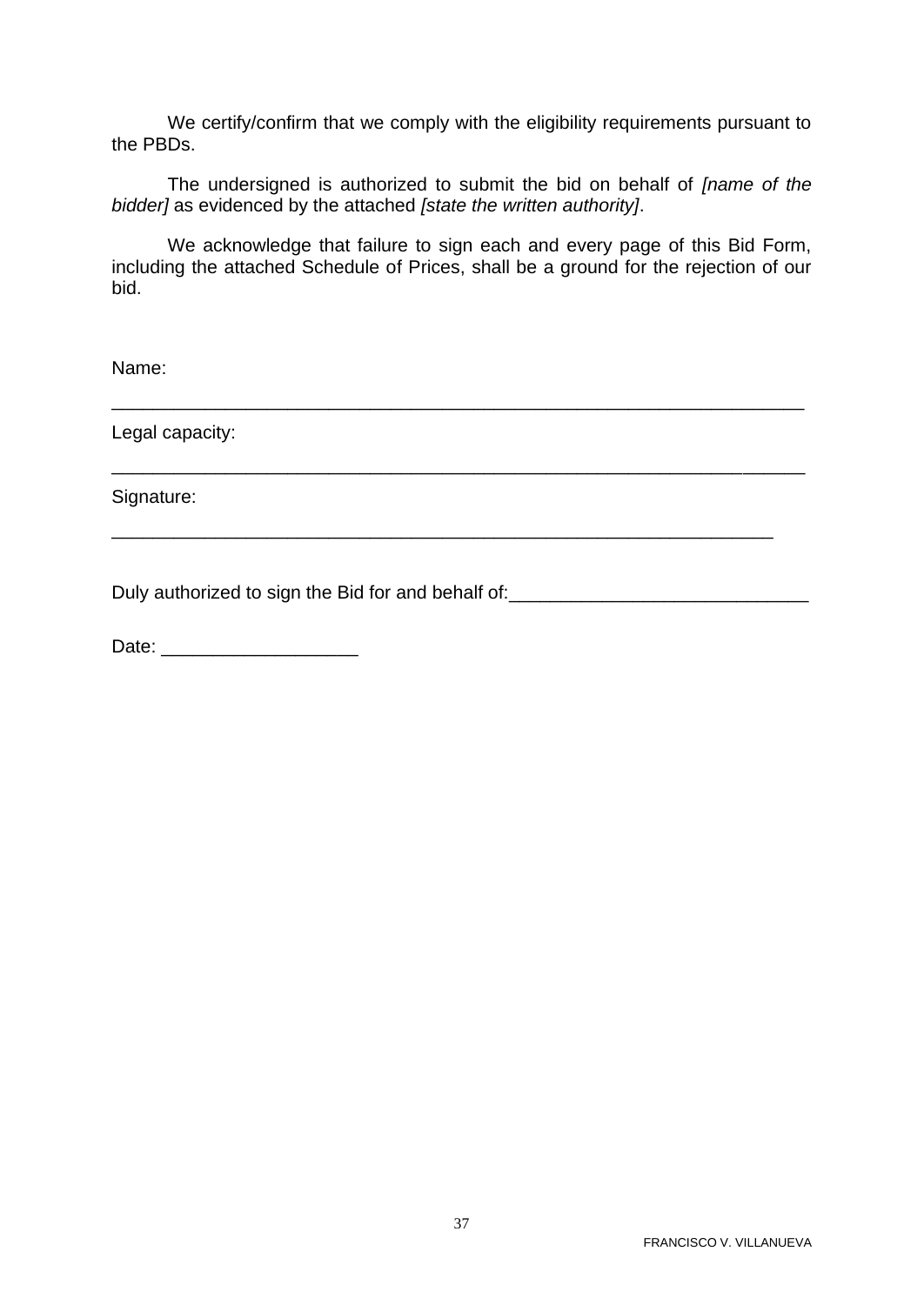We certify/confirm that we comply with the eligibility requirements pursuant to the PBDs.

The undersigned is authorized to submit the bid on behalf of *[name of the bidder]* as evidenced by the attached *[state the written authority]*.

We acknowledge that failure to sign each and every page of this Bid Form, including the attached Schedule of Prices, shall be a ground for the rejection of our bid.

Name:

_________________________________________________________________

Legal capacity:

_________________________________________________________________

Signature:

______________________________________________________________

Duly authorized to sign the Bid for and behalf of:____________________________

Date: ___________________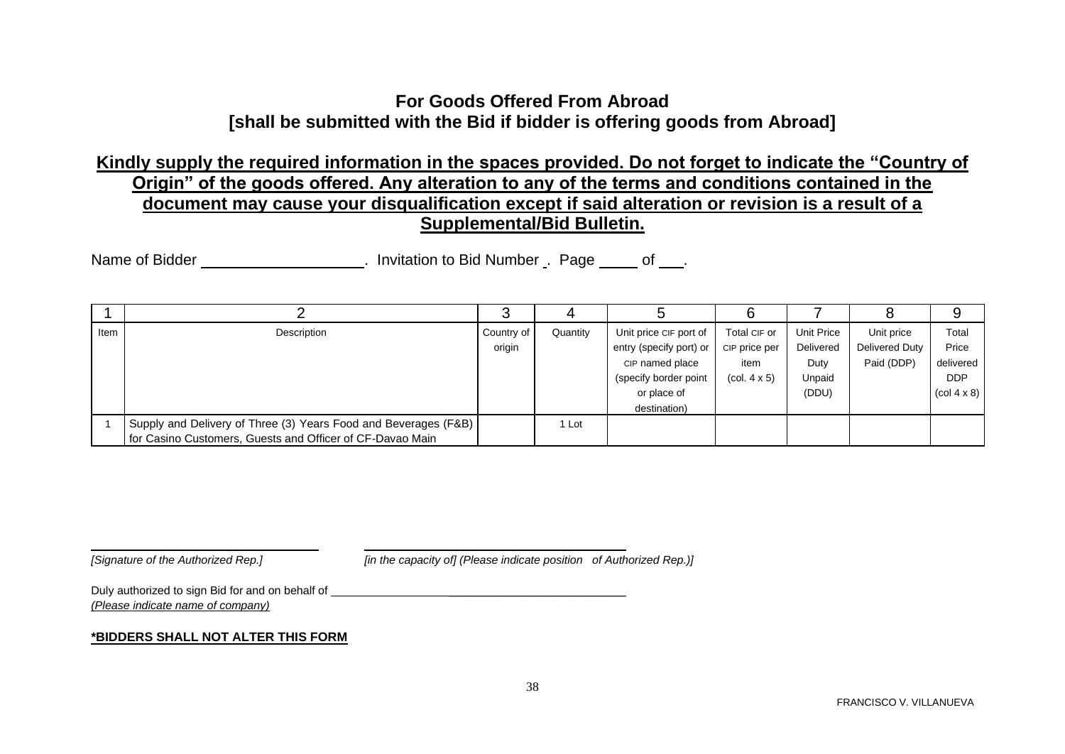## For Goods Offered From Abroad
## [shall be submitted with the Bid if bidder is offering goods from Abroad]

**Kindly supply the required information in the spaces provided. Do not forget to indicate the "Country of Origin" of the goods offered. Any alteration to any of the terms and conditions contained in the document may cause your disqualification except if said alteration or revision is a result of a Supplemental/Bid Bulletin.**

Name of Bidder ___________________. Invitation to Bid Number _. Page _____ of ___.

| 1 | 2 | 3 | 4 | 5 | 6 | 7 | 8 | 9 |
|---|---|---|---|---|---|---|---|---|
| Item | Description | Country of origin | Quantity | Unit price CIF port of entry (specify port) or CIP named place (specify border point or place of destination) | Total CIF or CIP price per item (col. 4 x 5) | Unit Price Delivered Duty Unpaid (DDU) | Unit price Delivered Duty Paid (DDP) | Total Price delivered DDP (col 4 x 8) |
| 1 | Supply and Delivery of Three (3) Years Food and Beverages (F&B) for Casino Customers, Guests and Officer of CF-Davao Main | | 1 Lot | | | | | |

_______________________________ &nbsp;&nbsp;&nbsp;&nbsp; _______________________________

*[Signature of the Authorized Rep.]* &nbsp;&nbsp;&nbsp;&nbsp; *[in the capacity of] (Please indicate position of Authorized Rep.)]*

Duly authorized to sign Bid for and on behalf of _______________________________

*(Please indicate name of company)*

**\*BIDDERS SHALL NOT ALTER THIS FORM**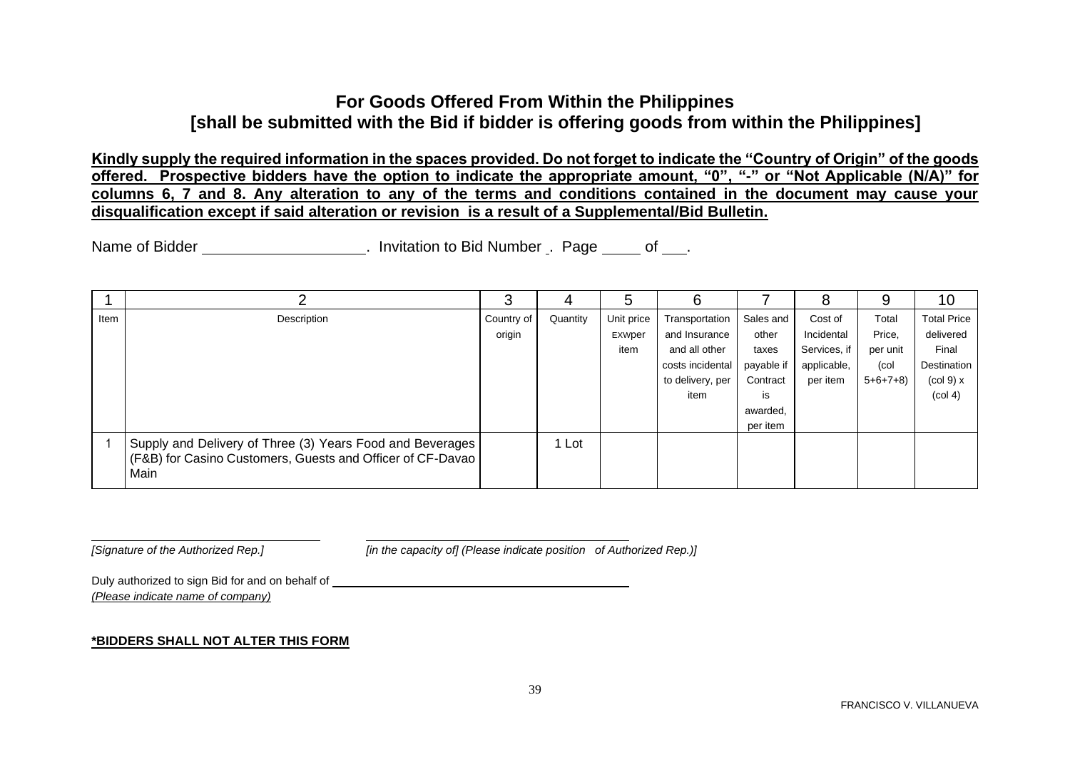## For Goods Offered From Within the Philippines
## [shall be submitted with the Bid if bidder is offering goods from within the Philippines]

**Kindly supply the required information in the spaces provided. Do not forget to indicate the "Country of Origin" of the goods offered. Prospective bidders have the option to indicate the appropriate amount, "0", "-" or "Not Applicable (N/A)" for columns 6, 7 and 8. Any alteration to any of the terms and conditions contained in the document may cause your disqualification except if said alteration or revision is a result of a Supplemental/Bid Bulletin.**

Name of Bidder ____________________. Invitation to Bid Number _. Page _____ of ___.

| 1 | 2 | 3 | 4 | 5 | 6 | 7 | 8 | 9 | 10 |
|---|---|---|---|---|---|---|---|---|---|
| Item | Description | Country of origin | Quantity | Unit price Exwper item | Transportation and Insurance and all other costs incidental to delivery, per item | Sales and other taxes payable if Contract is awarded, per item | Cost of Incidental Services, if applicable, per item | Total Price, per unit (col 5+6+7+8) | Total Price delivered Final Destination (col 9) x (col 4) |
| 1 | Supply and Delivery of Three (3) Years Food and Beverages (F&B) for Casino Customers, Guests and Officer of CF-Davao Main | | 1 Lot | | | | | | |

_________________________________ &nbsp;&nbsp;&nbsp;&nbsp; _________________________________

*[Signature of the Authorized Rep.]* &nbsp;&nbsp;&nbsp;&nbsp; *[in the capacity of] (Please indicate position of Authorized Rep.)]*

Duly authorized to sign Bid for and on behalf of _________________________________
*(Please indicate name of company)*

**\*BIDDERS SHALL NOT ALTER THIS FORM**

FRANCISCO V. VILLANUEVA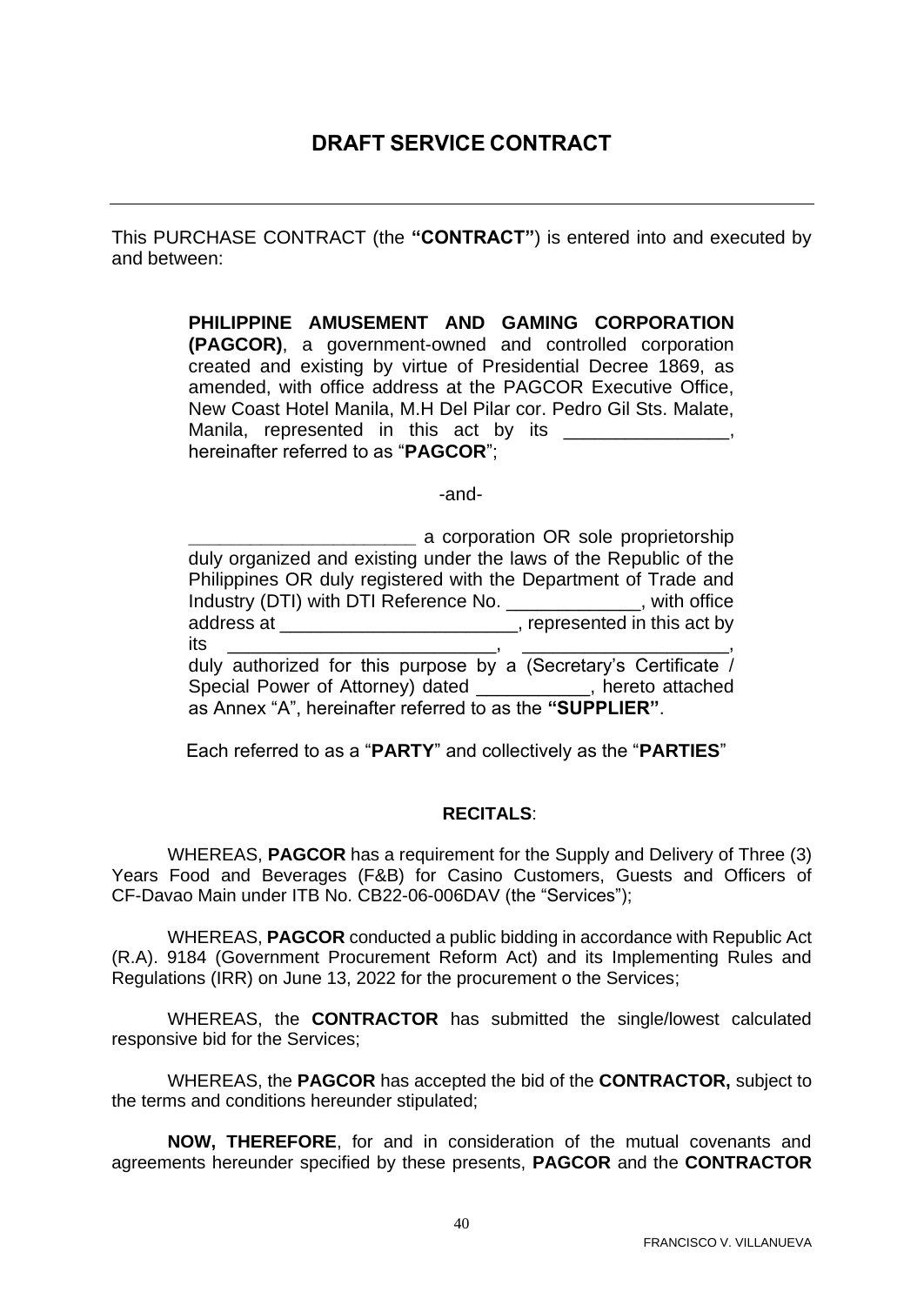# DRAFT SERVICE CONTRACT

---

This PURCHASE CONTRACT (the **"CONTRACT"**) is entered into and executed by and between:

> **PHILIPPINE AMUSEMENT AND GAMING CORPORATION (PAGCOR)**, a government-owned and controlled corporation created and existing by virtue of Presidential Decree 1869, as amended, with office address at the PAGCOR Executive Office, New Coast Hotel Manila, M.H Del Pilar cor. Pedro Gil Sts. Malate, Manila, represented in this act by its ________________, hereinafter referred to as "**PAGCOR**";
>
> -and-
>
> ______________________ a corporation OR sole proprietorship duly organized and existing under the laws of the Republic of the Philippines OR duly registered with the Department of Trade and Industry (DTI) with DTI Reference No. _____________, with office address at _______________________, represented in this act by its __________________________, ____________________, duly authorized for this purpose by a (Secretary's Certificate / Special Power of Attorney) dated ___________, hereto attached as Annex "A", hereinafter referred to as the **"SUPPLIER"**.
>
> Each referred to as a "**PARTY**" and collectively as the "**PARTIES**"

**RECITALS**:

WHEREAS, **PAGCOR** has a requirement for the Supply and Delivery of Three (3) Years Food and Beverages (F&B) for Casino Customers, Guests and Officers of CF-Davao Main under ITB No. CB22-06-006DAV (the "Services");

WHEREAS, **PAGCOR** conducted a public bidding in accordance with Republic Act (R.A). 9184 (Government Procurement Reform Act) and its Implementing Rules and Regulations (IRR) on June 13, 2022 for the procurement o the Services;

WHEREAS, the **CONTRACTOR** has submitted the single/lowest calculated responsive bid for the Services;

WHEREAS, the **PAGCOR** has accepted the bid of the **CONTRACTOR,** subject to the terms and conditions hereunder stipulated;

**NOW, THEREFORE**, for and in consideration of the mutual covenants and agreements hereunder specified by these presents, **PAGCOR** and the **CONTRACTOR**

FRANCISCO V. VILLANUEVA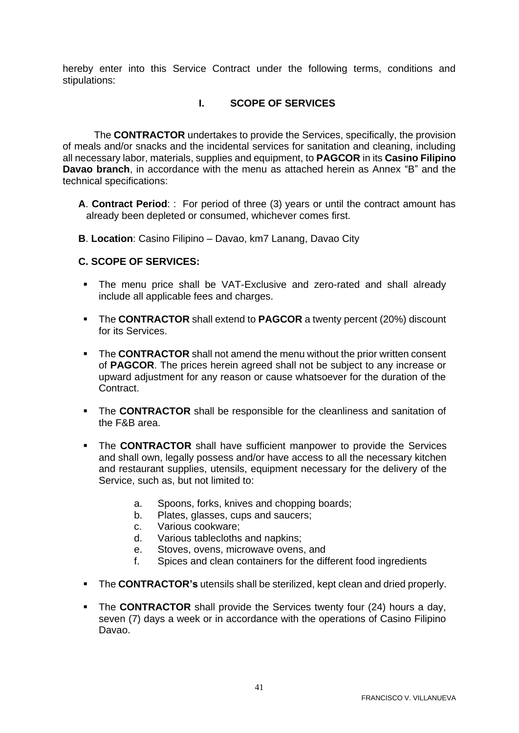hereby enter into this Service Contract under the following terms, conditions and stipulations:

## I. SCOPE OF SERVICES

The **CONTRACTOR** undertakes to provide the Services, specifically, the provision of meals and/or snacks and the incidental services for sanitation and cleaning, including all necessary labor, materials, supplies and equipment, to **PAGCOR** in its **Casino Filipino Davao branch**, in accordance with the menu as attached herein as Annex "B" and the technical specifications:

**A**. **Contract Period**: : For period of three (3) years or until the contract amount has already been depleted or consumed, whichever comes first.

**B**. **Location**: Casino Filipino – Davao, km7 Lanang, Davao City

**C. SCOPE OF SERVICES:**

- The menu price shall be VAT-Exclusive and zero-rated and shall already include all applicable fees and charges.
- The **CONTRACTOR** shall extend to **PAGCOR** a twenty percent (20%) discount for its Services.
- The **CONTRACTOR** shall not amend the menu without the prior written consent of **PAGCOR**. The prices herein agreed shall not be subject to any increase or upward adjustment for any reason or cause whatsoever for the duration of the Contract.
- The **CONTRACTOR** shall be responsible for the cleanliness and sanitation of the F&B area.
- The **CONTRACTOR** shall have sufficient manpower to provide the Services and shall own, legally possess and/or have access to all the necessary kitchen and restaurant supplies, utensils, equipment necessary for the delivery of the Service, such as, but not limited to:
  - a. Spoons, forks, knives and chopping boards;
  - b. Plates, glasses, cups and saucers;
  - c. Various cookware;
  - d. Various tablecloths and napkins;
  - e. Stoves, ovens, microwave ovens, and
  - f. Spices and clean containers for the different food ingredients
- The **CONTRACTOR's** utensils shall be sterilized, kept clean and dried properly.
- The **CONTRACTOR** shall provide the Services twenty four (24) hours a day, seven (7) days a week or in accordance with the operations of Casino Filipino Davao.

FRANCISCO V. VILLANUEVA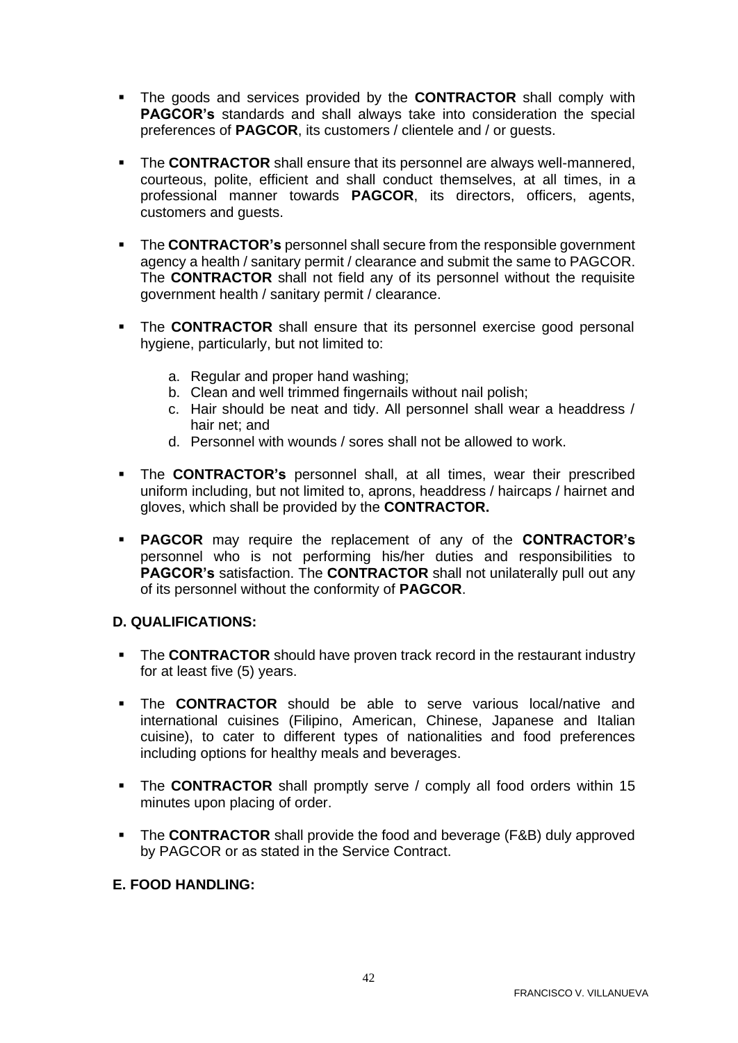- The goods and services provided by the **CONTRACTOR** shall comply with **PAGCOR's** standards and shall always take into consideration the special preferences of **PAGCOR**, its customers / clientele and / or guests.

- The **CONTRACTOR** shall ensure that its personnel are always well-mannered, courteous, polite, efficient and shall conduct themselves, at all times, in a professional manner towards **PAGCOR**, its directors, officers, agents, customers and guests.

- The **CONTRACTOR's** personnel shall secure from the responsible government agency a health / sanitary permit / clearance and submit the same to PAGCOR. The **CONTRACTOR** shall not field any of its personnel without the requisite government health / sanitary permit / clearance.

- The **CONTRACTOR** shall ensure that its personnel exercise good personal hygiene, particularly, but not limited to:

  a. Regular and proper hand washing;
  b. Clean and well trimmed fingernails without nail polish;
  c. Hair should be neat and tidy. All personnel shall wear a headdress / hair net; and
  d. Personnel with wounds / sores shall not be allowed to work.

- The **CONTRACTOR's** personnel shall, at all times, wear their prescribed uniform including, but not limited to, aprons, headdress / haircaps / hairnet and gloves, which shall be provided by the **CONTRACTOR.**

- **PAGCOR** may require the replacement of any of the **CONTRACTOR's** personnel who is not performing his/her duties and responsibilities to **PAGCOR's** satisfaction. The **CONTRACTOR** shall not unilaterally pull out any of its personnel without the conformity of **PAGCOR**.

**D. QUALIFICATIONS:**

- The **CONTRACTOR** should have proven track record in the restaurant industry for at least five (5) years.

- The **CONTRACTOR** should be able to serve various local/native and international cuisines (Filipino, American, Chinese, Japanese and Italian cuisine), to cater to different types of nationalities and food preferences including options for healthy meals and beverages.

- The **CONTRACTOR** shall promptly serve / comply all food orders within 15 minutes upon placing of order.

- The **CONTRACTOR** shall provide the food and beverage (F&B) duly approved by PAGCOR or as stated in the Service Contract.

**E. FOOD HANDLING:**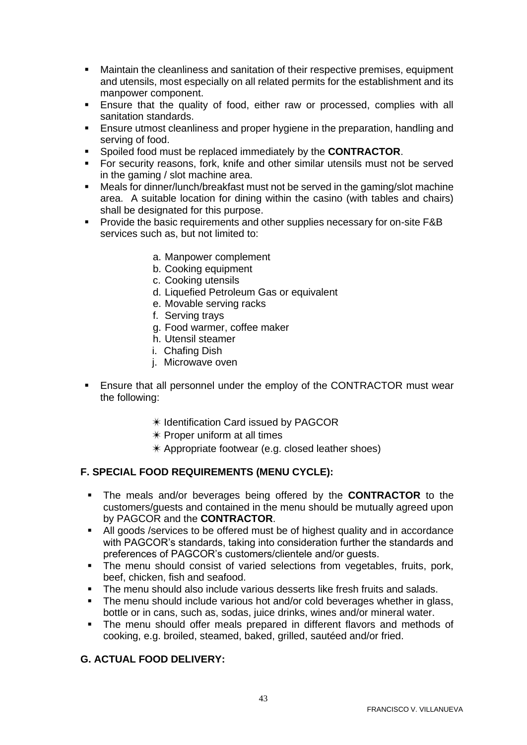- Maintain the cleanliness and sanitation of their respective premises, equipment and utensils, most especially on all related permits for the establishment and its manpower component.
- Ensure that the quality of food, either raw or processed, complies with all sanitation standards.
- Ensure utmost cleanliness and proper hygiene in the preparation, handling and serving of food.
- Spoiled food must be replaced immediately by the **CONTRACTOR**.
- For security reasons, fork, knife and other similar utensils must not be served in the gaming / slot machine area.
- Meals for dinner/lunch/breakfast must not be served in the gaming/slot machine area. A suitable location for dining within the casino (with tables and chairs) shall be designated for this purpose.
- Provide the basic requirements and other supplies necessary for on-site F&B services such as, but not limited to:

    a. Manpower complement
    b. Cooking equipment
    c. Cooking utensils
    d. Liquefied Petroleum Gas or equivalent
    e. Movable serving racks
    f. Serving trays
    g. Food warmer, coffee maker
    h. Utensil steamer
    i. Chafing Dish
    j. Microwave oven

- Ensure that all personnel under the employ of the CONTRACTOR must wear the following:

    ✳ Identification Card issued by PAGCOR
    ✳ Proper uniform at all times
    ✳ Appropriate footwear (e.g. closed leather shoes)

**F. SPECIAL FOOD REQUIREMENTS (MENU CYCLE):**

- The meals and/or beverages being offered by the **CONTRACTOR** to the customers/guests and contained in the menu should be mutually agreed upon by PAGCOR and the **CONTRACTOR**.
- All goods /services to be offered must be of highest quality and in accordance with PAGCOR's standards, taking into consideration further the standards and preferences of PAGCOR's customers/clientele and/or guests.
- The menu should consist of varied selections from vegetables, fruits, pork, beef, chicken, fish and seafood.
- The menu should also include various desserts like fresh fruits and salads.
- The menu should include various hot and/or cold beverages whether in glass, bottle or in cans, such as, sodas, juice drinks, wines and/or mineral water.
- The menu should offer meals prepared in different flavors and methods of cooking, e.g. broiled, steamed, baked, grilled, sautéed and/or fried.

**G. ACTUAL FOOD DELIVERY:**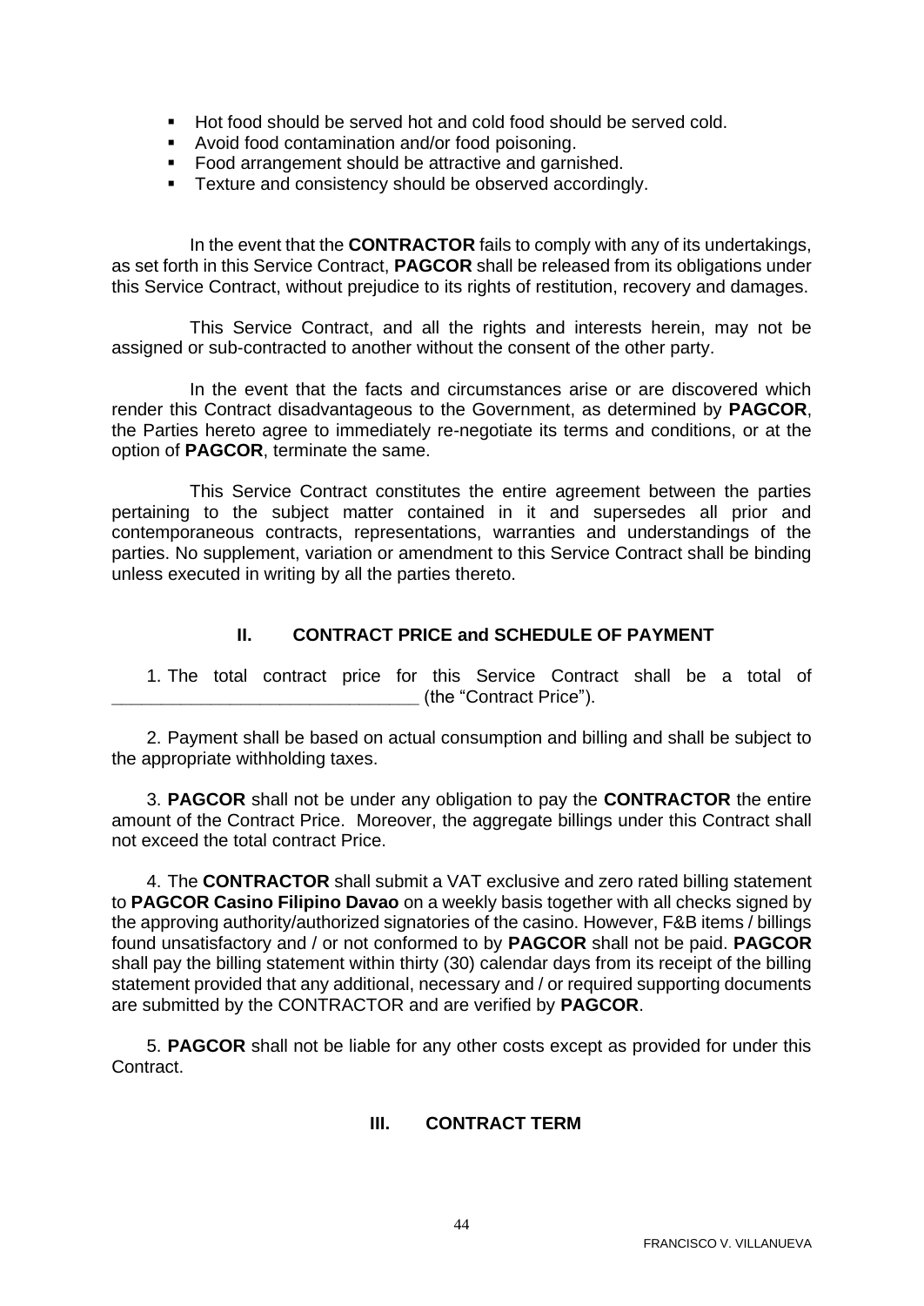- Hot food should be served hot and cold food should be served cold.
- Avoid food contamination and/or food poisoning.
- Food arrangement should be attractive and garnished.
- Texture and consistency should be observed accordingly.

In the event that the **CONTRACTOR** fails to comply with any of its undertakings, as set forth in this Service Contract, **PAGCOR** shall be released from its obligations under this Service Contract, without prejudice to its rights of restitution, recovery and damages.

This Service Contract, and all the rights and interests herein, may not be assigned or sub-contracted to another without the consent of the other party.

In the event that the facts and circumstances arise or are discovered which render this Contract disadvantageous to the Government, as determined by **PAGCOR**, the Parties hereto agree to immediately re-negotiate its terms and conditions, or at the option of **PAGCOR**, terminate the same.

This Service Contract constitutes the entire agreement between the parties pertaining to the subject matter contained in it and supersedes all prior and contemporaneous contracts, representations, warranties and understandings of the parties. No supplement, variation or amendment to this Service Contract shall be binding unless executed in writing by all the parties thereto.

## II. CONTRACT PRICE and SCHEDULE OF PAYMENT

1. The total contract price for this Service Contract shall be a total of ______________________________ (the "Contract Price").

2. Payment shall be based on actual consumption and billing and shall be subject to the appropriate withholding taxes.

3. **PAGCOR** shall not be under any obligation to pay the **CONTRACTOR** the entire amount of the Contract Price. Moreover, the aggregate billings under this Contract shall not exceed the total contract Price.

4. The **CONTRACTOR** shall submit a VAT exclusive and zero rated billing statement to **PAGCOR Casino Filipino Davao** on a weekly basis together with all checks signed by the approving authority/authorized signatories of the casino. However, F&B items / billings found unsatisfactory and / or not conformed to by **PAGCOR** shall not be paid. **PAGCOR** shall pay the billing statement within thirty (30) calendar days from its receipt of the billing statement provided that any additional, necessary and / or required supporting documents are submitted by the CONTRACTOR and are verified by **PAGCOR**.

5. **PAGCOR** shall not be liable for any other costs except as provided for under this Contract.

## III. CONTRACT TERM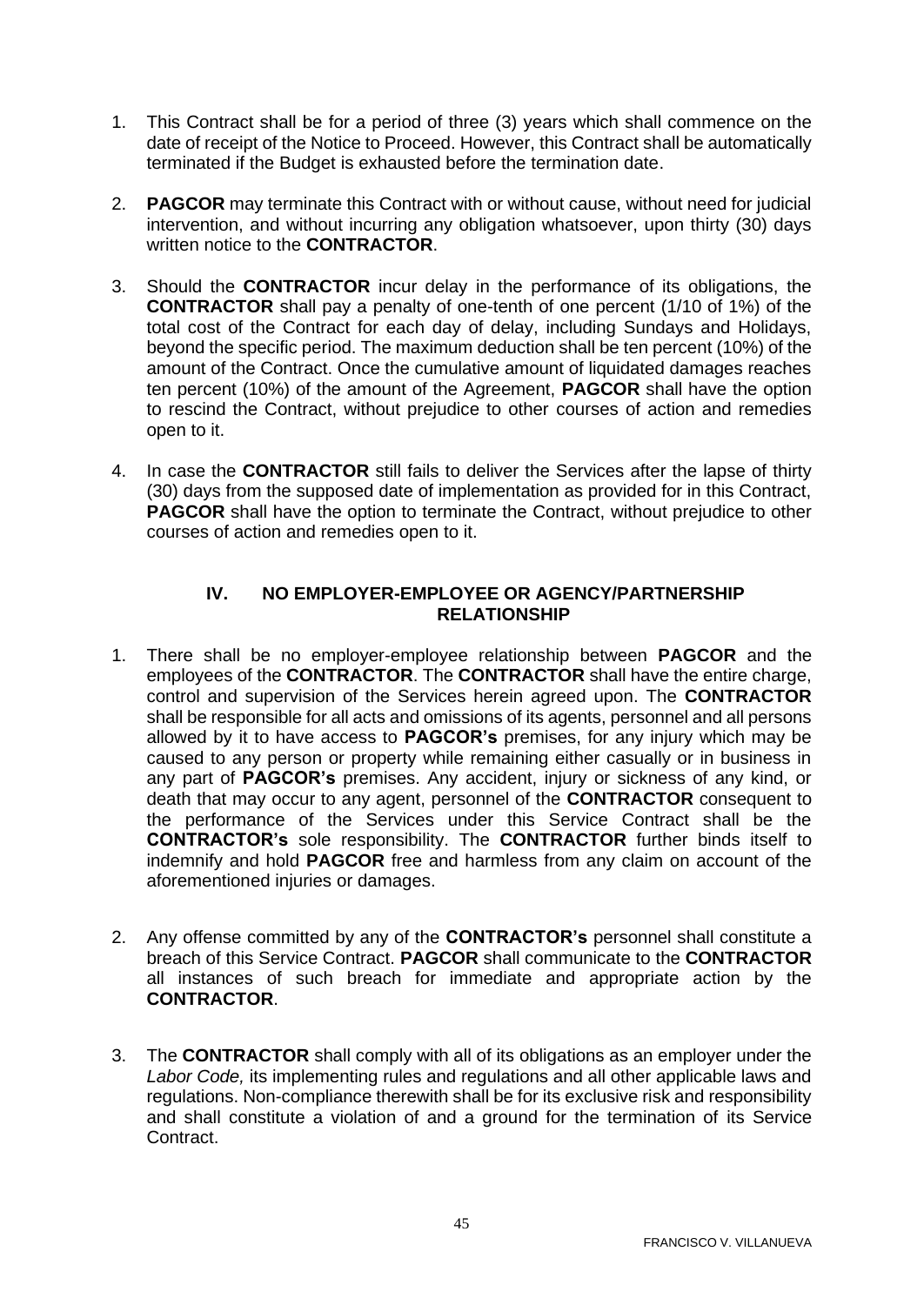1. This Contract shall be for a period of three (3) years which shall commence on the date of receipt of the Notice to Proceed. However, this Contract shall be automatically terminated if the Budget is exhausted before the termination date.

2. **PAGCOR** may terminate this Contract with or without cause, without need for judicial intervention, and without incurring any obligation whatsoever, upon thirty (30) days written notice to the **CONTRACTOR**.

3. Should the **CONTRACTOR** incur delay in the performance of its obligations, the **CONTRACTOR** shall pay a penalty of one-tenth of one percent (1/10 of 1%) of the total cost of the Contract for each day of delay, including Sundays and Holidays, beyond the specific period. The maximum deduction shall be ten percent (10%) of the amount of the Contract. Once the cumulative amount of liquidated damages reaches ten percent (10%) of the amount of the Agreement, **PAGCOR** shall have the option to rescind the Contract, without prejudice to other courses of action and remedies open to it.

4. In case the **CONTRACTOR** still fails to deliver the Services after the lapse of thirty (30) days from the supposed date of implementation as provided for in this Contract, **PAGCOR** shall have the option to terminate the Contract, without prejudice to other courses of action and remedies open to it.

## IV. NO EMPLOYER-EMPLOYEE OR AGENCY/PARTNERSHIP RELATIONSHIP

1. There shall be no employer-employee relationship between **PAGCOR** and the employees of the **CONTRACTOR**. The **CONTRACTOR** shall have the entire charge, control and supervision of the Services herein agreed upon. The **CONTRACTOR** shall be responsible for all acts and omissions of its agents, personnel and all persons allowed by it to have access to **PAGCOR's** premises, for any injury which may be caused to any person or property while remaining either casually or in business in any part of **PAGCOR's** premises. Any accident, injury or sickness of any kind, or death that may occur to any agent, personnel of the **CONTRACTOR** consequent to the performance of the Services under this Service Contract shall be the **CONTRACTOR's** sole responsibility. The **CONTRACTOR** further binds itself to indemnify and hold **PAGCOR** free and harmless from any claim on account of the aforementioned injuries or damages.

2. Any offense committed by any of the **CONTRACTOR's** personnel shall constitute a breach of this Service Contract. **PAGCOR** shall communicate to the **CONTRACTOR** all instances of such breach for immediate and appropriate action by the **CONTRACTOR**.

3. The **CONTRACTOR** shall comply with all of its obligations as an employer under the *Labor Code,* its implementing rules and regulations and all other applicable laws and regulations. Non-compliance therewith shall be for its exclusive risk and responsibility and shall constitute a violation of and a ground for the termination of its Service Contract.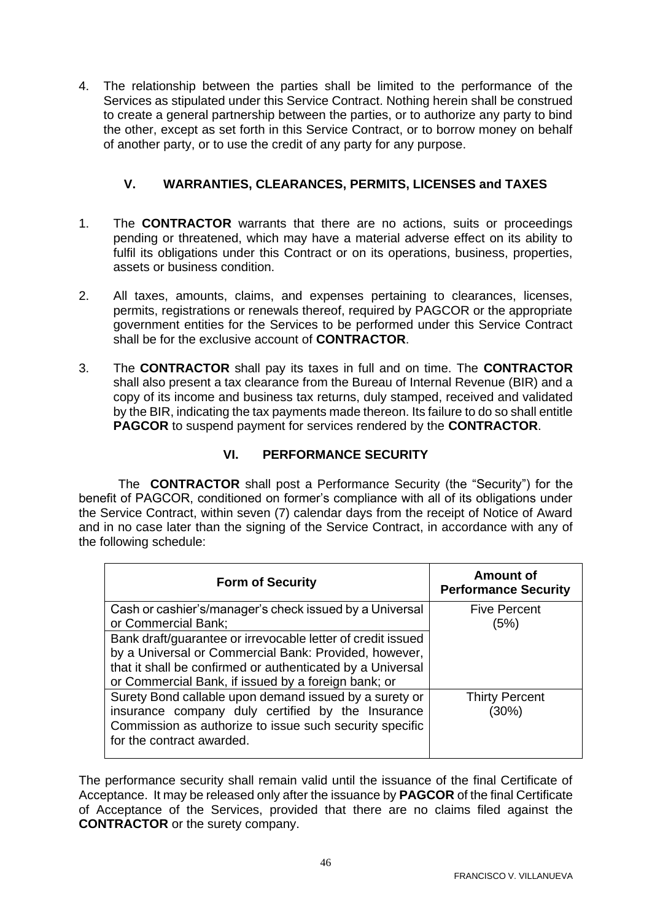4. The relationship between the parties shall be limited to the performance of the Services as stipulated under this Service Contract. Nothing herein shall be construed to create a general partnership between the parties, or to authorize any party to bind the other, except as set forth in this Service Contract, or to borrow money on behalf of another party, or to use the credit of any party for any purpose.

## V. WARRANTIES, CLEARANCES, PERMITS, LICENSES and TAXES

1. The **CONTRACTOR** warrants that there are no actions, suits or proceedings pending or threatened, which may have a material adverse effect on its ability to fulfil its obligations under this Contract or on its operations, business, properties, assets or business condition.

2. All taxes, amounts, claims, and expenses pertaining to clearances, licenses, permits, registrations or renewals thereof, required by PAGCOR or the appropriate government entities for the Services to be performed under this Service Contract shall be for the exclusive account of **CONTRACTOR**.

3. The **CONTRACTOR** shall pay its taxes in full and on time. The **CONTRACTOR** shall also present a tax clearance from the Bureau of Internal Revenue (BIR) and a copy of its income and business tax returns, duly stamped, received and validated by the BIR, indicating the tax payments made thereon. Its failure to do so shall entitle **PAGCOR** to suspend payment for services rendered by the **CONTRACTOR**.

## VI. PERFORMANCE SECURITY

The **CONTRACTOR** shall post a Performance Security (the "Security") for the benefit of PAGCOR, conditioned on former's compliance with all of its obligations under the Service Contract, within seven (7) calendar days from the receipt of Notice of Award and in no case later than the signing of the Service Contract, in accordance with any of the following schedule:

| Form of Security | Amount of Performance Security |
|---|---|
| Cash or cashier's/manager's check issued by a Universal or Commercial Bank; | Five Percent (5%) |
| Bank draft/guarantee or irrevocable letter of credit issued by a Universal or Commercial Bank: Provided, however, that it shall be confirmed or authenticated by a Universal or Commercial Bank, if issued by a foreign bank; or | |
| Surety Bond callable upon demand issued by a surety or insurance company duly certified by the Insurance Commission as authorize to issue such security specific for the contract awarded. | Thirty Percent (30%) |

The performance security shall remain valid until the issuance of the final Certificate of Acceptance. It may be released only after the issuance by **PAGCOR** of the final Certificate of Acceptance of the Services, provided that there are no claims filed against the **CONTRACTOR** or the surety company.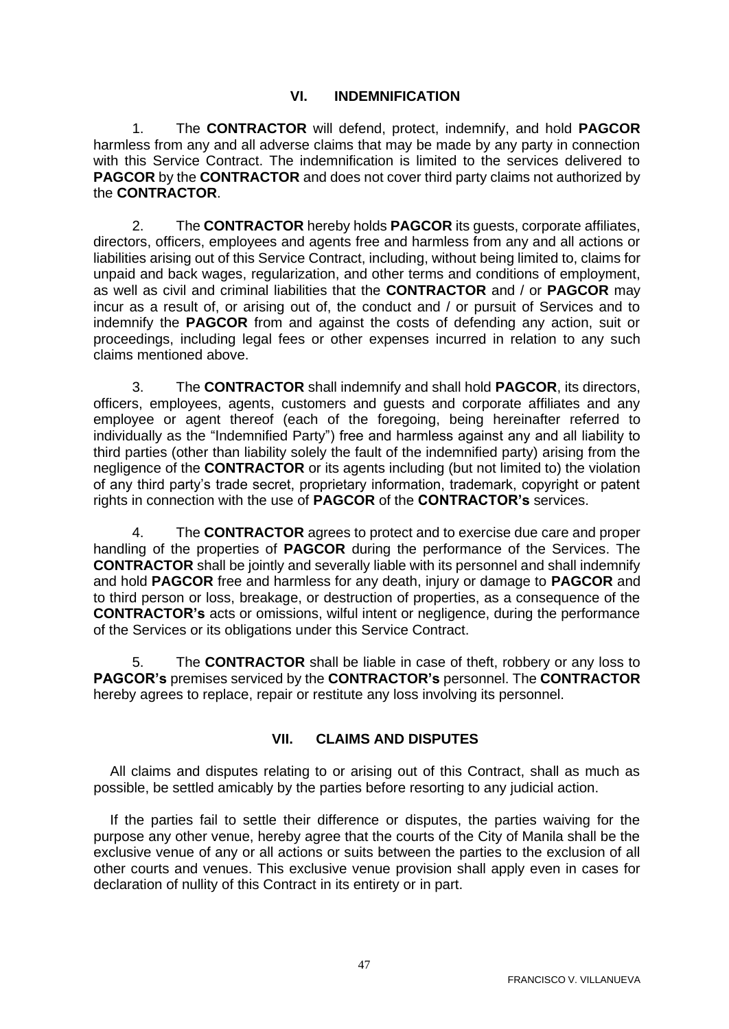## VI. INDEMNIFICATION

1. The **CONTRACTOR** will defend, protect, indemnify, and hold **PAGCOR** harmless from any and all adverse claims that may be made by any party in connection with this Service Contract. The indemnification is limited to the services delivered to **PAGCOR** by the **CONTRACTOR** and does not cover third party claims not authorized by the **CONTRACTOR**.

2. The **CONTRACTOR** hereby holds **PAGCOR** its guests, corporate affiliates, directors, officers, employees and agents free and harmless from any and all actions or liabilities arising out of this Service Contract, including, without being limited to, claims for unpaid and back wages, regularization, and other terms and conditions of employment, as well as civil and criminal liabilities that the **CONTRACTOR** and / or **PAGCOR** may incur as a result of, or arising out of, the conduct and / or pursuit of Services and to indemnify the **PAGCOR** from and against the costs of defending any action, suit or proceedings, including legal fees or other expenses incurred in relation to any such claims mentioned above.

3. The **CONTRACTOR** shall indemnify and shall hold **PAGCOR**, its directors, officers, employees, agents, customers and guests and corporate affiliates and any employee or agent thereof (each of the foregoing, being hereinafter referred to individually as the "Indemnified Party") free and harmless against any and all liability to third parties (other than liability solely the fault of the indemnified party) arising from the negligence of the **CONTRACTOR** or its agents including (but not limited to) the violation of any third party's trade secret, proprietary information, trademark, copyright or patent rights in connection with the use of **PAGCOR** of the **CONTRACTOR's** services.

4. The **CONTRACTOR** agrees to protect and to exercise due care and proper handling of the properties of **PAGCOR** during the performance of the Services. The **CONTRACTOR** shall be jointly and severally liable with its personnel and shall indemnify and hold **PAGCOR** free and harmless for any death, injury or damage to **PAGCOR** and to third person or loss, breakage, or destruction of properties, as a consequence of the **CONTRACTOR's** acts or omissions, wilful intent or negligence, during the performance of the Services or its obligations under this Service Contract.

5. The **CONTRACTOR** shall be liable in case of theft, robbery or any loss to **PAGCOR's** premises serviced by the **CONTRACTOR's** personnel. The **CONTRACTOR** hereby agrees to replace, repair or restitute any loss involving its personnel.

## VII. CLAIMS AND DISPUTES

All claims and disputes relating to or arising out of this Contract, shall as much as possible, be settled amicably by the parties before resorting to any judicial action.

If the parties fail to settle their difference or disputes, the parties waiving for the purpose any other venue, hereby agree that the courts of the City of Manila shall be the exclusive venue of any or all actions or suits between the parties to the exclusion of all other courts and venues. This exclusive venue provision shall apply even in cases for declaration of nullity of this Contract in its entirety or in part.

FRANCISCO V. VILLANUEVA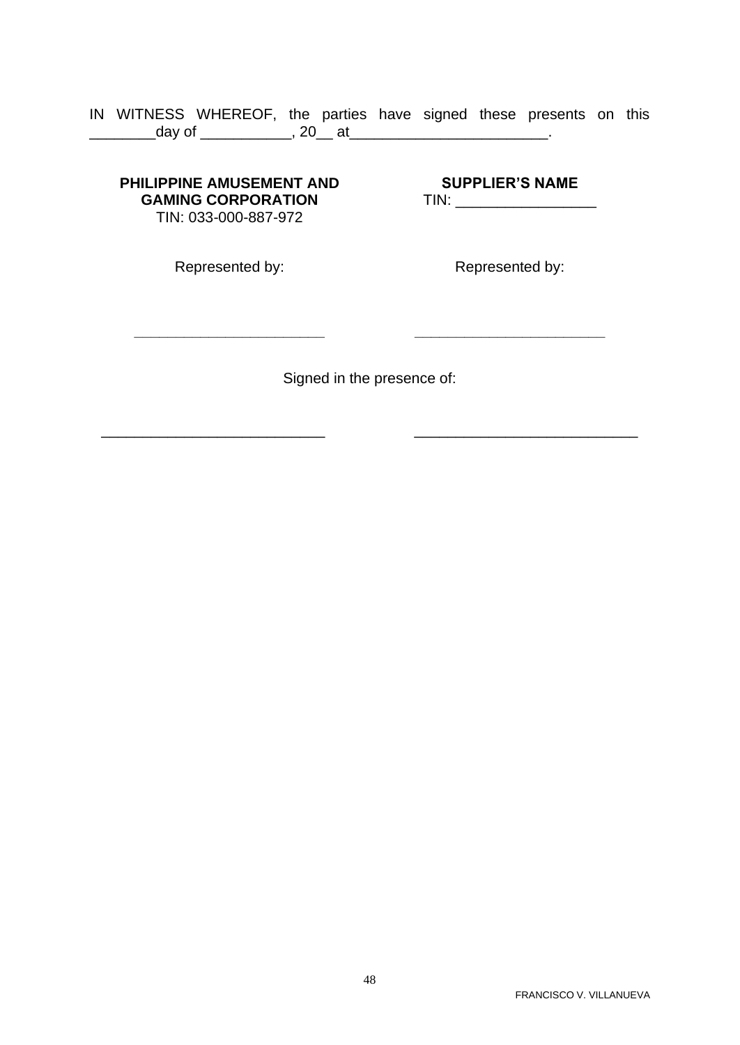IN WITNESS WHEREOF, the parties have signed these presents on this ________day of ___________, 20__ at________________________.

| **PHILIPPINE AMUSEMENT AND GAMING CORPORATION**<br>TIN: 033-000-887-972 | **SUPPLIER'S NAME**<br>TIN: _________________ |
|---|---|
| Represented by: | Represented by: |
| _______________________ | _______________________ |

Signed in the presence of:

| | |
|---|---|
| ___________________________ | ___________________________ |

FRANCISCO V. VILLANUEVA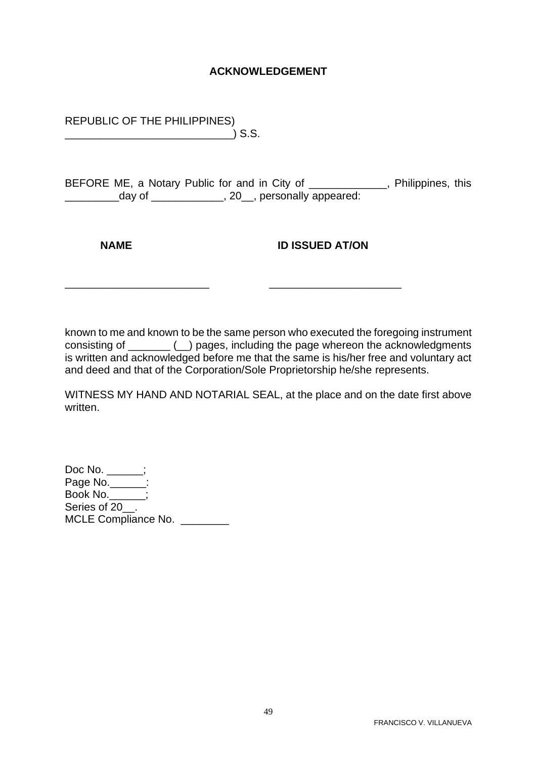**ACKNOWLEDGEMENT**

REPUBLIC OF THE PHILIPPINES)
____________________________) S.S.

BEFORE ME, a Notary Public for and in City of _____________, Philippines, this _________day of ____________, 20__, personally appeared:

| **NAME** | **ID ISSUED AT/ON** |
| --- | --- |
| ________________________ | ______________________ |

known to me and known to be the same person who executed the foregoing instrument consisting of _______ (__) pages, including the page whereon the acknowledgments is written and acknowledged before me that the same is his/her free and voluntary act and deed and that of the Corporation/Sole Proprietorship he/she represents.

WITNESS MY HAND AND NOTARIAL SEAL, at the place and on the date first above written.

Doc No. ______;
Page No.______:
Book No.______;
Series of 20__.
MCLE Compliance No. ________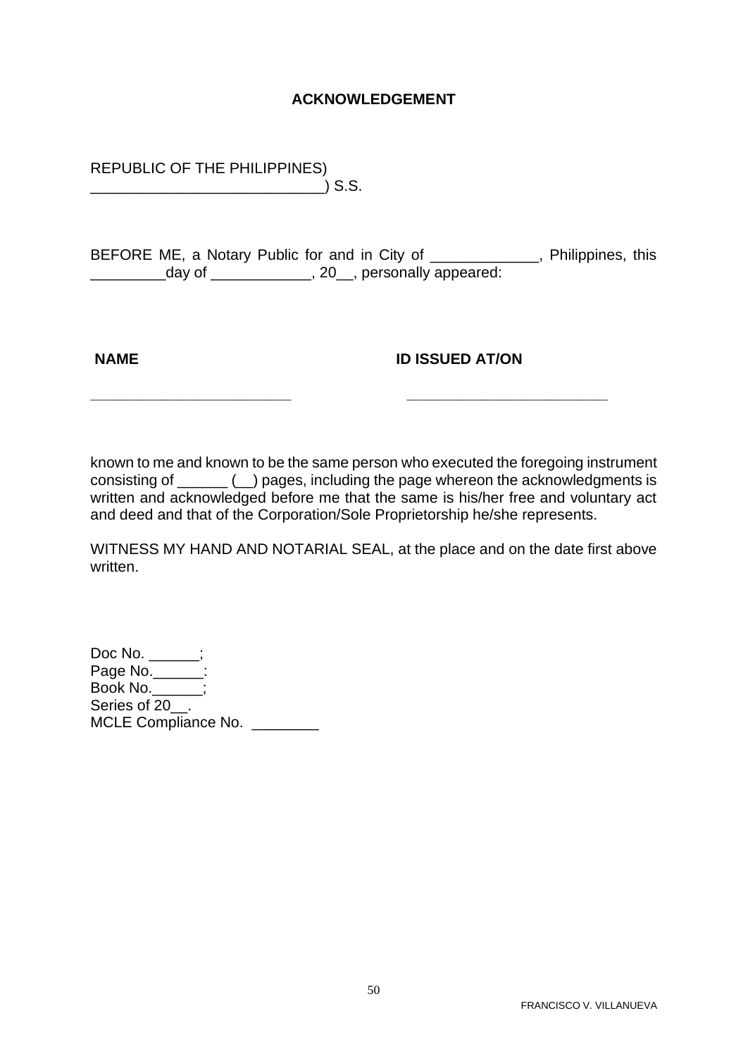**ACKNOWLEDGEMENT**

REPUBLIC OF THE PHILIPPINES)
____________________________) S.S.

BEFORE ME, a Notary Public for and in City of _____________, Philippines, this _________day of ____________, 20__, personally appeared:

| **NAME** | **ID ISSUED AT/ON** |
| --- | --- |
| _________________________ | _________________________ |

known to me and known to be the same person who executed the foregoing instrument consisting of ______ (__) pages, including the page whereon the acknowledgments is written and acknowledged before me that the same is his/her free and voluntary act and deed and that of the Corporation/Sole Proprietorship he/she represents.

WITNESS MY HAND AND NOTARIAL SEAL, at the place and on the date first above written.

Doc No. ______;
Page No.______:
Book No.______;
Series of 20__.
MCLE Compliance No. ________

FRANCISCO V. VILLANUEVA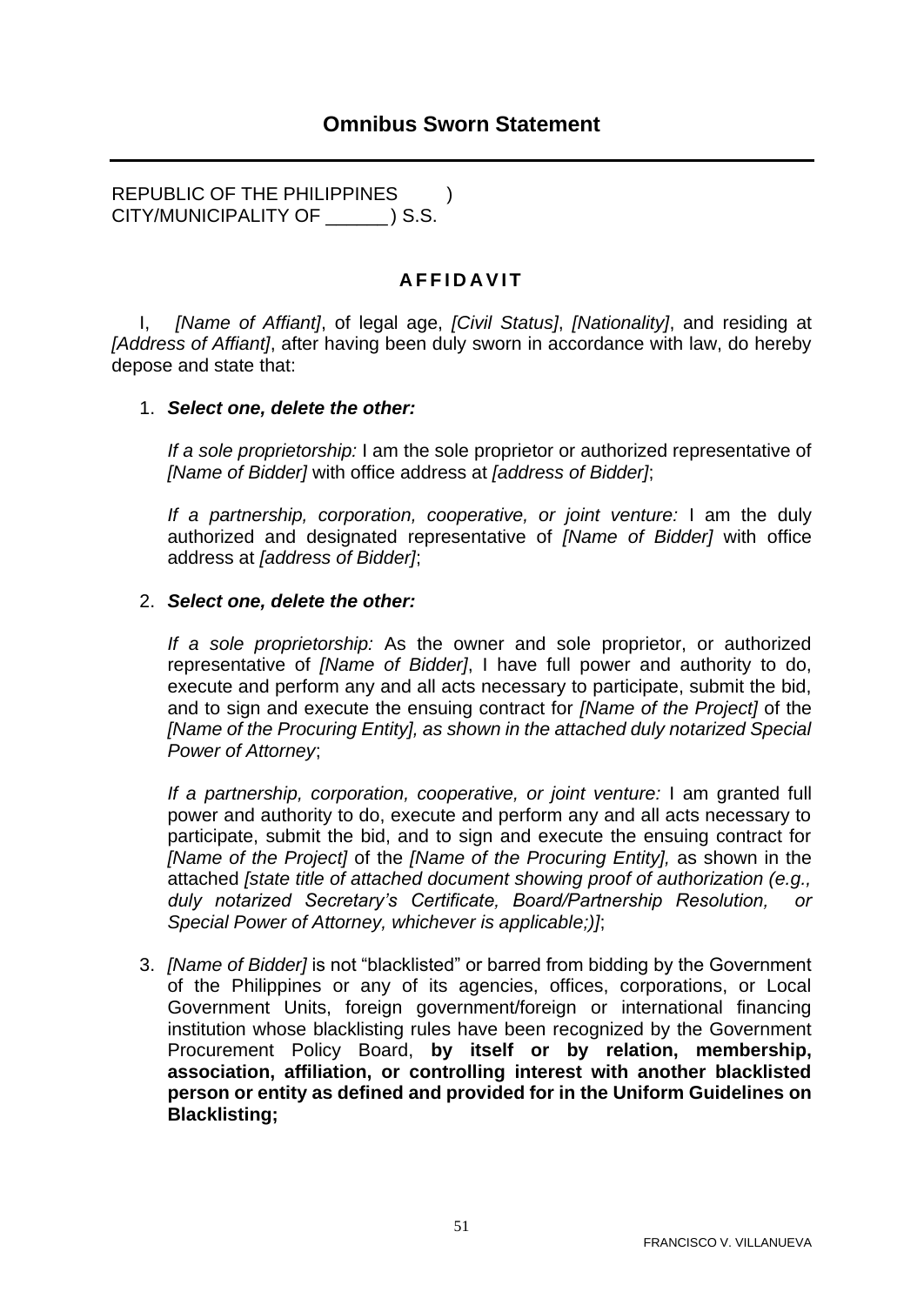## Omnibus Sworn Statement

---

REPUBLIC OF THE PHILIPPINES )
CITY/MUNICIPALITY OF ______ ) S.S.

### A F F I D A V I T

I, *[Name of Affiant]*, of legal age, *[Civil Status]*, *[Nationality]*, and residing at *[Address of Affiant]*, after having been duly sworn in accordance with law, do hereby depose and state that:

1. ***Select one, delete the other:***

   *If a sole proprietorship:* I am the sole proprietor or authorized representative of *[Name of Bidder]* with office address at *[address of Bidder]*;

   *If a partnership, corporation, cooperative, or joint venture:* I am the duly authorized and designated representative of *[Name of Bidder]* with office address at *[address of Bidder]*;

2. ***Select one, delete the other:***

   *If a sole proprietorship:* As the owner and sole proprietor, or authorized representative of *[Name of Bidder]*, I have full power and authority to do, execute and perform any and all acts necessary to participate, submit the bid, and to sign and execute the ensuing contract for *[Name of the Project]* of the *[Name of the Procuring Entity], as shown in the attached duly notarized Special Power of Attorney*;

   *If a partnership, corporation, cooperative, or joint venture:* I am granted full power and authority to do, execute and perform any and all acts necessary to participate, submit the bid, and to sign and execute the ensuing contract for *[Name of the Project]* of the *[Name of the Procuring Entity],* as shown in the attached *[state title of attached document showing proof of authorization (e.g., duly notarized Secretary's Certificate, Board/Partnership Resolution, or Special Power of Attorney, whichever is applicable;)]*;

3. *[Name of Bidder]* is not "blacklisted" or barred from bidding by the Government of the Philippines or any of its agencies, offices, corporations, or Local Government Units, foreign government/foreign or international financing institution whose blacklisting rules have been recognized by the Government Procurement Policy Board, **by itself or by relation, membership, association, affiliation, or controlling interest with another blacklisted person or entity as defined and provided for in the Uniform Guidelines on Blacklisting;**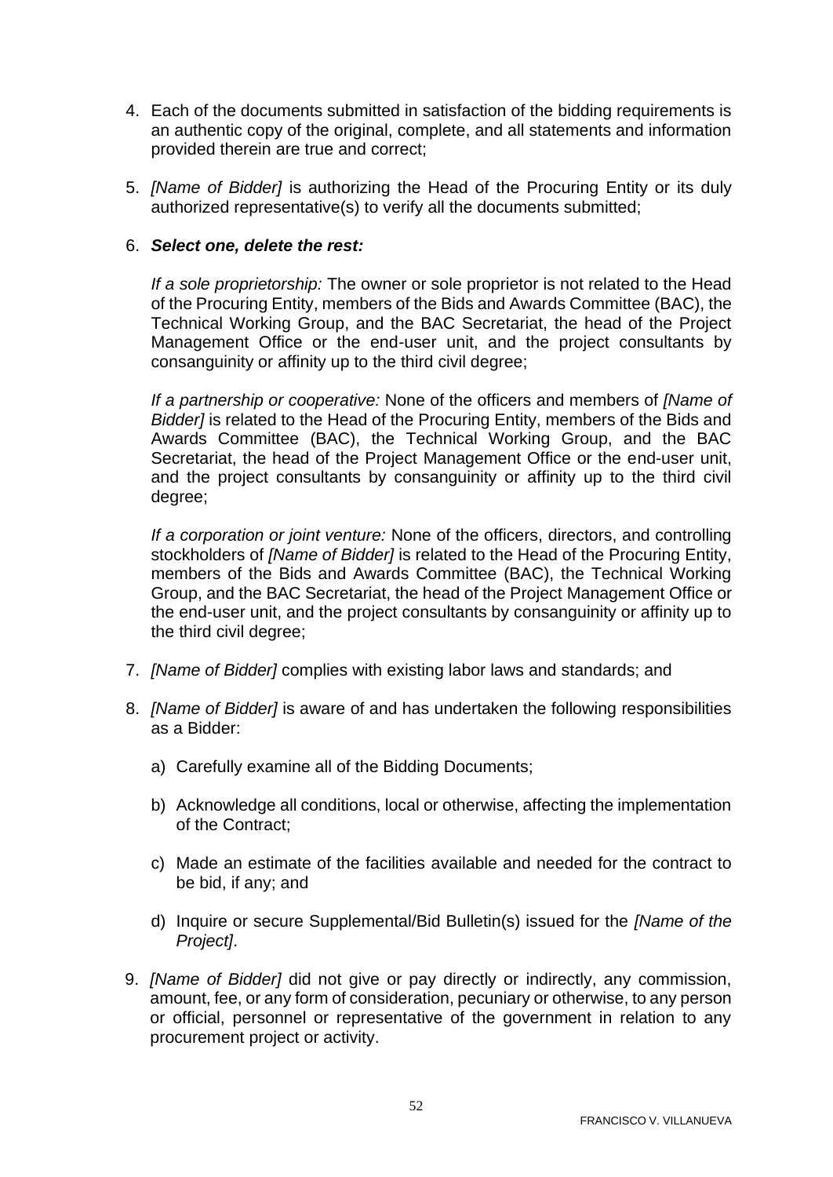4. Each of the documents submitted in satisfaction of the bidding requirements is an authentic copy of the original, complete, and all statements and information provided therein are true and correct;

5. *[Name of Bidder]* is authorizing the Head of the Procuring Entity or its duly authorized representative(s) to verify all the documents submitted;

6. ***Select one, delete the rest:***

   *If a sole proprietorship:* The owner or sole proprietor is not related to the Head of the Procuring Entity, members of the Bids and Awards Committee (BAC), the Technical Working Group, and the BAC Secretariat, the head of the Project Management Office or the end-user unit, and the project consultants by consanguinity or affinity up to the third civil degree;

   *If a partnership or cooperative:* None of the officers and members of *[Name of Bidder]* is related to the Head of the Procuring Entity, members of the Bids and Awards Committee (BAC), the Technical Working Group, and the BAC Secretariat, the head of the Project Management Office or the end-user unit, and the project consultants by consanguinity or affinity up to the third civil degree;

   *If a corporation or joint venture:* None of the officers, directors, and controlling stockholders of *[Name of Bidder]* is related to the Head of the Procuring Entity, members of the Bids and Awards Committee (BAC), the Technical Working Group, and the BAC Secretariat, the head of the Project Management Office or the end-user unit, and the project consultants by consanguinity or affinity up to the third civil degree;

7. *[Name of Bidder]* complies with existing labor laws and standards; and

8. *[Name of Bidder]* is aware of and has undertaken the following responsibilities as a Bidder:

   a) Carefully examine all of the Bidding Documents;

   b) Acknowledge all conditions, local or otherwise, affecting the implementation of the Contract;

   c) Made an estimate of the facilities available and needed for the contract to be bid, if any; and

   d) Inquire or secure Supplemental/Bid Bulletin(s) issued for the *[Name of the Project]*.

9. *[Name of Bidder]* did not give or pay directly or indirectly, any commission, amount, fee, or any form of consideration, pecuniary or otherwise, to any person or official, personnel or representative of the government in relation to any procurement project or activity.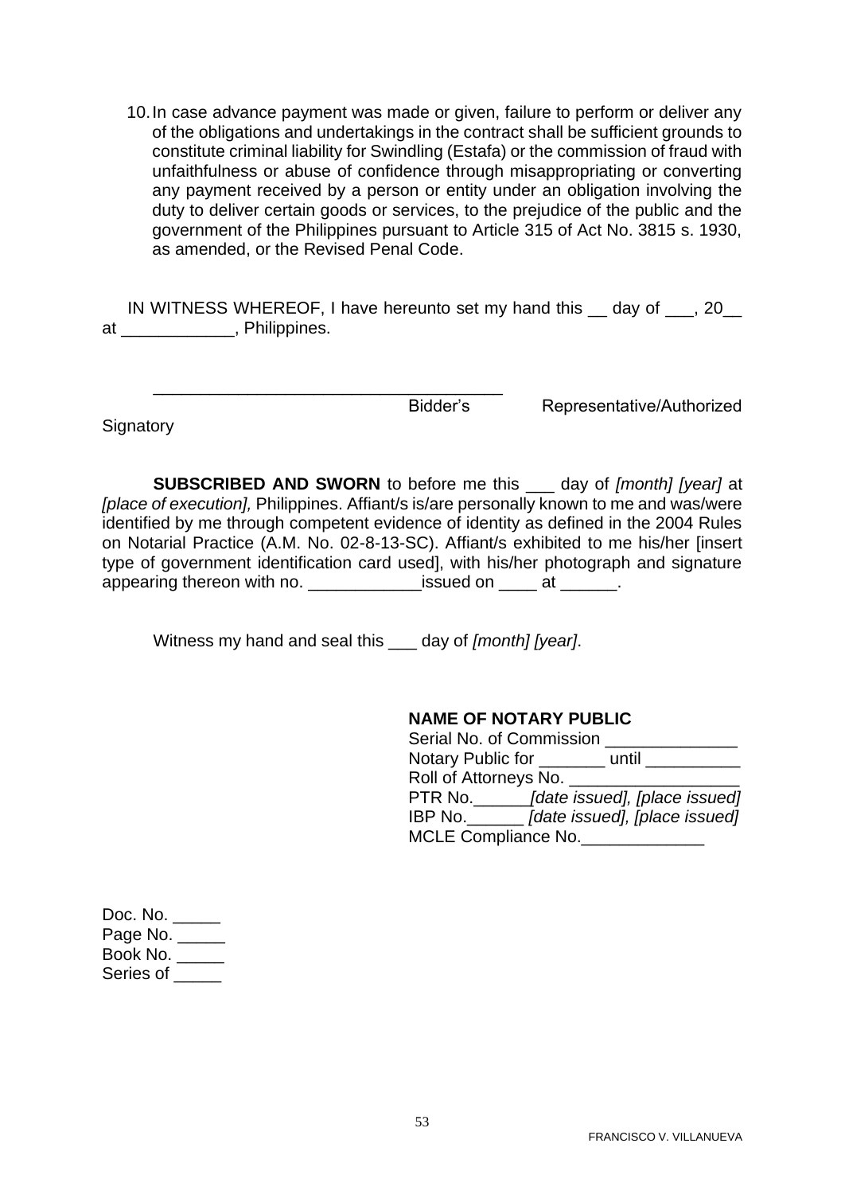10. In case advance payment was made or given, failure to perform or deliver any of the obligations and undertakings in the contract shall be sufficient grounds to constitute criminal liability for Swindling (Estafa) or the commission of fraud with unfaithfulness or abuse of confidence through misappropriating or converting any payment received by a person or entity under an obligation involving the duty to deliver certain goods or services, to the prejudice of the public and the government of the Philippines pursuant to Article 315 of Act No. 3815 s. 1930, as amended, or the Revised Penal Code.

IN WITNESS WHEREOF, I have hereunto set my hand this __ day of ___, 20__ at ____________, Philippines.

_____________________________________
Bidder's Representative/Authorized Signatory

**SUBSCRIBED AND SWORN** to before me this ___ day of *[month] [year]* at *[place of execution],* Philippines. Affiant/s is/are personally known to me and was/were identified by me through competent evidence of identity as defined in the 2004 Rules on Notarial Practice (A.M. No. 02-8-13-SC). Affiant/s exhibited to me his/her [insert type of government identification card used], with his/her photograph and signature appearing thereon with no. ____________issued on ____ at ______.

Witness my hand and seal this ___ day of *[month] [year]*.

**NAME OF NOTARY PUBLIC**
Serial No. of Commission ______________
Notary Public for _______ until __________
Roll of Attorneys No. __________________
PTR No.______*[date issued], [place issued]*
IBP No.______ *[date issued], [place issued]*
MCLE Compliance No._____________

Doc. No. _____
Page No. _____
Book No. _____
Series of _____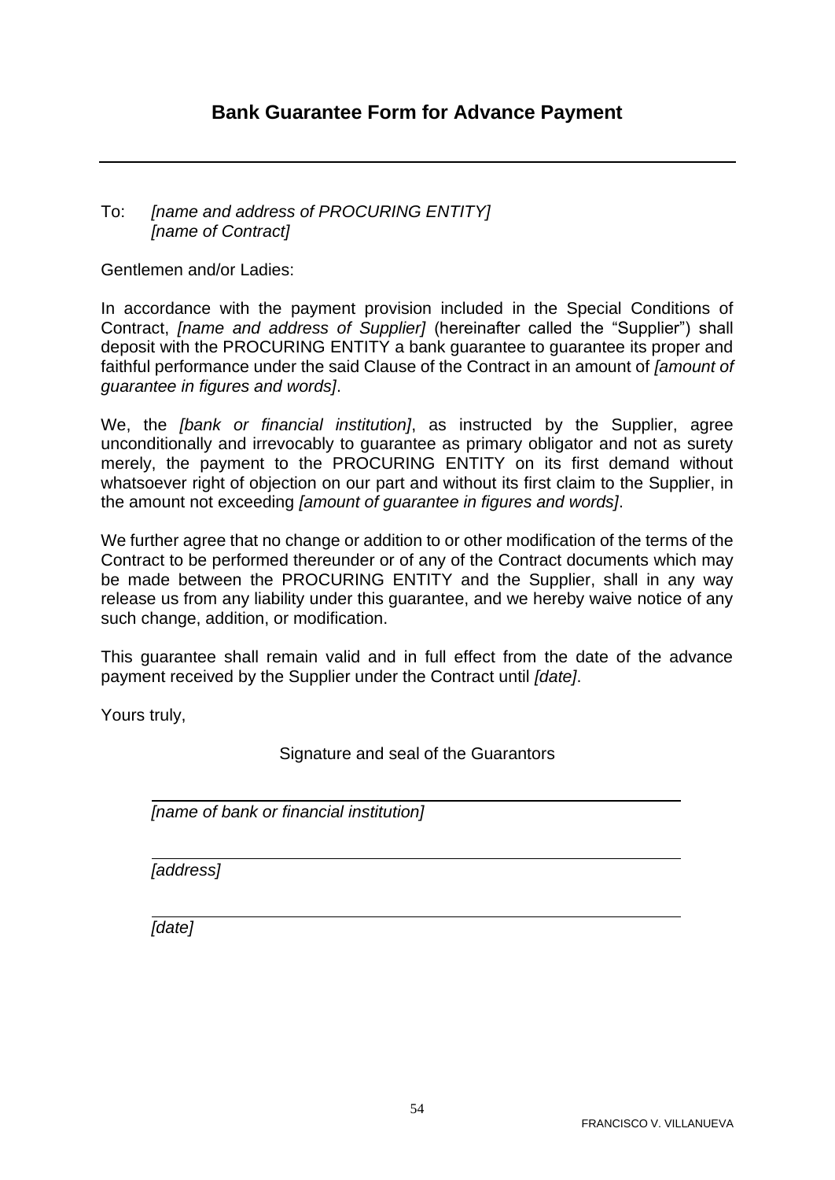## Bank Guarantee Form for Advance Payment

---

To: *[name and address of PROCURING ENTITY]*
*[name of Contract]*

Gentlemen and/or Ladies:

In accordance with the payment provision included in the Special Conditions of Contract, *[name and address of Supplier]* (hereinafter called the "Supplier") shall deposit with the PROCURING ENTITY a bank guarantee to guarantee its proper and faithful performance under the said Clause of the Contract in an amount of *[amount of guarantee in figures and words]*.

We, the *[bank or financial institution]*, as instructed by the Supplier, agree unconditionally and irrevocably to guarantee as primary obligator and not as surety merely, the payment to the PROCURING ENTITY on its first demand without whatsoever right of objection on our part and without its first claim to the Supplier, in the amount not exceeding *[amount of guarantee in figures and words]*.

We further agree that no change or addition to or other modification of the terms of the Contract to be performed thereunder or of any of the Contract documents which may be made between the PROCURING ENTITY and the Supplier, shall in any way release us from any liability under this guarantee, and we hereby waive notice of any such change, addition, or modification.

This guarantee shall remain valid and in full effect from the date of the advance payment received by the Supplier under the Contract until *[date]*.

Yours truly,

Signature and seal of the Guarantors

---

*[name of bank or financial institution]*

---

*[address]*

---

*[date]*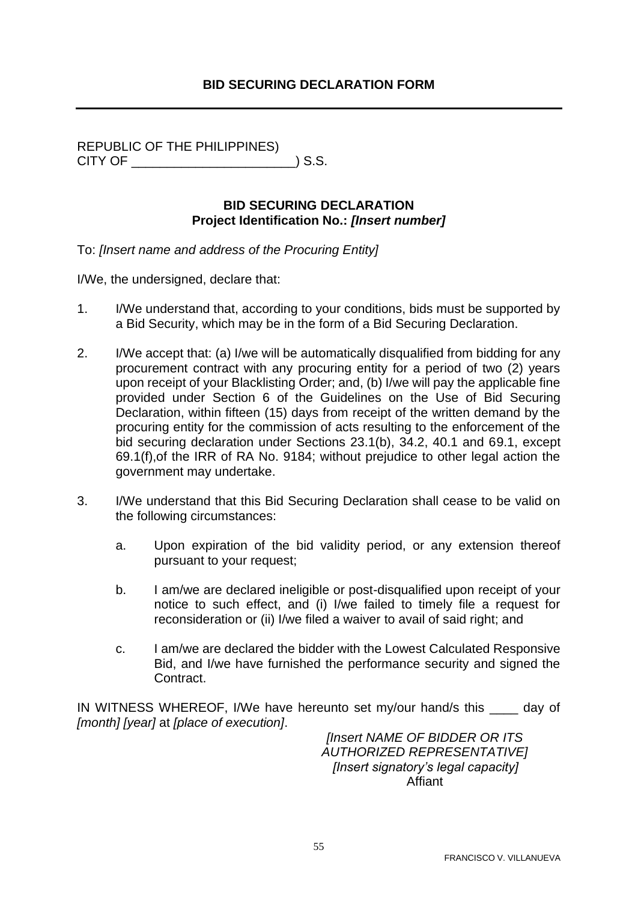## BID SECURING DECLARATION FORM

---

REPUBLIC OF THE PHILIPPINES)
CITY OF _______________________) S.S.

**BID SECURING DECLARATION**
**Project Identification No.:** ***[Insert number]***

To: *[Insert name and address of the Procuring Entity]*

I/We, the undersigned, declare that:

1. I/We understand that, according to your conditions, bids must be supported by a Bid Security, which may be in the form of a Bid Securing Declaration.

2. I/We accept that: (a) I/we will be automatically disqualified from bidding for any procurement contract with any procuring entity for a period of two (2) years upon receipt of your Blacklisting Order; and, (b) I/we will pay the applicable fine provided under Section 6 of the Guidelines on the Use of Bid Securing Declaration, within fifteen (15) days from receipt of the written demand by the procuring entity for the commission of acts resulting to the enforcement of the bid securing declaration under Sections 23.1(b), 34.2, 40.1 and 69.1, except 69.1(f),of the IRR of RA No. 9184; without prejudice to other legal action the government may undertake.

3. I/We understand that this Bid Securing Declaration shall cease to be valid on the following circumstances:

   a. Upon expiration of the bid validity period, or any extension thereof pursuant to your request;

   b. I am/we are declared ineligible or post-disqualified upon receipt of your notice to such effect, and (i) I/we failed to timely file a request for reconsideration or (ii) I/we filed a waiver to avail of said right; and

   c. I am/we are declared the bidder with the Lowest Calculated Responsive Bid, and I/we have furnished the performance security and signed the Contract.

IN WITNESS WHEREOF, I/We have hereunto set my/our hand/s this ____ day of *[month] [year]* at *[place of execution]*.

*[Insert NAME OF BIDDER OR ITS AUTHORIZED REPRESENTATIVE]*
*[Insert signatory's legal capacity]*
Affiant

FRANCISCO V. VILLANUEVA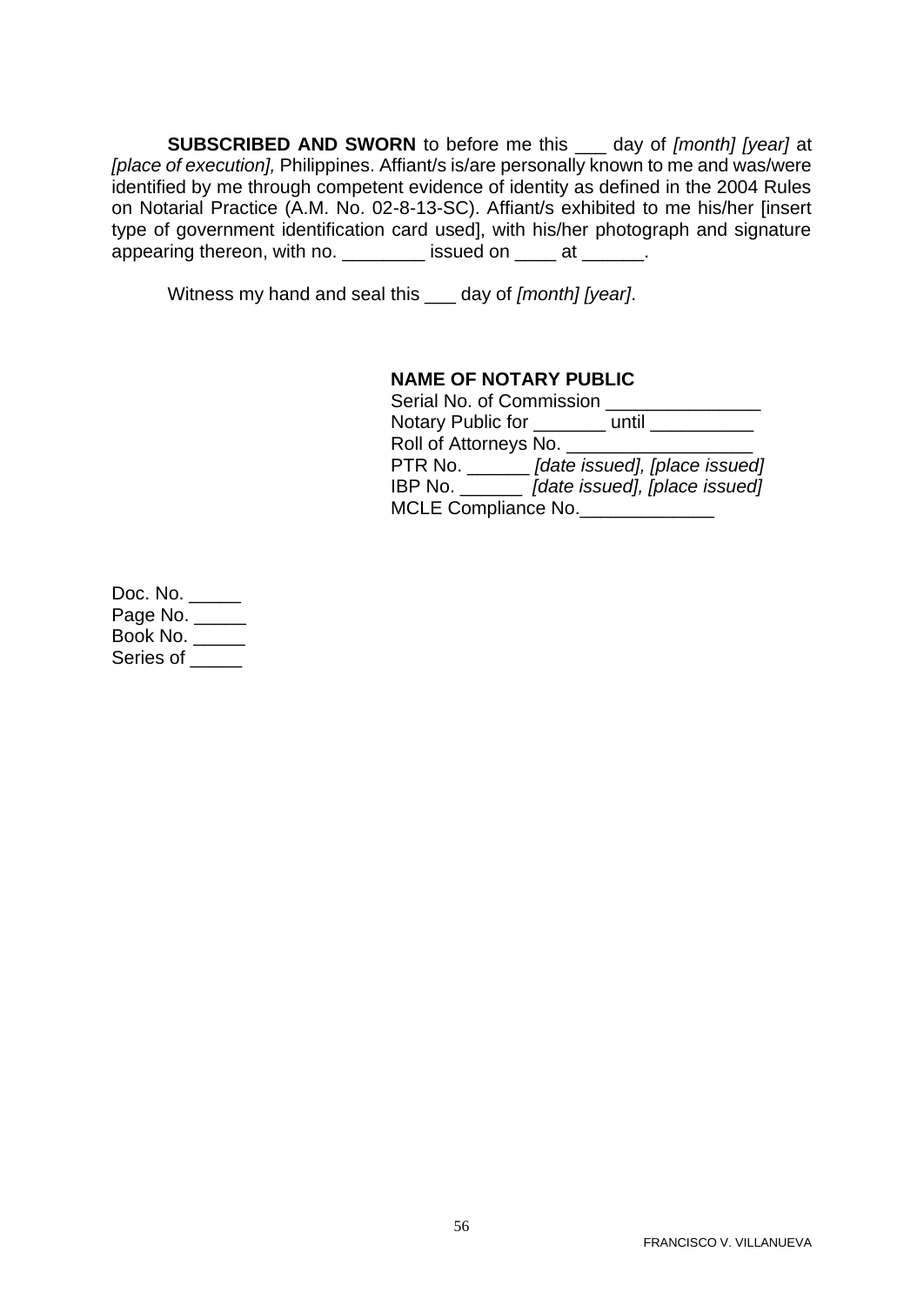**SUBSCRIBED AND SWORN** to before me this ___ day of *[month] [year]* at *[place of execution],* Philippines. Affiant/s is/are personally known to me and was/were identified by me through competent evidence of identity as defined in the 2004 Rules on Notarial Practice (A.M. No. 02-8-13-SC). Affiant/s exhibited to me his/her [insert type of government identification card used], with his/her photograph and signature appearing thereon, with no. ________ issued on ____ at ______.

Witness my hand and seal this ___ day of *[month] [year]*.

**NAME OF NOTARY PUBLIC**
Serial No. of Commission _______________
Notary Public for _______ until __________
Roll of Attorneys No. __________________
PTR No. ______ *[date issued], [place issued]*
IBP No. ______ *[date issued], [place issued]*
MCLE Compliance No._____________

Doc. No. _____
Page No. _____
Book No. _____
Series of _____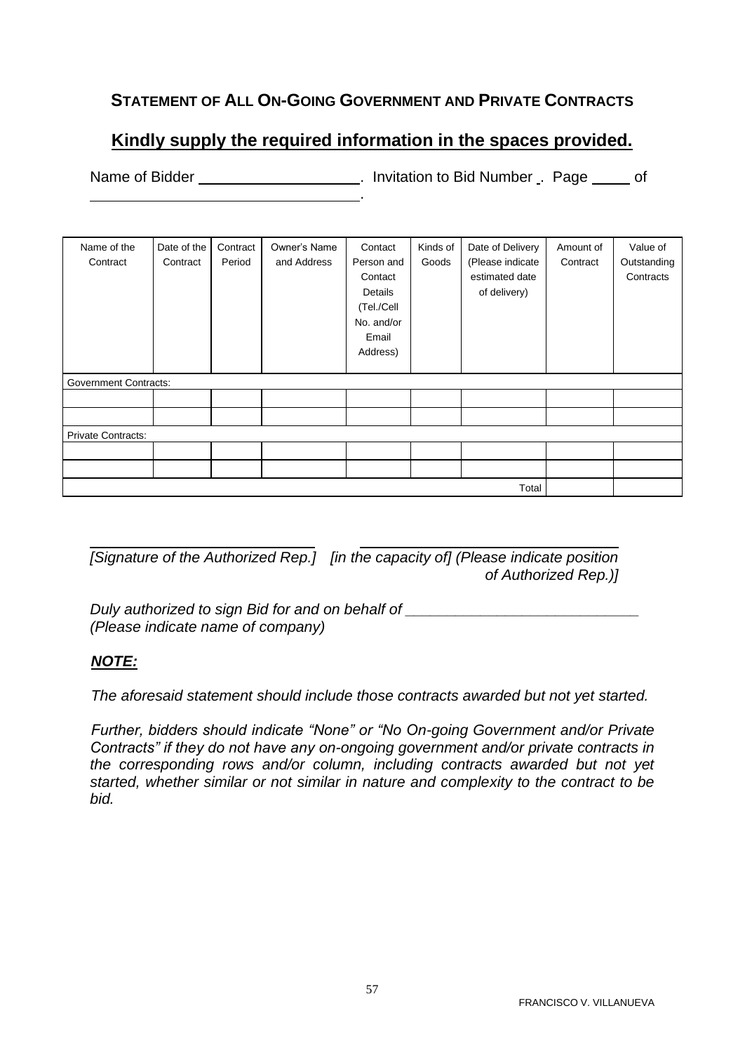## STATEMENT OF ALL ON-GOING GOVERNMENT AND PRIVATE CONTRACTS

**Kindly supply the required information in the spaces provided.**

Name of Bidder ____________________. Invitation to Bid Number _. Page _____ of ___________________________________.

| Name of the Contract | Date of the Contract | Contract Period | Owner's Name and Address | Contact Person and Contact Details (Tel./Cell No. and/or Email Address) | Kinds of Goods | Date of Delivery (Please indicate estimated date of delivery) | Amount of Contract | Value of Outstanding Contracts |
|---|---|---|---|---|---|---|---|---|
| Government Contracts: | | | | | | | | |
| | | | | | | | | |
| | | | | | | | | |
| Private Contracts: | | | | | | | | |
| | | | | | | | | |
| | | | | | | | | |
| | | | | | | | Total | | |

_____________________________ _____________________________
*[Signature of the Authorized Rep.] [in the capacity of] (Please indicate position of Authorized Rep.)]*

*Duly authorized to sign Bid for and on behalf of ____________________________*
*(Please indicate name of company)*

***NOTE:***

*The aforesaid statement should include those contracts awarded but not yet started.*

*Further, bidders should indicate "None" or "No On-going Government and/or Private Contracts" if they do not have any on-ongoing government and/or private contracts in the corresponding rows and/or column, including contracts awarded but not yet started, whether similar or not similar in nature and complexity to the contract to be bid.*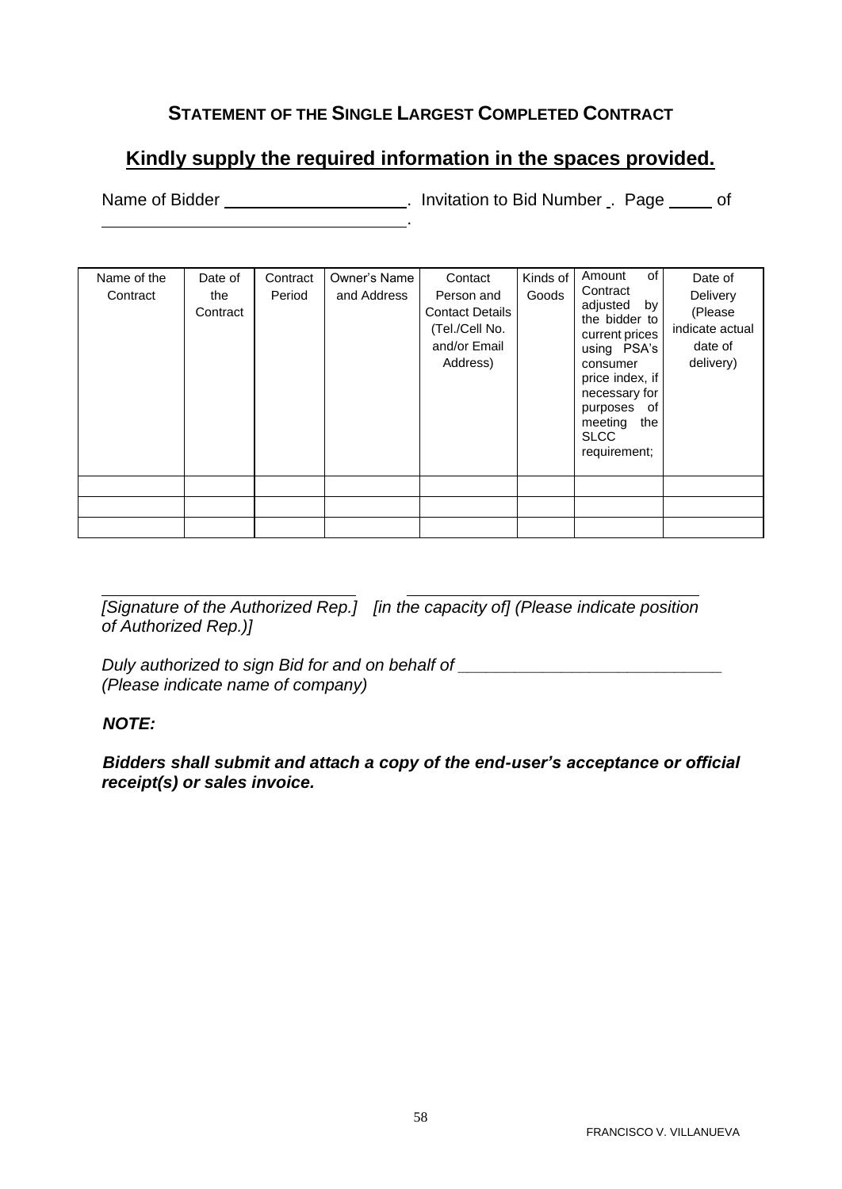## STATEMENT OF THE SINGLE LARGEST COMPLETED CONTRACT

**Kindly supply the required information in the spaces provided.**

Name of Bidder ____________________. Invitation to Bid Number _. Page _____ of ___________________________________.

| Name of the Contract | Date of the Contract | Contract Period | Owner's Name and Address | Contact Person and Contact Details (Tel./Cell No. and/or Email Address) | Kinds of Goods | Amount of Contract adjusted by the bidder to current prices using PSA's consumer price index, if necessary for purposes of meeting the SLCC requirement; | Date of Delivery (Please indicate actual date of delivery) |
|---|---|---|---|---|---|---|---|
| | | | | | | | |
| | | | | | | | |
| | | | | | | | |

___________________________ ___________________________

*[Signature of the Authorized Rep.] [in the capacity of] (Please indicate position of Authorized Rep.)]*

*Duly authorized to sign Bid for and on behalf of ____________________________*
*(Please indicate name of company)*

***NOTE:***

***Bidders shall submit and attach a copy of the end-user's acceptance or official receipt(s) or sales invoice.***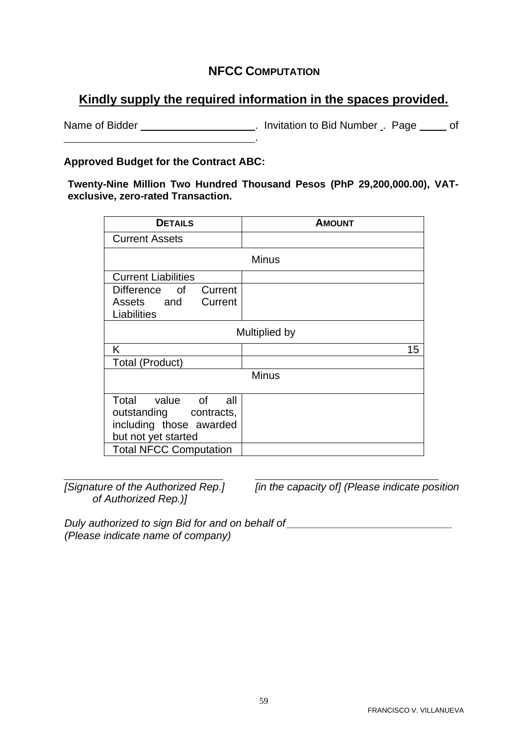## NFCC COMPUTATION

**Kindly supply the required information in the spaces provided.**

Name of Bidder ____________________. Invitation to Bid Number _. Page _____ of __________________________________.

**Approved Budget for the Contract ABC:**

**Twenty-Nine Million Two Hundred Thousand Pesos (PhP 29,200,000.00), VAT-exclusive, zero-rated Transaction.**

| **DETAILS** | **AMOUNT** |
|---|---|
| Current Assets | |
| Minus | |
| Current Liabilities | |
| Difference of Current Assets and Current Liabilities | |
| Multiplied by | |
| K | 15 |
| Total (Product) | |
| Minus | |
| Total value of all outstanding contracts, including those awarded but not yet started | |
| Total NFCC Computation | |

_____________________________ &nbsp;&nbsp;&nbsp;&nbsp; _____________________________

*[Signature of the Authorized Rep.]* &nbsp;&nbsp;&nbsp;&nbsp; *[in the capacity of] (Please indicate position of Authorized Rep.)]*

*Duly authorized to sign Bid for and on behalf of* ____________________________
*(Please indicate name of company)*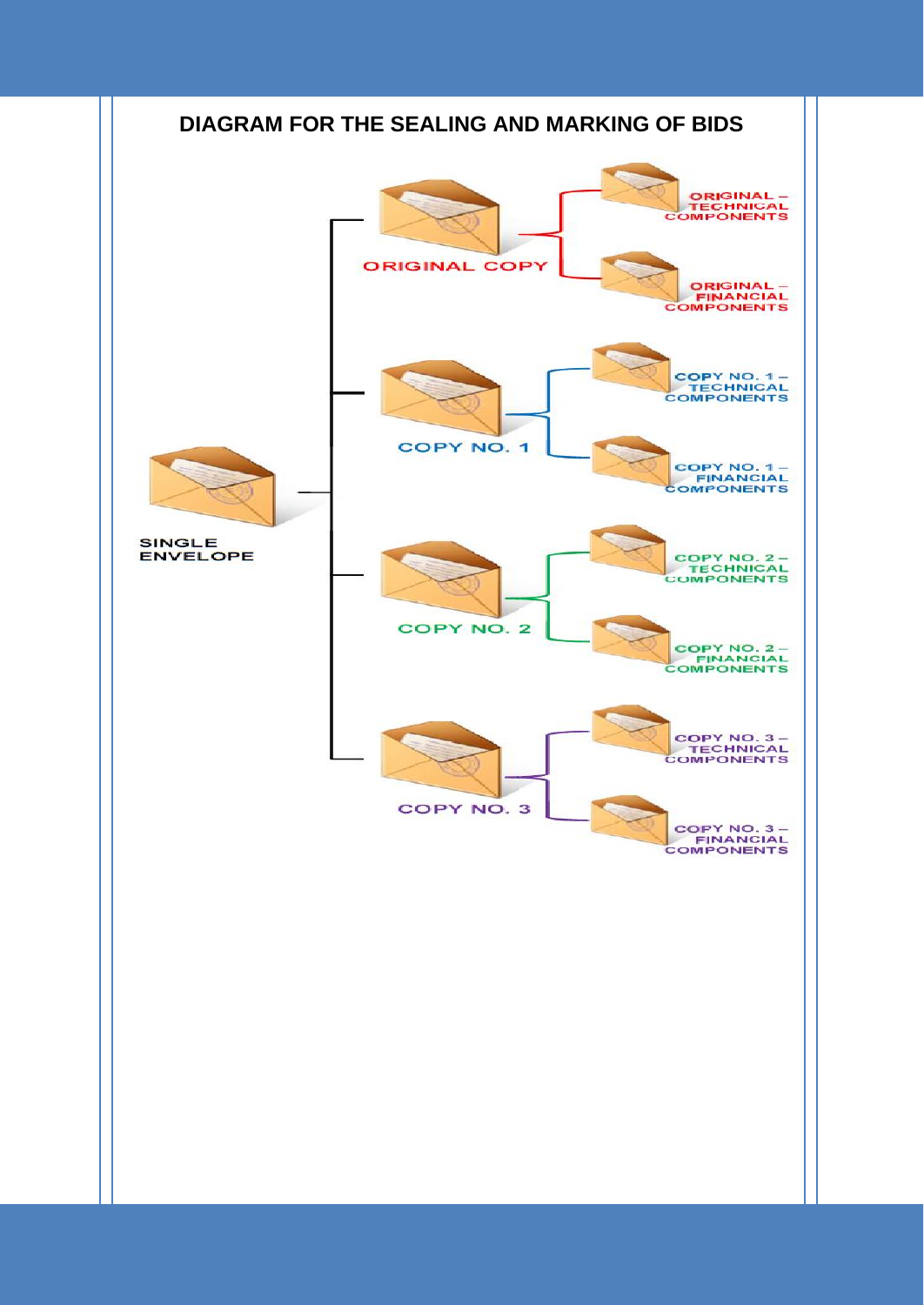# DIAGRAM FOR THE SEALING AND MARKING OF BIDS

SINGLE ENVELOPE

ORIGINAL COPY

ORIGINAL – TECHNICAL COMPONENTS

ORIGINAL – FINANCIAL COMPONENTS

COPY NO. 1

COPY NO. 1 – TECHNICAL COMPONENTS

COPY NO. 1 – FINANCIAL COMPONENTS

COPY NO. 2

COPY NO. 2 – TECHNICAL COMPONENTS

COPY NO. 2 – FINANCIAL COMPONENTS

COPY NO. 3

COPY NO. 3 – TECHNICAL COMPONENTS

COPY NO. 3 – FINANCIAL COMPONENTS